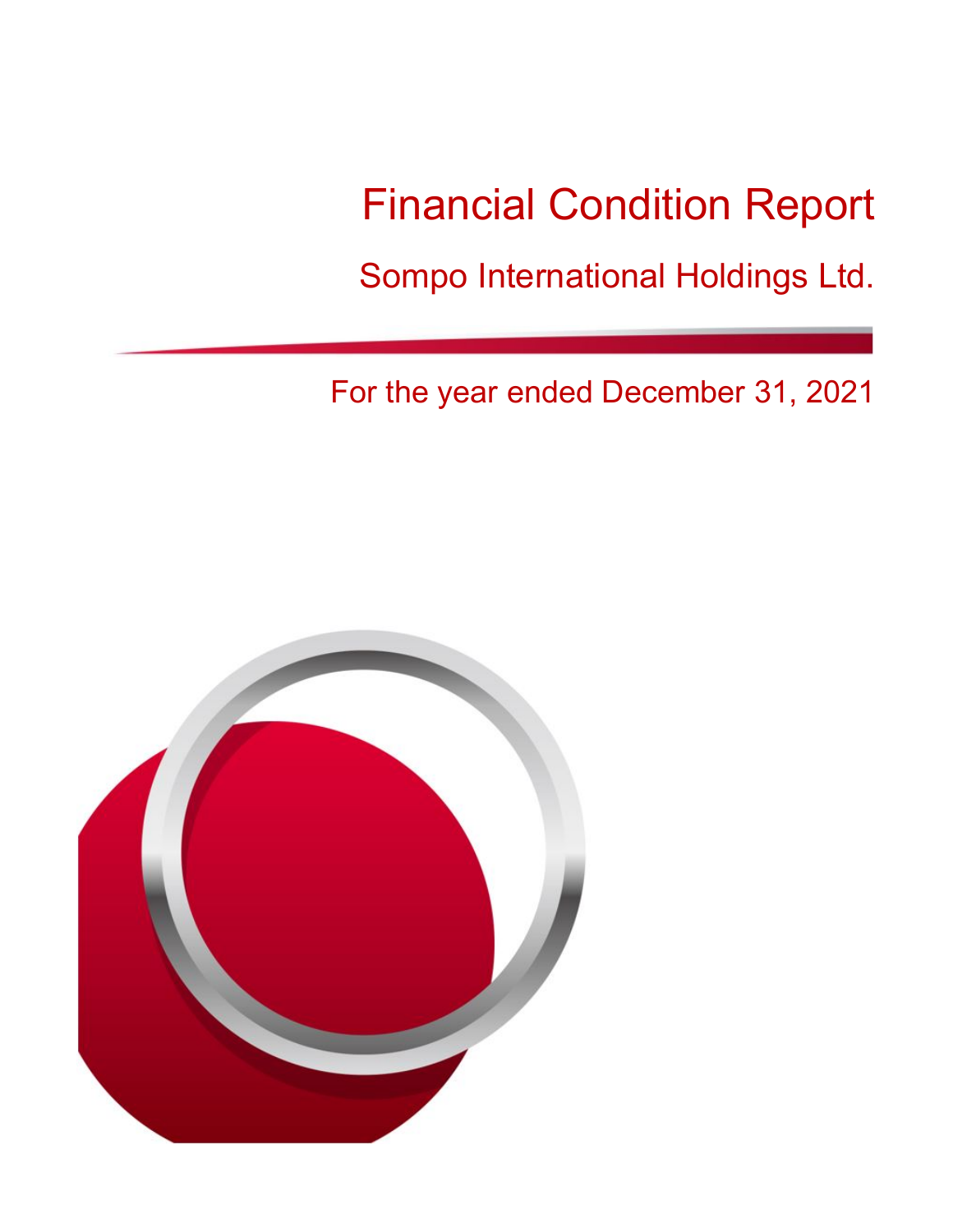# Financial Condition Report

## Sompo International Holdings Ltd.

For the year ended December 31, 2021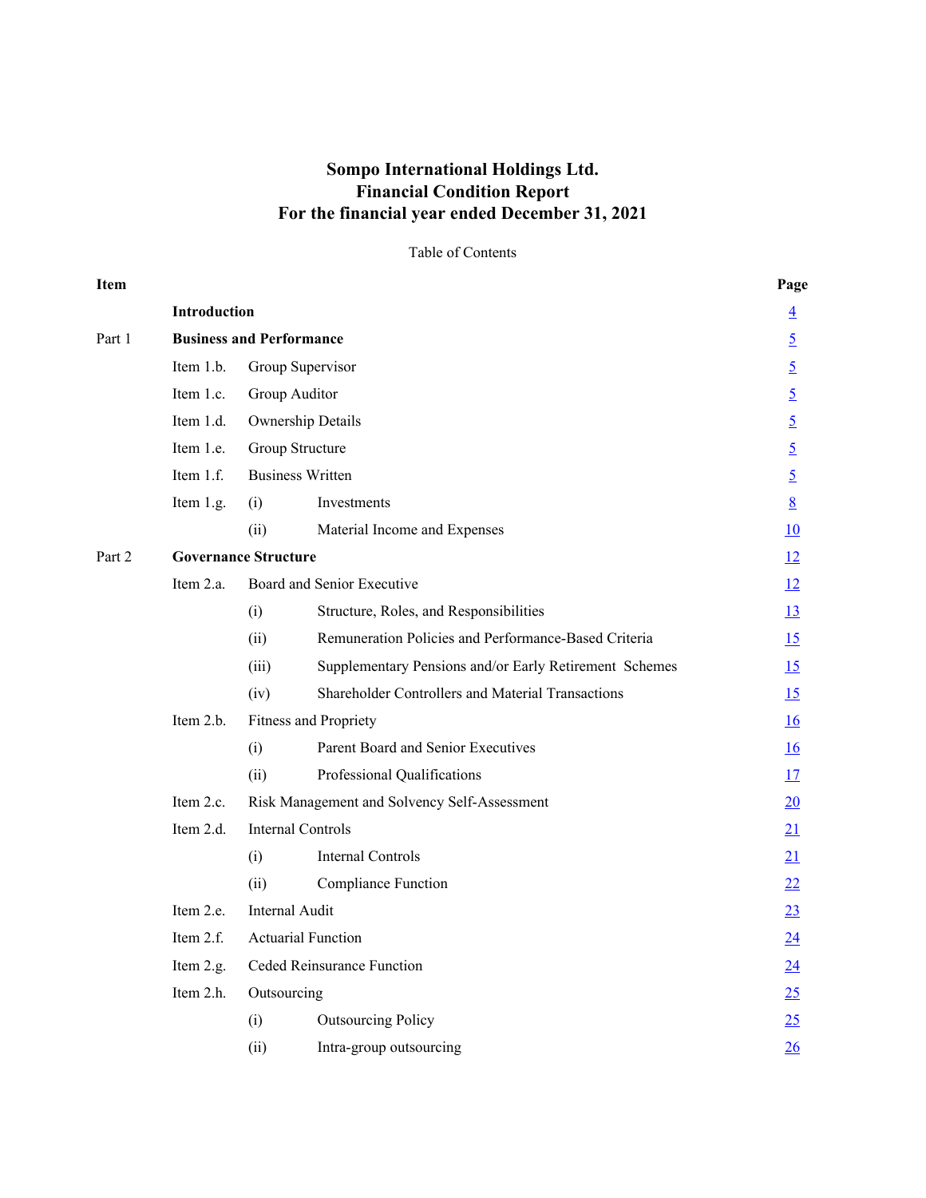# Sompo International Holdings Ltd.
# Financial Condition Report
# For the financial year ended December 31, 2021

Table of Contents

| Item | | | | Page |
|---|---|---|---|---|
| | **Introduction** | | | 4 |
| Part 1 | **Business and Performance** | | | 5 |
| | Item 1.b. | Group Supervisor | | 5 |
| | Item 1.c. | Group Auditor | | 5 |
| | Item 1.d. | Ownership Details | | 5 |
| | Item 1.e. | Group Structure | | 5 |
| | Item 1.f. | Business Written | | 5 |
| | Item 1.g. | (i) | Investments | 8 |
| | | (ii) | Material Income and Expenses | 10 |
| Part 2 | **Governance Structure** | | | 12 |
| | Item 2.a. | Board and Senior Executive | | 12 |
| | | (i) | Structure, Roles, and Responsibilities | 13 |
| | | (ii) | Remuneration Policies and Performance-Based Criteria | 15 |
| | | (iii) | Supplementary Pensions and/or Early Retirement Schemes | 15 |
| | | (iv) | Shareholder Controllers and Material Transactions | 15 |
| | Item 2.b. | Fitness and Propriety | | 16 |
| | | (i) | Parent Board and Senior Executives | 16 |
| | | (ii) | Professional Qualifications | 17 |
| | Item 2.c. | Risk Management and Solvency Self-Assessment | | 20 |
| | Item 2.d. | Internal Controls | | 21 |
| | | (i) | Internal Controls | 21 |
| | | (ii) | Compliance Function | 22 |
| | Item 2.e. | Internal Audit | | 23 |
| | Item 2.f. | Actuarial Function | | 24 |
| | Item 2.g. | Ceded Reinsurance Function | | 24 |
| | Item 2.h. | Outsourcing | | 25 |
| | | (i) | Outsourcing Policy | 25 |
| | | (ii) | Intra-group outsourcing | 26 |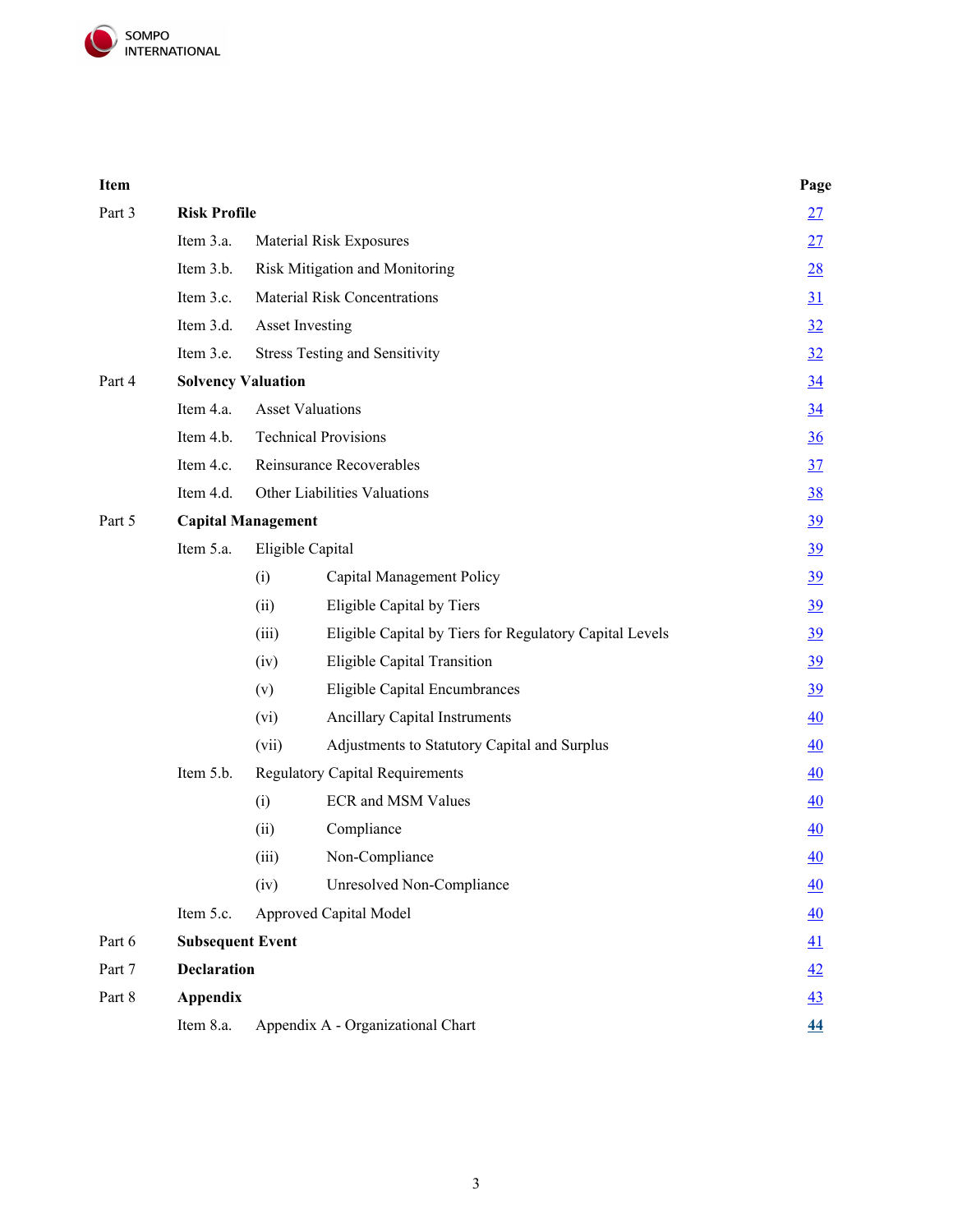| Item | | | | Page |
|---|---|---|---|---|
| Part 3 | **Risk Profile** | | | 27 |
| | Item 3.a. | Material Risk Exposures | | 27 |
| | Item 3.b. | Risk Mitigation and Monitoring | | 28 |
| | Item 3.c. | Material Risk Concentrations | | 31 |
| | Item 3.d. | Asset Investing | | 32 |
| | Item 3.e. | Stress Testing and Sensitivity | | 32 |
| Part 4 | **Solvency Valuation** | | | 34 |
| | Item 4.a. | Asset Valuations | | 34 |
| | Item 4.b. | Technical Provisions | | 36 |
| | Item 4.c. | Reinsurance Recoverables | | 37 |
| | Item 4.d. | Other Liabilities Valuations | | 38 |
| Part 5 | **Capital Management** | | | 39 |
| | Item 5.a. | Eligible Capital | | 39 |
| | | (i) | Capital Management Policy | 39 |
| | | (ii) | Eligible Capital by Tiers | 39 |
| | | (iii) | Eligible Capital by Tiers for Regulatory Capital Levels | 39 |
| | | (iv) | Eligible Capital Transition | 39 |
| | | (v) | Eligible Capital Encumbrances | 39 |
| | | (vi) | Ancillary Capital Instruments | 40 |
| | | (vii) | Adjustments to Statutory Capital and Surplus | 40 |
| | Item 5.b. | Regulatory Capital Requirements | | 40 |
| | | (i) | ECR and MSM Values | 40 |
| | | (ii) | Compliance | 40 |
| | | (iii) | Non-Compliance | 40 |
| | | (iv) | Unresolved Non-Compliance | 40 |
| | Item 5.c. | Approved Capital Model | | 40 |
| Part 6 | **Subsequent Event** | | | 41 |
| Part 7 | **Declaration** | | | 42 |
| Part 8 | **Appendix** | | | 43 |
| | Item 8.a. | Appendix A - Organizational Chart | | 44 |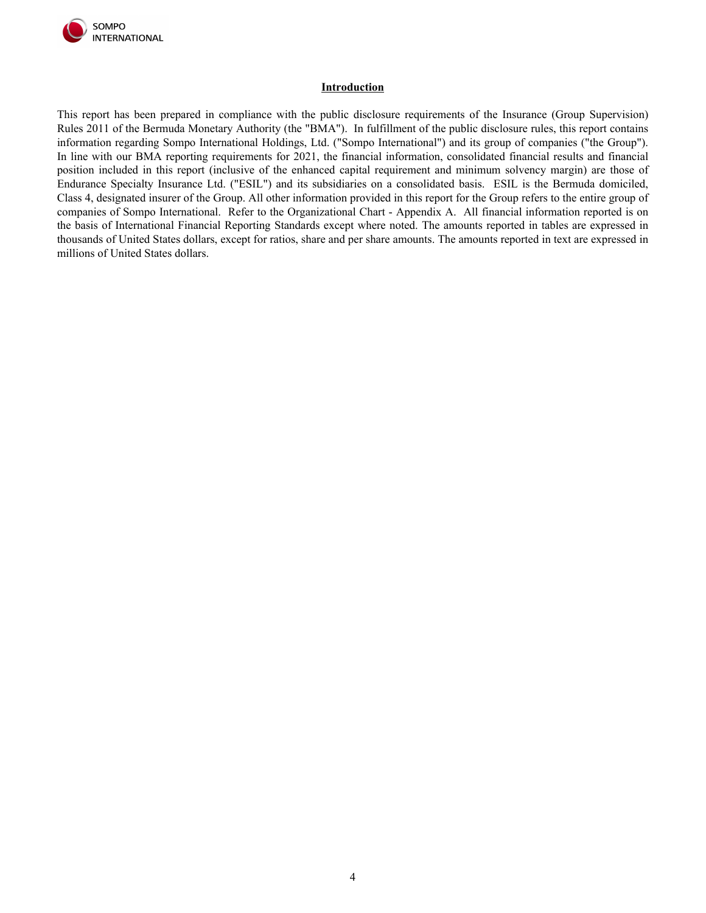## Introduction

This report has been prepared in compliance with the public disclosure requirements of the Insurance (Group Supervision) Rules 2011 of the Bermuda Monetary Authority (the "BMA"). In fulfillment of the public disclosure rules, this report contains information regarding Sompo International Holdings, Ltd. ("Sompo International") and its group of companies ("the Group"). In line with our BMA reporting requirements for 2021, the financial information, consolidated financial results and financial position included in this report (inclusive of the enhanced capital requirement and minimum solvency margin) are those of Endurance Specialty Insurance Ltd. ("ESIL") and its subsidiaries on a consolidated basis. ESIL is the Bermuda domiciled, Class 4, designated insurer of the Group. All other information provided in this report for the Group refers to the entire group of companies of Sompo International. Refer to the Organizational Chart - Appendix A. All financial information reported is on the basis of International Financial Reporting Standards except where noted. The amounts reported in tables are expressed in thousands of United States dollars, except for ratios, share and per share amounts. The amounts reported in text are expressed in millions of United States dollars.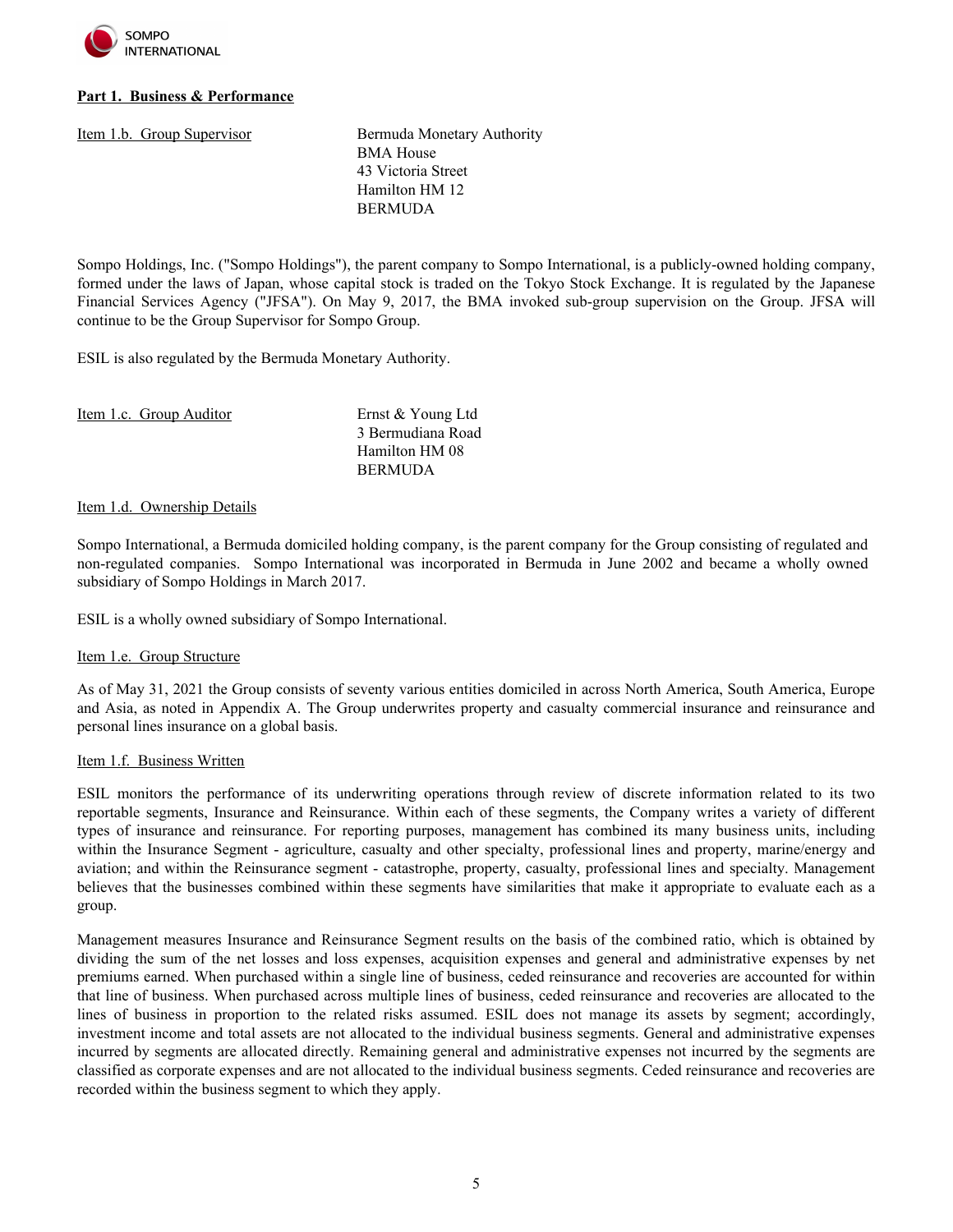## Part 1. Business & Performance

Item 1.b. Group Supervisor

Bermuda Monetary Authority
BMA House
43 Victoria Street
Hamilton HM 12
BERMUDA

Sompo Holdings, Inc. ("Sompo Holdings"), the parent company to Sompo International, is a publicly-owned holding company, formed under the laws of Japan, whose capital stock is traded on the Tokyo Stock Exchange. It is regulated by the Japanese Financial Services Agency ("JFSA"). On May 9, 2017, the BMA invoked sub-group supervision on the Group. JFSA will continue to be the Group Supervisor for Sompo Group.

ESIL is also regulated by the Bermuda Monetary Authority.

Item 1.c. Group Auditor

Ernst & Young Ltd
3 Bermudiana Road
Hamilton HM 08
BERMUDA

Item 1.d. Ownership Details

Sompo International, a Bermuda domiciled holding company, is the parent company for the Group consisting of regulated and non-regulated companies. Sompo International was incorporated in Bermuda in June 2002 and became a wholly owned subsidiary of Sompo Holdings in March 2017.

ESIL is a wholly owned subsidiary of Sompo International.

Item 1.e. Group Structure

As of May 31, 2021 the Group consists of seventy various entities domiciled in across North America, South America, Europe and Asia, as noted in Appendix A. The Group underwrites property and casualty commercial insurance and reinsurance and personal lines insurance on a global basis.

Item 1.f. Business Written

ESIL monitors the performance of its underwriting operations through review of discrete information related to its two reportable segments, Insurance and Reinsurance. Within each of these segments, the Company writes a variety of different types of insurance and reinsurance. For reporting purposes, management has combined its many business units, including within the Insurance Segment - agriculture, casualty and other specialty, professional lines and property, marine/energy and aviation; and within the Reinsurance segment - catastrophe, property, casualty, professional lines and specialty. Management believes that the businesses combined within these segments have similarities that make it appropriate to evaluate each as a group.

Management measures Insurance and Reinsurance Segment results on the basis of the combined ratio, which is obtained by dividing the sum of the net losses and loss expenses, acquisition expenses and general and administrative expenses by net premiums earned. When purchased within a single line of business, ceded reinsurance and recoveries are accounted for within that line of business. When purchased across multiple lines of business, ceded reinsurance and recoveries are allocated to the lines of business in proportion to the related risks assumed. ESIL does not manage its assets by segment; accordingly, investment income and total assets are not allocated to the individual business segments. General and administrative expenses incurred by segments are allocated directly. Remaining general and administrative expenses not incurred by the segments are classified as corporate expenses and are not allocated to the individual business segments. Ceded reinsurance and recoveries are recorded within the business segment to which they apply.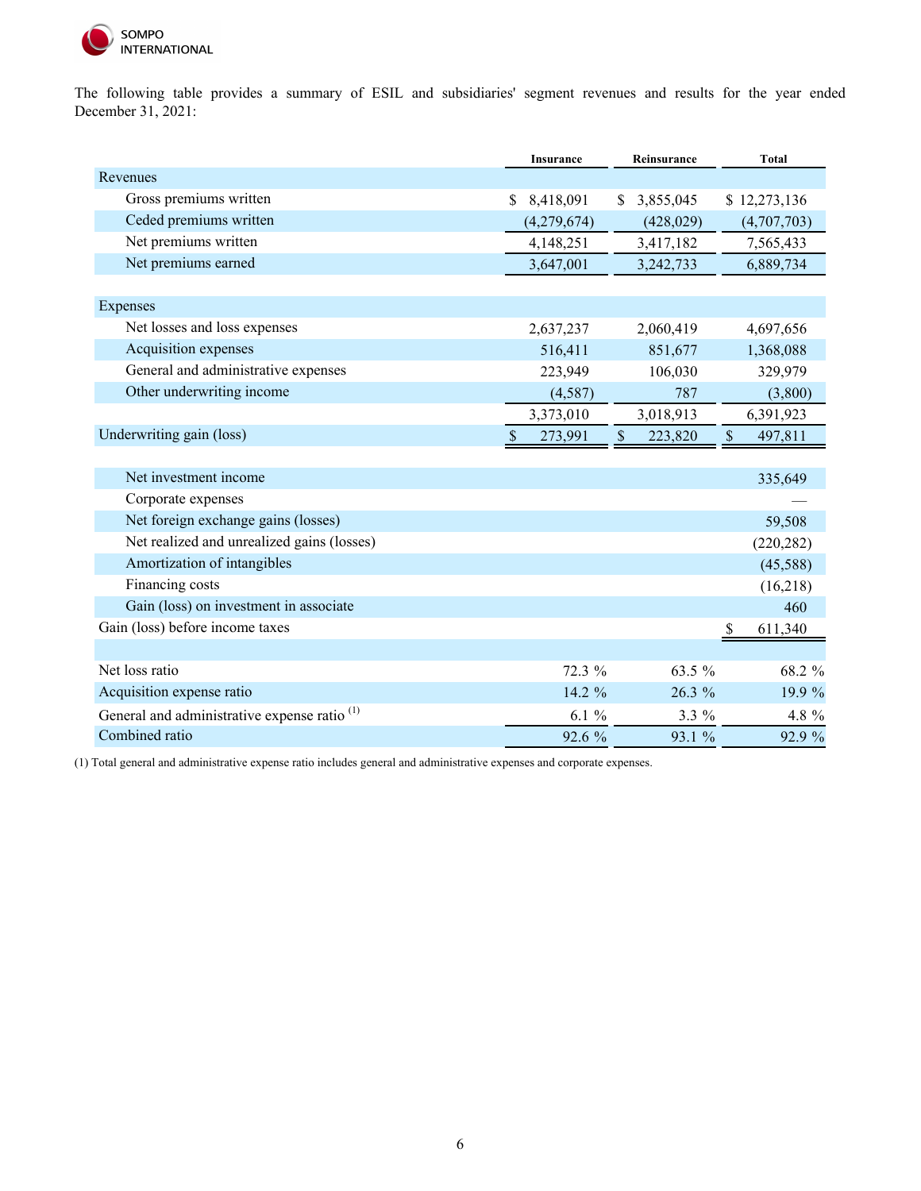The following table provides a summary of ESIL and subsidiaries' segment revenues and results for the year ended December 31, 2021:

| | Insurance | Reinsurance | Total |
|---|---|---|---|
| Revenues | | | |
| Gross premiums written | $ 8,418,091 | $ 3,855,045 | $ 12,273,136 |
| Ceded premiums written | (4,279,674) | (428,029) | (4,707,703) |
| Net premiums written | 4,148,251 | 3,417,182 | 7,565,433 |
| Net premiums earned | 3,647,001 | 3,242,733 | 6,889,734 |
| | | | |
| Expenses | | | |
| Net losses and loss expenses | 2,637,237 | 2,060,419 | 4,697,656 |
| Acquisition expenses | 516,411 | 851,677 | 1,368,088 |
| General and administrative expenses | 223,949 | 106,030 | 329,979 |
| Other underwriting income | (4,587) | 787 | (3,800) |
| | 3,373,010 | 3,018,913 | 6,391,923 |
| Underwriting gain (loss) | $ 273,991 | $ 223,820 | $ 497,811 |
| | | | |
| Net investment income | | | 335,649 |
| Corporate expenses | | | — |
| Net foreign exchange gains (losses) | | | 59,508 |
| Net realized and unrealized gains (losses) | | | (220,282) |
| Amortization of intangibles | | | (45,588) |
| Financing costs | | | (16,218) |
| Gain (loss) on investment in associate | | | 460 |
| Gain (loss) before income taxes | | | $ 611,340 |
| | | | |
| Net loss ratio | 72.3 % | 63.5 % | 68.2 % |
| Acquisition expense ratio | 14.2 % | 26.3 % | 19.9 % |
| General and administrative expense ratio (1) | 6.1 % | 3.3 % | 4.8 % |
| Combined ratio | 92.6 % | 93.1 % | 92.9 % |

(1) Total general and administrative expense ratio includes general and administrative expenses and corporate expenses.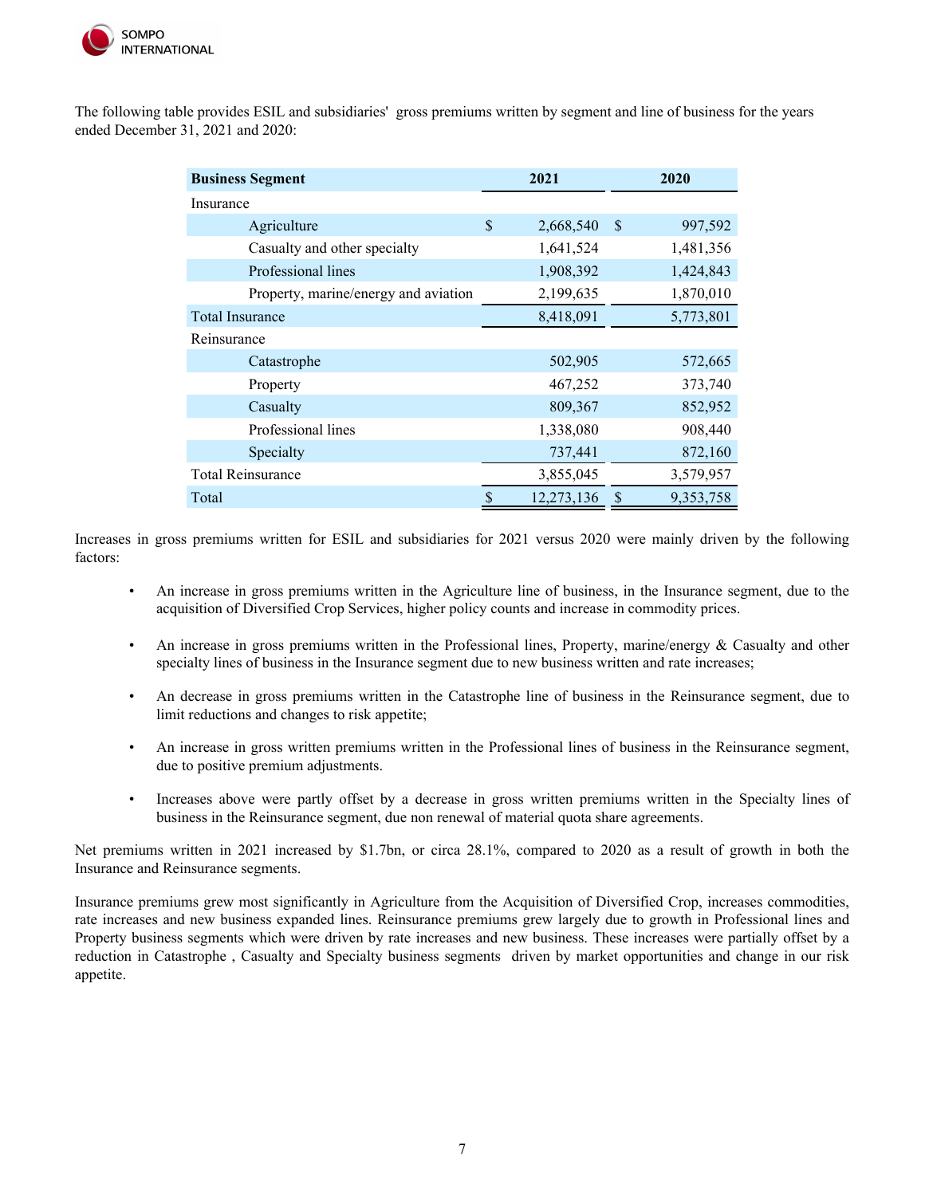The following table provides ESIL and subsidiaries' gross premiums written by segment and line of business for the years ended December 31, 2021 and 2020:

| Business Segment | 2021 | 2020 |
|---|---|---|
| Insurance | | |
| Agriculture | $ 2,668,540 | $ 997,592 |
| Casualty and other specialty | 1,641,524 | 1,481,356 |
| Professional lines | 1,908,392 | 1,424,843 |
| Property, marine/energy and aviation | 2,199,635 | 1,870,010 |
| Total Insurance | 8,418,091 | 5,773,801 |
| Reinsurance | | |
| Catastrophe | 502,905 | 572,665 |
| Property | 467,252 | 373,740 |
| Casualty | 809,367 | 852,952 |
| Professional lines | 1,338,080 | 908,440 |
| Specialty | 737,441 | 872,160 |
| Total Reinsurance | 3,855,045 | 3,579,957 |
| Total | $ 12,273,136 | $ 9,353,758 |

Increases in gross premiums written for ESIL and subsidiaries for 2021 versus 2020 were mainly driven by the following factors:

- An increase in gross premiums written in the Agriculture line of business, in the Insurance segment, due to the acquisition of Diversified Crop Services, higher policy counts and increase in commodity prices.
- An increase in gross premiums written in the Professional lines, Property, marine/energy & Casualty and other specialty lines of business in the Insurance segment due to new business written and rate increases;
- An decrease in gross premiums written in the Catastrophe line of business in the Reinsurance segment, due to limit reductions and changes to risk appetite;
- An increase in gross written premiums written in the Professional lines of business in the Reinsurance segment, due to positive premium adjustments.
- Increases above were partly offset by a decrease in gross written premiums written in the Specialty lines of business in the Reinsurance segment, due non renewal of material quota share agreements.

Net premiums written in 2021 increased by $1.7bn, or circa 28.1%, compared to 2020 as a result of growth in both the Insurance and Reinsurance segments.

Insurance premiums grew most significantly in Agriculture from the Acquisition of Diversified Crop, increases commodities, rate increases and new business expanded lines. Reinsurance premiums grew largely due to growth in Professional lines and Property business segments which were driven by rate increases and new business. These increases were partially offset by a reduction in Catastrophe , Casualty and Specialty business segments driven by market opportunities and change in our risk appetite.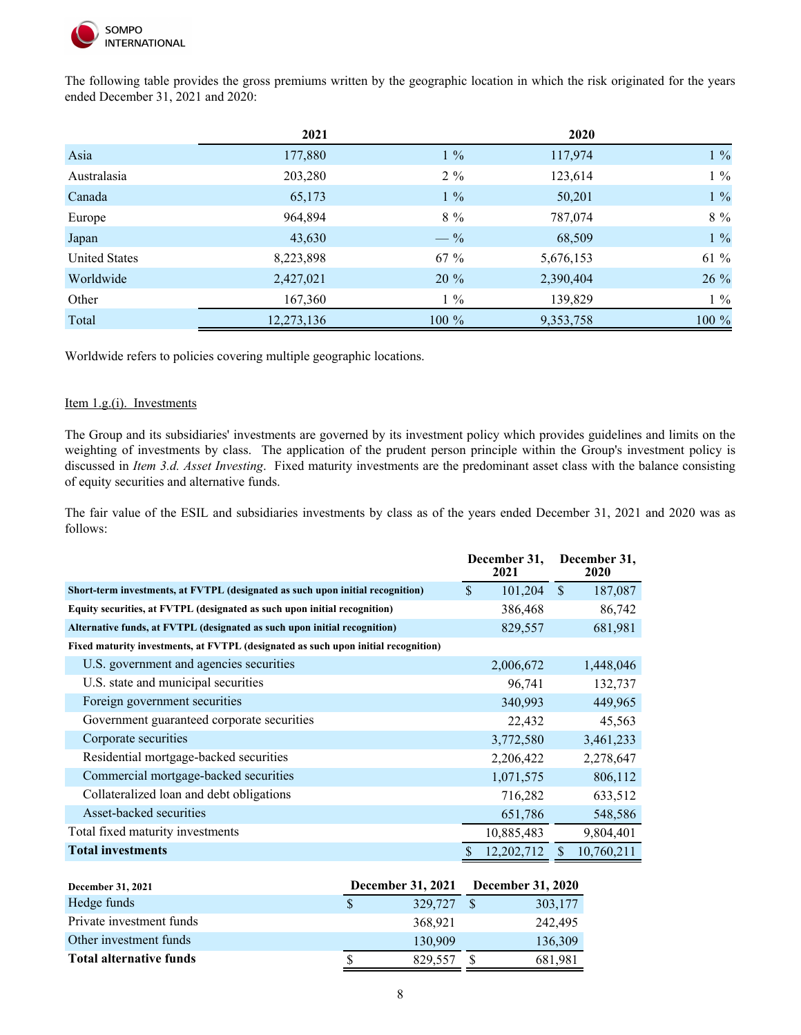The following table provides the gross premiums written by the geographic location in which the risk originated for the years ended December 31, 2021 and 2020:

| | 2021 | | 2020 | |
|---|---|---|---|---|
| Asia | 177,880 | 1 % | 117,974 | 1 % |
| Australasia | 203,280 | 2 % | 123,614 | 1 % |
| Canada | 65,173 | 1 % | 50,201 | 1 % |
| Europe | 964,894 | 8 % | 787,074 | 8 % |
| Japan | 43,630 | — % | 68,509 | 1 % |
| United States | 8,223,898 | 67 % | 5,676,153 | 61 % |
| Worldwide | 2,427,021 | 20 % | 2,390,404 | 26 % |
| Other | 167,360 | 1 % | 139,829 | 1 % |
| Total | 12,273,136 | 100 % | 9,353,758 | 100 % |

Worldwide refers to policies covering multiple geographic locations.

Item 1.g.(i). Investments

The Group and its subsidiaries' investments are governed by its investment policy which provides guidelines and limits on the weighting of investments by class. The application of the prudent person principle within the Group's investment policy is discussed in *Item 3.d. Asset Investing*. Fixed maturity investments are the predominant asset class with the balance consisting of equity securities and alternative funds.

The fair value of the ESIL and subsidiaries investments by class as of the years ended December 31, 2021 and 2020 was as follows:

| | December 31, 2021 | December 31, 2020 |
|---|---|---|
| **Short-term investments, at FVTPL (designated as such upon initial recognition)** | $ 101,204 | $ 187,087 |
| **Equity securities, at FVTPL (designated as such upon initial recognition)** | 386,468 | 86,742 |
| **Alternative funds, at FVTPL (designated as such upon initial recognition)** | 829,557 | 681,981 |
| **Fixed maturity investments, at FVTPL (designated as such upon initial recognition)** | | |
| U.S. government and agencies securities | 2,006,672 | 1,448,046 |
| U.S. state and municipal securities | 96,741 | 132,737 |
| Foreign government securities | 340,993 | 449,965 |
| Government guaranteed corporate securities | 22,432 | 45,563 |
| Corporate securities | 3,772,580 | 3,461,233 |
| Residential mortgage-backed securities | 2,206,422 | 2,278,647 |
| Commercial mortgage-backed securities | 1,071,575 | 806,112 |
| Collateralized loan and debt obligations | 716,282 | 633,512 |
| Asset-backed securities | 651,786 | 548,586 |
| Total fixed maturity investments | 10,885,483 | 9,804,401 |
| **Total investments** | $ 12,202,712 | $ 10,760,211 |

| **December 31, 2021** | December 31, 2021 | December 31, 2020 |
|---|---|---|
| Hedge funds | $ 329,727 | $ 303,177 |
| Private investment funds | 368,921 | 242,495 |
| Other investment funds | 130,909 | 136,309 |
| **Total alternative funds** | $ 829,557 | $ 681,981 |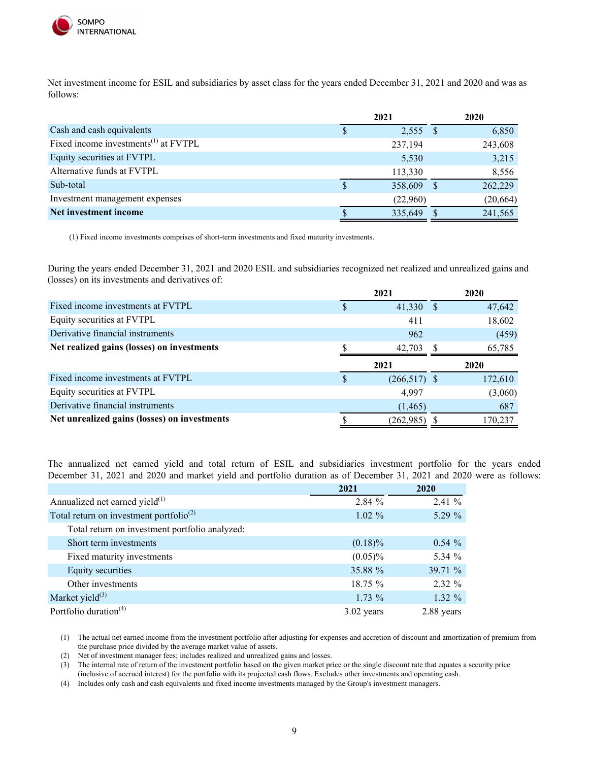Net investment income for ESIL and subsidiaries by asset class for the years ended December 31, 2021 and 2020 and was as follows:

| | 2021 | 2020 |
|---|---|---|
| Cash and cash equivalents | $ 2,555 | $ 6,850 |
| Fixed income investments[1] at FVTPL | 237,194 | 243,608 |
| Equity securities at FVTPL | 5,530 | 3,215 |
| Alternative funds at FVTPL | 113,330 | 8,556 |
| Sub-total | $ 358,609 | $ 262,229 |
| Investment management expenses | (22,960) | (20,664) |
| **Net investment income** | $ 335,649 | $ 241,565 |

(1) Fixed income investments comprises of short-term investments and fixed maturity investments.

During the years ended December 31, 2021 and 2020 ESIL and subsidiaries recognized net realized and unrealized gains and (losses) on its investments and derivatives of:

| | 2021 | 2020 |
|---|---|---|
| Fixed income investments at FVTPL | $ 41,330 | $ 47,642 |
| Equity securities at FVTPL | 411 | 18,602 |
| Derivative financial instruments | 962 | (459) |
| **Net realized gains (losses) on investments** | $ 42,703 | $ 65,785 |
| | **2021** | **2020** |
| Fixed income investments at FVTPL | $ (266,517) | $ 172,610 |
| Equity securities at FVTPL | 4,997 | (3,060) |
| Derivative financial instruments | (1,465) | 687 |
| **Net unrealized gains (losses) on investments** | $ (262,985) | $ 170,237 |

The annualized net earned yield and total return of ESIL and subsidiaries investment portfolio for the years ended December 31, 2021 and 2020 and market yield and portfolio duration as of December 31, 2021 and 2020 were as follows:

| | 2021 | 2020 |
|---|---|---|
| Annualized net earned yield[1] | 2.84 % | 2.41 % |
| Total return on investment portfolio[2] | 1.02 % | 5.29 % |
| Total return on investment portfolio analyzed: | | |
| Short term investments | (0.18)% | 0.54 % |
| Fixed maturity investments | (0.05)% | 5.34 % |
| Equity securities | 35.88 % | 39.71 % |
| Other investments | 18.75 % | 2.32 % |
| Market yield[3] | 1.73 % | 1.32 % |
| Portfolio duration[4] | 3.02 years | 2.88 years |

(1) The actual net earned income from the investment portfolio after adjusting for expenses and accretion of discount and amortization of premium from the purchase price divided by the average market value of assets.

(2) Net of investment manager fees; includes realized and unrealized gains and losses.

(3) The internal rate of return of the investment portfolio based on the given market price or the single discount rate that equates a security price (inclusive of accrued interest) for the portfolio with its projected cash flows. Excludes other investments and operating cash.

(4) Includes only cash and cash equivalents and fixed income investments managed by the Group's investment managers.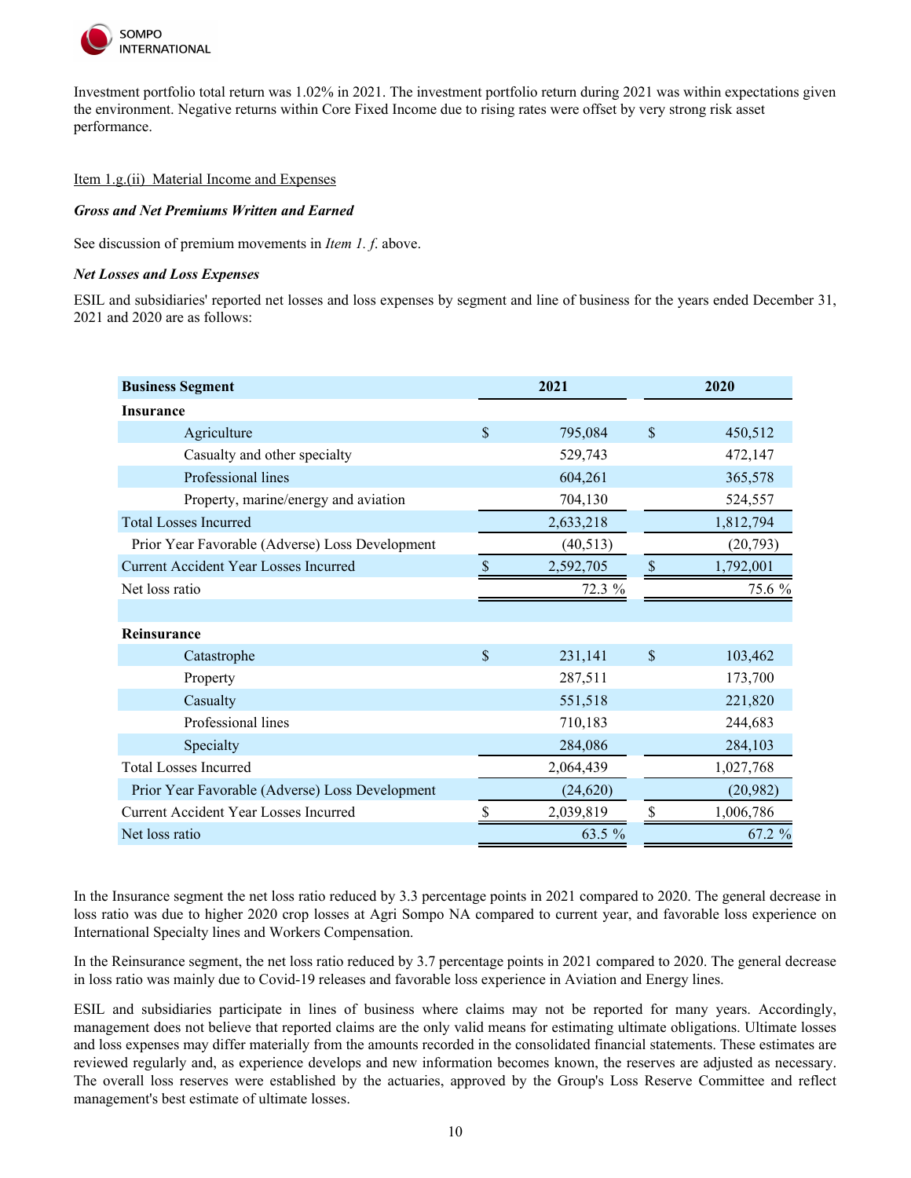Investment portfolio total return was 1.02% in 2021. The investment portfolio return during 2021 was within expectations given the environment. Negative returns within Core Fixed Income due to rising rates were offset by very strong risk asset performance.

Item 1.g.(ii) Material Income and Expenses

***Gross and Net Premiums Written and Earned***

See discussion of premium movements in *Item 1. f.* above.

***Net Losses and Loss Expenses***

ESIL and subsidiaries' reported net losses and loss expenses by segment and line of business for the years ended December 31, 2021 and 2020 are as follows:

| Business Segment | 2021 | 2020 |
|---|---|---|
| **Insurance** | | |
| Agriculture | $ 795,084 | $ 450,512 |
| Casualty and other specialty | 529,743 | 472,147 |
| Professional lines | 604,261 | 365,578 |
| Property, marine/energy and aviation | 704,130 | 524,557 |
| Total Losses Incurred | 2,633,218 | 1,812,794 |
| Prior Year Favorable (Adverse) Loss Development | (40,513) | (20,793) |
| Current Accident Year Losses Incurred | $ 2,592,705 | $ 1,792,001 |
| Net loss ratio | 72.3 % | 75.6 % |
| | | |
| **Reinsurance** | | |
| Catastrophe | $ 231,141 | $ 103,462 |
| Property | 287,511 | 173,700 |
| Casualty | 551,518 | 221,820 |
| Professional lines | 710,183 | 244,683 |
| Specialty | 284,086 | 284,103 |
| Total Losses Incurred | 2,064,439 | 1,027,768 |
| Prior Year Favorable (Adverse) Loss Development | (24,620) | (20,982) |
| Current Accident Year Losses Incurred | $ 2,039,819 | $ 1,006,786 |
| Net loss ratio | 63.5 % | 67.2 % |

In the Insurance segment the net loss ratio reduced by 3.3 percentage points in 2021 compared to 2020. The general decrease in loss ratio was due to higher 2020 crop losses at Agri Sompo NA compared to current year, and favorable loss experience on International Specialty lines and Workers Compensation.

In the Reinsurance segment, the net loss ratio reduced by 3.7 percentage points in 2021 compared to 2020. The general decrease in loss ratio was mainly due to Covid-19 releases and favorable loss experience in Aviation and Energy lines.

ESIL and subsidiaries participate in lines of business where claims may not be reported for many years. Accordingly, management does not believe that reported claims are the only valid means for estimating ultimate obligations. Ultimate losses and loss expenses may differ materially from the amounts recorded in the consolidated financial statements. These estimates are reviewed regularly and, as experience develops and new information becomes known, the reserves are adjusted as necessary. The overall loss reserves were established by the actuaries, approved by the Group's Loss Reserve Committee and reflect management's best estimate of ultimate losses.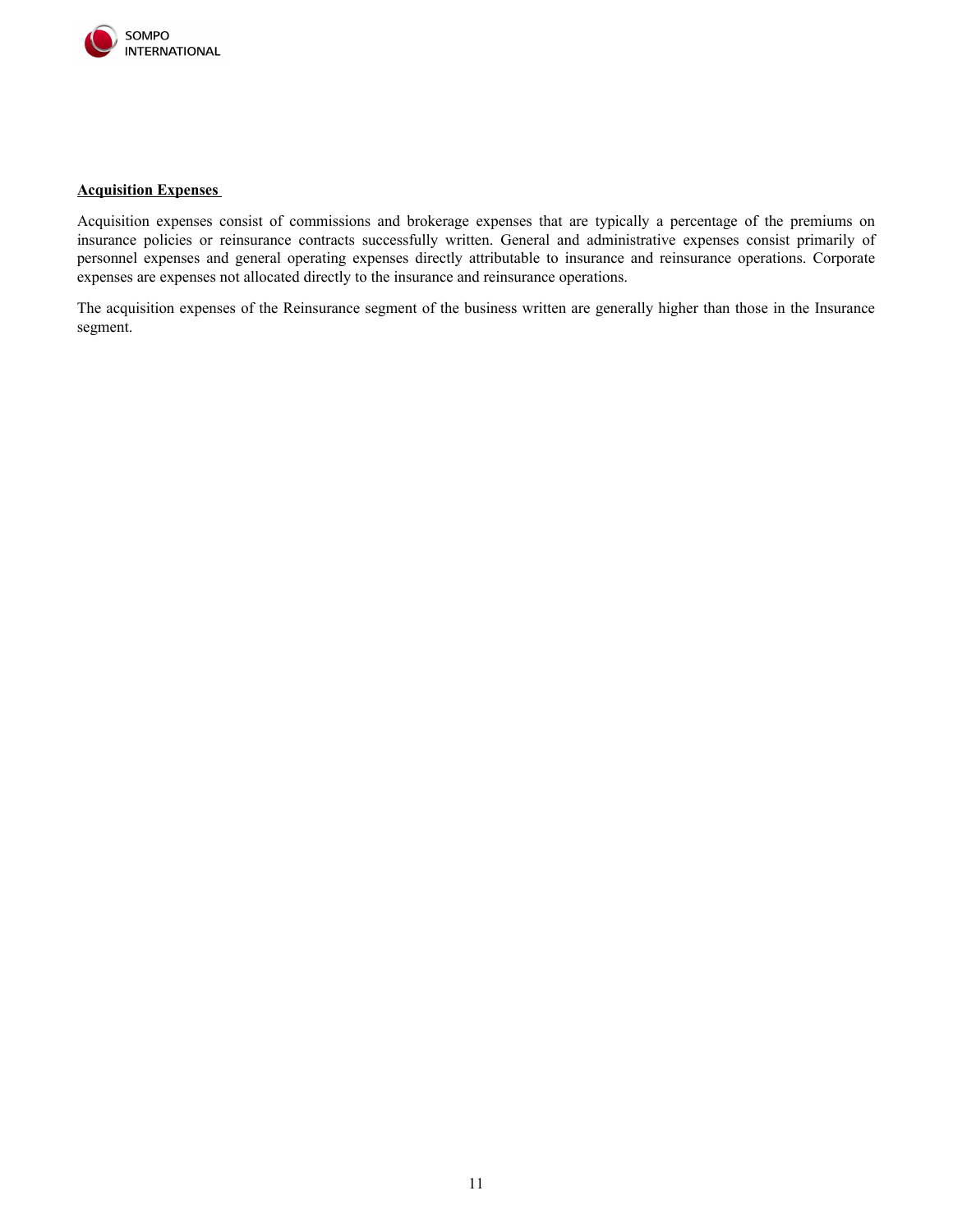**Acquisition Expenses**

Acquisition expenses consist of commissions and brokerage expenses that are typically a percentage of the premiums on insurance policies or reinsurance contracts successfully written. General and administrative expenses consist primarily of personnel expenses and general operating expenses directly attributable to insurance and reinsurance operations. Corporate expenses are expenses not allocated directly to the insurance and reinsurance operations.

The acquisition expenses of the Reinsurance segment of the business written are generally higher than those in the Insurance segment.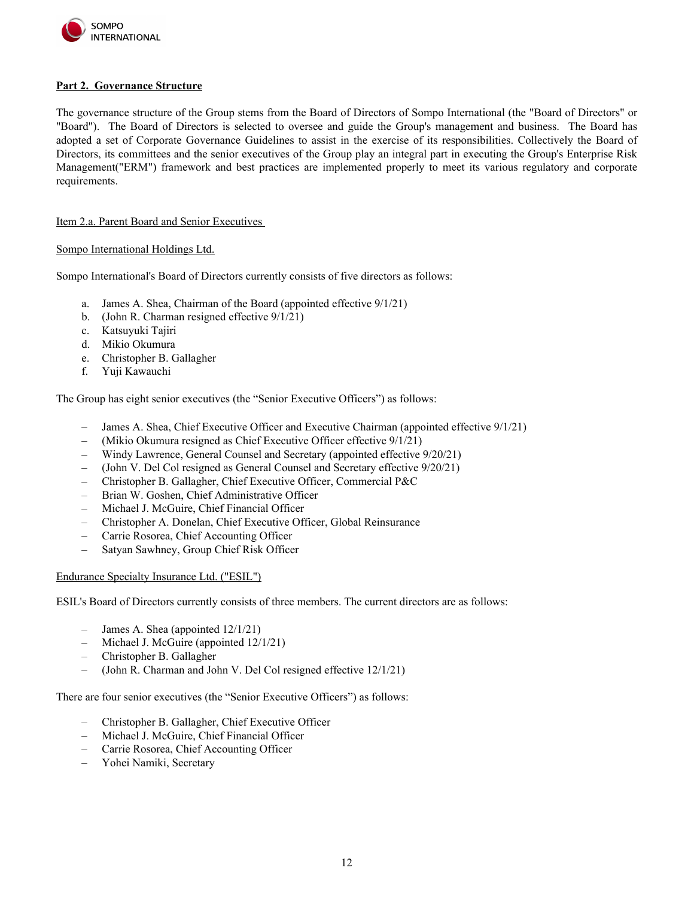## Part 2. Governance Structure

The governance structure of the Group stems from the Board of Directors of Sompo International (the "Board of Directors" or "Board"). The Board of Directors is selected to oversee and guide the Group's management and business. The Board has adopted a set of Corporate Governance Guidelines to assist in the exercise of its responsibilities. Collectively the Board of Directors, its committees and the senior executives of the Group play an integral part in executing the Group's Enterprise Risk Management("ERM") framework and best practices are implemented properly to meet its various regulatory and corporate requirements.

### Item 2.a. Parent Board and Senior Executives

#### Sompo International Holdings Ltd.

Sompo International's Board of Directors currently consists of five directors as follows:

a. James A. Shea, Chairman of the Board (appointed effective 9/1/21)
b. (John R. Charman resigned effective 9/1/21)
c. Katsuyuki Tajiri
d. Mikio Okumura
e. Christopher B. Gallagher
f. Yuji Kawauchi

The Group has eight senior executives (the "Senior Executive Officers") as follows:

- James A. Shea, Chief Executive Officer and Executive Chairman (appointed effective 9/1/21)
- (Mikio Okumura resigned as Chief Executive Officer effective 9/1/21)
- Windy Lawrence, General Counsel and Secretary (appointed effective 9/20/21)
- (John V. Del Col resigned as General Counsel and Secretary effective 9/20/21)
- Christopher B. Gallagher, Chief Executive Officer, Commercial P&C
- Brian W. Goshen, Chief Administrative Officer
- Michael J. McGuire, Chief Financial Officer
- Christopher A. Donelan, Chief Executive Officer, Global Reinsurance
- Carrie Rosorea, Chief Accounting Officer
- Satyan Sawhney, Group Chief Risk Officer

#### Endurance Specialty Insurance Ltd. ("ESIL")

ESIL's Board of Directors currently consists of three members. The current directors are as follows:

- James A. Shea (appointed 12/1/21)
- Michael J. McGuire (appointed 12/1/21)
- Christopher B. Gallagher
- (John R. Charman and John V. Del Col resigned effective 12/1/21)

There are four senior executives (the "Senior Executive Officers") as follows:

- Christopher B. Gallagher, Chief Executive Officer
- Michael J. McGuire, Chief Financial Officer
- Carrie Rosorea, Chief Accounting Officer
- Yohei Namiki, Secretary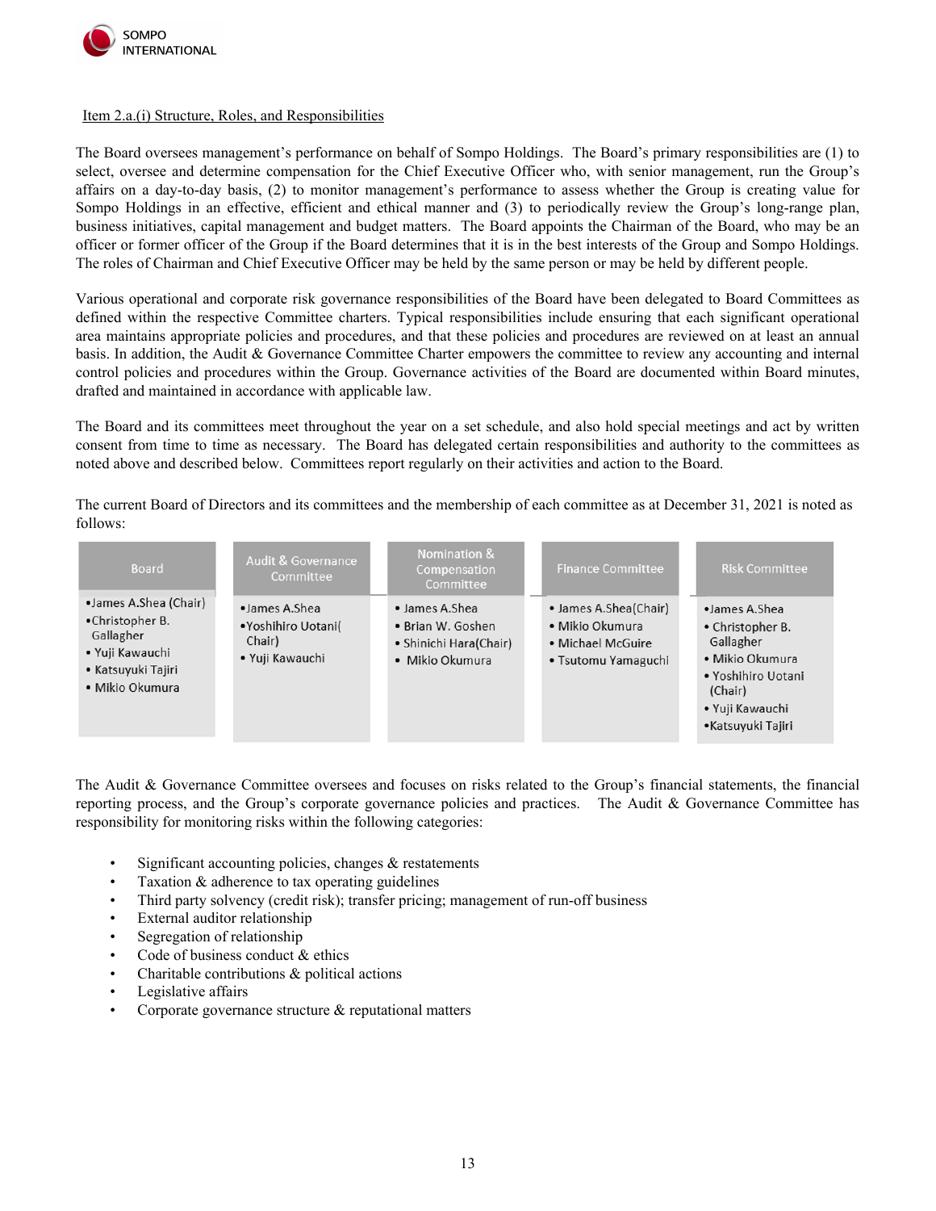Item 2.a.(i) Structure, Roles, and Responsibilities

The Board oversees management's performance on behalf of Sompo Holdings. The Board's primary responsibilities are (1) to select, oversee and determine compensation for the Chief Executive Officer who, with senior management, run the Group's affairs on a day-to-day basis, (2) to monitor management's performance to assess whether the Group is creating value for Sompo Holdings in an effective, efficient and ethical manner and (3) to periodically review the Group's long-range plan, business initiatives, capital management and budget matters. The Board appoints the Chairman of the Board, who may be an officer or former officer of the Group if the Board determines that it is in the best interests of the Group and Sompo Holdings. The roles of Chairman and Chief Executive Officer may be held by the same person or may be held by different people.

Various operational and corporate risk governance responsibilities of the Board have been delegated to Board Committees as defined within the respective Committee charters. Typical responsibilities include ensuring that each significant operational area maintains appropriate policies and procedures, and that these policies and procedures are reviewed on at least an annual basis. In addition, the Audit & Governance Committee Charter empowers the committee to review any accounting and internal control policies and procedures within the Group. Governance activities of the Board are documented within Board minutes, drafted and maintained in accordance with applicable law.

The Board and its committees meet throughout the year on a set schedule, and also hold special meetings and act by written consent from time to time as necessary. The Board has delegated certain responsibilities and authority to the committees as noted above and described below. Committees report regularly on their activities and action to the Board.

The current Board of Directors and its committees and the membership of each committee as at December 31, 2021 is noted as follows:

| Board | Audit & Governance Committee | Nomination & Compensation Committee | Finance Committee | Risk Committee |
|---|---|---|---|---|
| • James A.Shea (Chair)<br>• Christopher B. Gallagher<br>• Yuji Kawauchi<br>• Katsuyuki Tajiri<br>• Mikio Okumura | • James A.Shea<br>• Yoshihiro Uotani( Chair)<br>• Yuji Kawauchi | • James A.Shea<br>• Brian W. Goshen<br>• Shinichi Hara(Chair)<br>• Mikio Okumura | • James A.Shea(Chair)<br>• Mikio Okumura<br>• Michael McGuire<br>• Tsutomu Yamaguchi | • James A.Shea<br>• Christopher B. Gallagher<br>• Mikio Okumura<br>• Yoshihiro Uotani (Chair)<br>• Yuji Kawauchi<br>• Katsuyuki Tajiri |

The Audit & Governance Committee oversees and focuses on risks related to the Group's financial statements, the financial reporting process, and the Group's corporate governance policies and practices. The Audit & Governance Committee has responsibility for monitoring risks within the following categories:

- Significant accounting policies, changes & restatements
- Taxation & adherence to tax operating guidelines
- Third party solvency (credit risk); transfer pricing; management of run-off business
- External auditor relationship
- Segregation of relationship
- Code of business conduct & ethics
- Charitable contributions & political actions
- Legislative affairs
- Corporate governance structure & reputational matters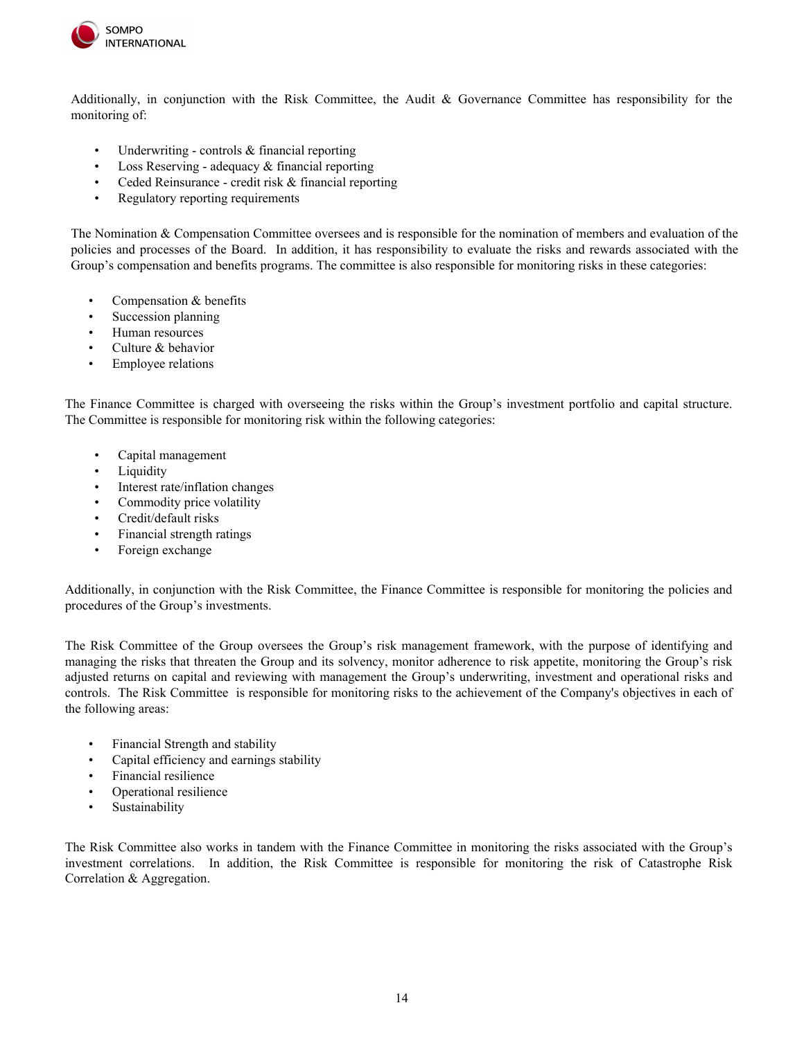Additionally, in conjunction with the Risk Committee, the Audit & Governance Committee has responsibility for the monitoring of:

- Underwriting - controls & financial reporting
- Loss Reserving - adequacy & financial reporting
- Ceded Reinsurance - credit risk & financial reporting
- Regulatory reporting requirements

The Nomination & Compensation Committee oversees and is responsible for the nomination of members and evaluation of the policies and processes of the Board. In addition, it has responsibility to evaluate the risks and rewards associated with the Group's compensation and benefits programs. The committee is also responsible for monitoring risks in these categories:

- Compensation & benefits
- Succession planning
- Human resources
- Culture & behavior
- Employee relations

The Finance Committee is charged with overseeing the risks within the Group's investment portfolio and capital structure. The Committee is responsible for monitoring risk within the following categories:

- Capital management
- Liquidity
- Interest rate/inflation changes
- Commodity price volatility
- Credit/default risks
- Financial strength ratings
- Foreign exchange

Additionally, in conjunction with the Risk Committee, the Finance Committee is responsible for monitoring the policies and procedures of the Group's investments.

The Risk Committee of the Group oversees the Group's risk management framework, with the purpose of identifying and managing the risks that threaten the Group and its solvency, monitor adherence to risk appetite, monitoring the Group's risk adjusted returns on capital and reviewing with management the Group's underwriting, investment and operational risks and controls. The Risk Committee is responsible for monitoring risks to the achievement of the Company's objectives in each of the following areas:

- Financial Strength and stability
- Capital efficiency and earnings stability
- Financial resilience
- Operational resilience
- Sustainability

The Risk Committee also works in tandem with the Finance Committee in monitoring the risks associated with the Group's investment correlations. In addition, the Risk Committee is responsible for monitoring the risk of Catastrophe Risk Correlation & Aggregation.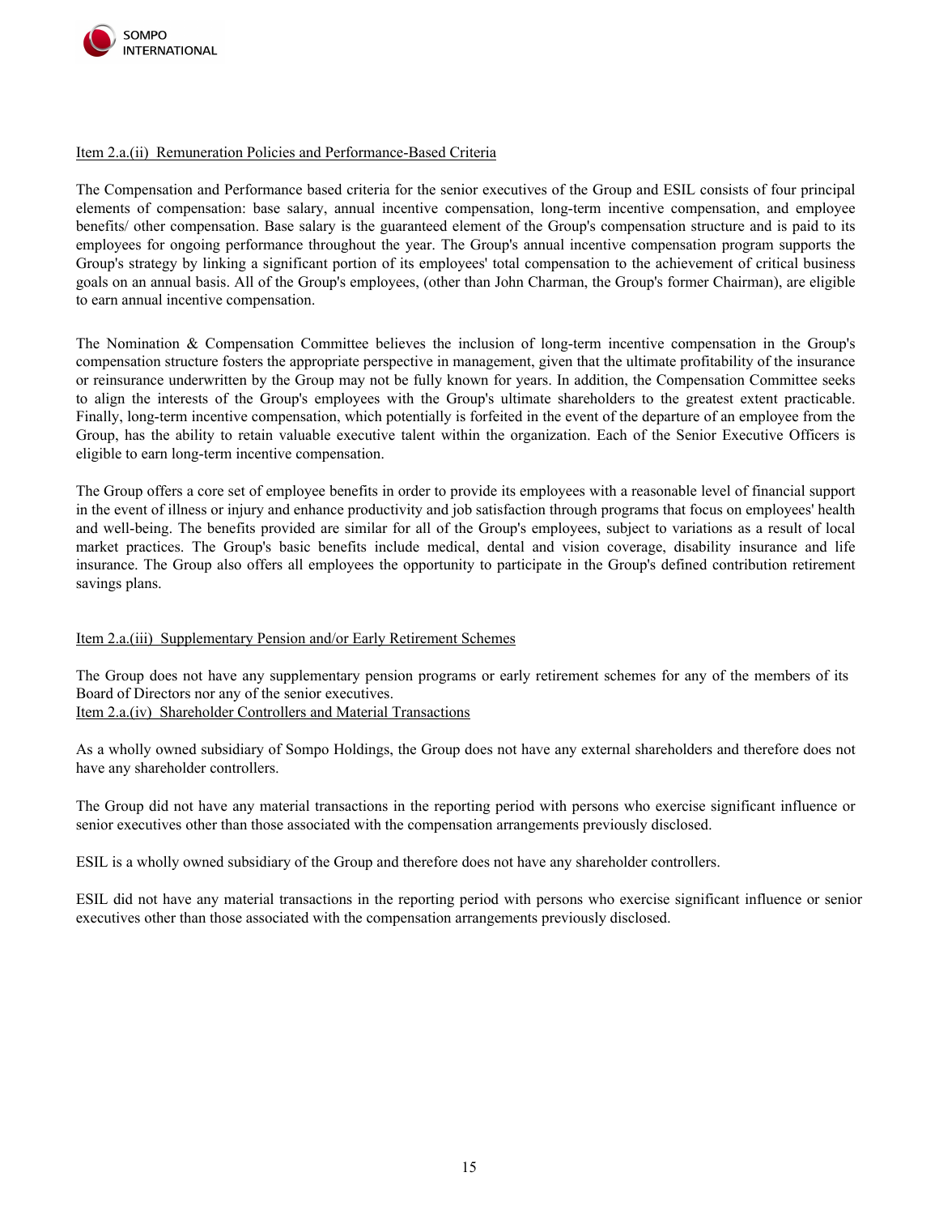Item 2.a.(ii) Remuneration Policies and Performance-Based Criteria

The Compensation and Performance based criteria for the senior executives of the Group and ESIL consists of four principal elements of compensation: base salary, annual incentive compensation, long-term incentive compensation, and employee benefits/ other compensation. Base salary is the guaranteed element of the Group's compensation structure and is paid to its employees for ongoing performance throughout the year. The Group's annual incentive compensation program supports the Group's strategy by linking a significant portion of its employees' total compensation to the achievement of critical business goals on an annual basis. All of the Group's employees, (other than John Charman, the Group's former Chairman), are eligible to earn annual incentive compensation.

The Nomination & Compensation Committee believes the inclusion of long-term incentive compensation in the Group's compensation structure fosters the appropriate perspective in management, given that the ultimate profitability of the insurance or reinsurance underwritten by the Group may not be fully known for years. In addition, the Compensation Committee seeks to align the interests of the Group's employees with the Group's ultimate shareholders to the greatest extent practicable. Finally, long-term incentive compensation, which potentially is forfeited in the event of the departure of an employee from the Group, has the ability to retain valuable executive talent within the organization. Each of the Senior Executive Officers is eligible to earn long-term incentive compensation.

The Group offers a core set of employee benefits in order to provide its employees with a reasonable level of financial support in the event of illness or injury and enhance productivity and job satisfaction through programs that focus on employees' health and well-being. The benefits provided are similar for all of the Group's employees, subject to variations as a result of local market practices. The Group's basic benefits include medical, dental and vision coverage, disability insurance and life insurance. The Group also offers all employees the opportunity to participate in the Group's defined contribution retirement savings plans.

Item 2.a.(iii) Supplementary Pension and/or Early Retirement Schemes

The Group does not have any supplementary pension programs or early retirement schemes for any of the members of its Board of Directors nor any of the senior executives.

Item 2.a.(iv) Shareholder Controllers and Material Transactions

As a wholly owned subsidiary of Sompo Holdings, the Group does not have any external shareholders and therefore does not have any shareholder controllers.

The Group did not have any material transactions in the reporting period with persons who exercise significant influence or senior executives other than those associated with the compensation arrangements previously disclosed.

ESIL is a wholly owned subsidiary of the Group and therefore does not have any shareholder controllers.

ESIL did not have any material transactions in the reporting period with persons who exercise significant influence or senior executives other than those associated with the compensation arrangements previously disclosed.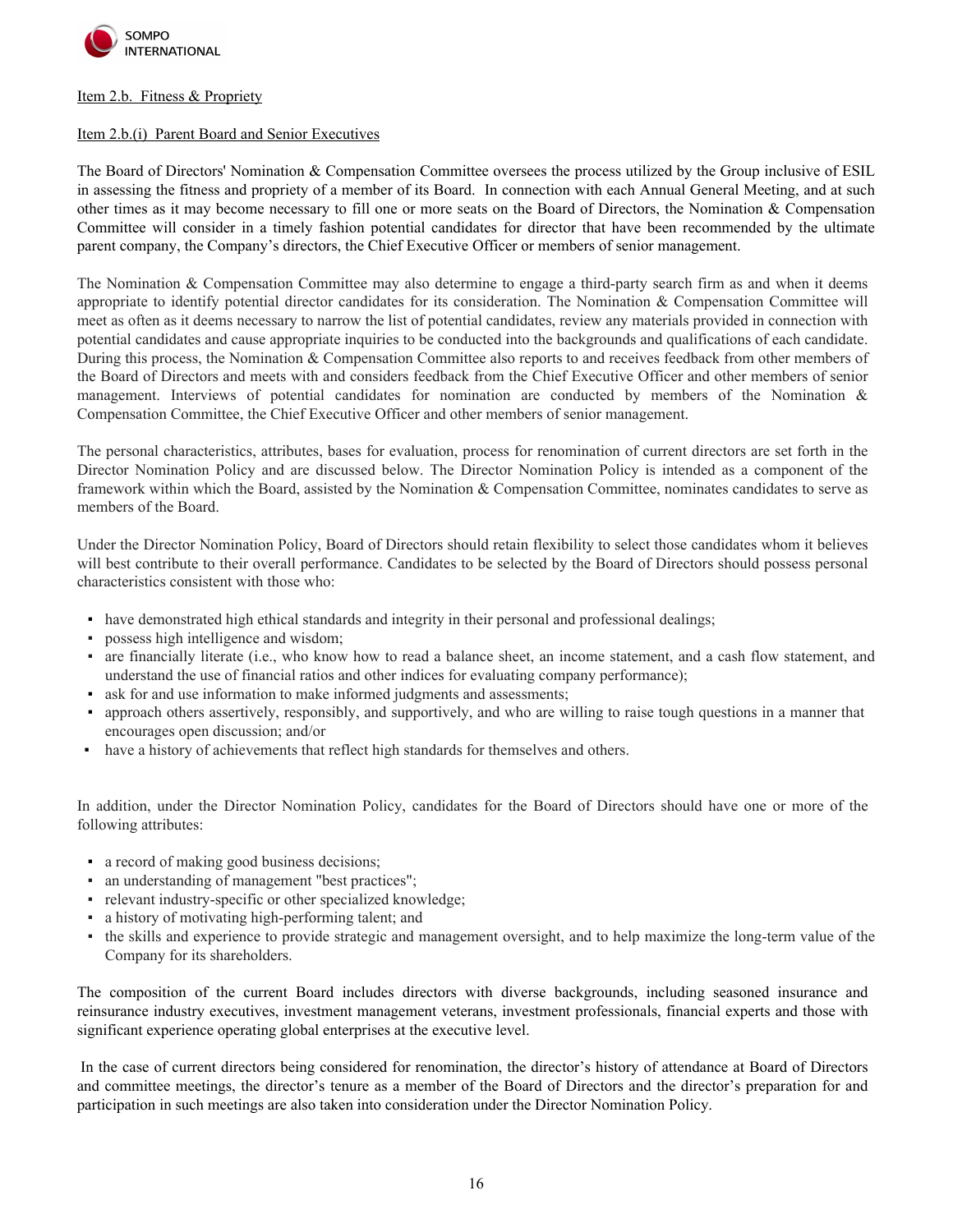Item 2.b.  Fitness & Propriety

Item 2.b.(i)  Parent Board and Senior Executives

The Board of Directors' Nomination & Compensation Committee oversees the process utilized by the Group inclusive of ESIL in assessing the fitness and propriety of a member of its Board.  In connection with each Annual General Meeting, and at such other times as it may become necessary to fill one or more seats on the Board of Directors, the Nomination & Compensation Committee will consider in a timely fashion potential candidates for director that have been recommended by the ultimate parent company, the Company's directors, the Chief Executive Officer or members of senior management.

The Nomination & Compensation Committee may also determine to engage a third-party search firm as and when it deems appropriate to identify potential director candidates for its consideration. The Nomination & Compensation Committee will meet as often as it deems necessary to narrow the list of potential candidates, review any materials provided in connection with potential candidates and cause appropriate inquiries to be conducted into the backgrounds and qualifications of each candidate. During this process, the Nomination & Compensation Committee also reports to and receives feedback from other members of the Board of Directors and meets with and considers feedback from the Chief Executive Officer and other members of senior management. Interviews of potential candidates for nomination are conducted by members of the Nomination & Compensation Committee, the Chief Executive Officer and other members of senior management.

The personal characteristics, attributes, bases for evaluation, process for renomination of current directors are set forth in the Director Nomination Policy and are discussed below. The Director Nomination Policy is intended as a component of the framework within which the Board, assisted by the Nomination & Compensation Committee, nominates candidates to serve as members of the Board.

Under the Director Nomination Policy, Board of Directors should retain flexibility to select those candidates whom it believes will best contribute to their overall performance. Candidates to be selected by the Board of Directors should possess personal characteristics consistent with those who:

- have demonstrated high ethical standards and integrity in their personal and professional dealings;
- possess high intelligence and wisdom;
- are financially literate (i.e., who know how to read a balance sheet, an income statement, and a cash flow statement, and understand the use of financial ratios and other indices for evaluating company performance);
- ask for and use information to make informed judgments and assessments;
- approach others assertively, responsibly, and supportively, and who are willing to raise tough questions in a manner that encourages open discussion; and/or
- have a history of achievements that reflect high standards for themselves and others.

In addition, under the Director Nomination Policy, candidates for the Board of Directors should have one or more of the following attributes:

- a record of making good business decisions;
- an understanding of management "best practices";
- relevant industry-specific or other specialized knowledge;
- a history of motivating high-performing talent; and
- the skills and experience to provide strategic and management oversight, and to help maximize the long-term value of the Company for its shareholders.

The composition of the current Board includes directors with diverse backgrounds, including seasoned insurance and reinsurance industry executives, investment management veterans, investment professionals, financial experts and those with significant experience operating global enterprises at the executive level.

In the case of current directors being considered for renomination, the director's history of attendance at Board of Directors and committee meetings, the director's tenure as a member of the Board of Directors and the director's preparation for and participation in such meetings are also taken into consideration under the Director Nomination Policy.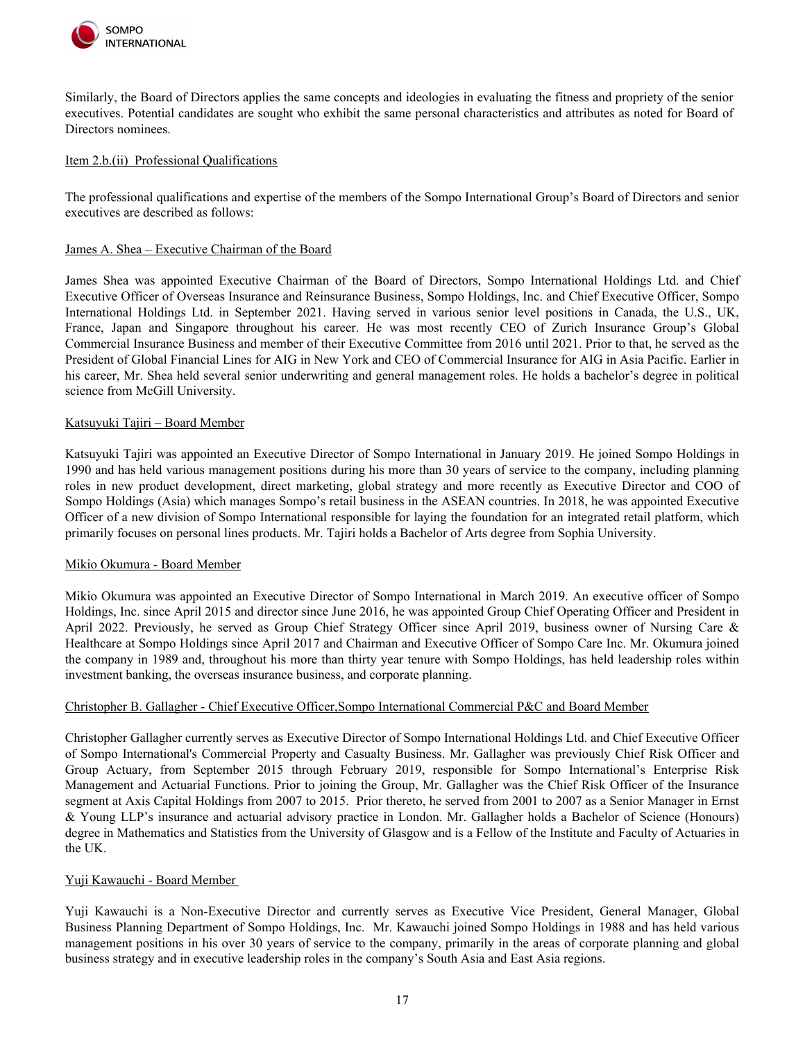Similarly, the Board of Directors applies the same concepts and ideologies in evaluating the fitness and propriety of the senior executives. Potential candidates are sought who exhibit the same personal characteristics and attributes as noted for Board of Directors nominees.

Item 2.b.(ii) Professional Qualifications

The professional qualifications and expertise of the members of the Sompo International Group's Board of Directors and senior executives are described as follows:

James A. Shea – Executive Chairman of the Board

James Shea was appointed Executive Chairman of the Board of Directors, Sompo International Holdings Ltd. and Chief Executive Officer of Overseas Insurance and Reinsurance Business, Sompo Holdings, Inc. and Chief Executive Officer, Sompo International Holdings Ltd. in September 2021. Having served in various senior level positions in Canada, the U.S., UK, France, Japan and Singapore throughout his career. He was most recently CEO of Zurich Insurance Group's Global Commercial Insurance Business and member of their Executive Committee from 2016 until 2021. Prior to that, he served as the President of Global Financial Lines for AIG in New York and CEO of Commercial Insurance for AIG in Asia Pacific. Earlier in his career, Mr. Shea held several senior underwriting and general management roles. He holds a bachelor's degree in political science from McGill University.

Katsuyuki Tajiri – Board Member

Katsuyuki Tajiri was appointed an Executive Director of Sompo International in January 2019. He joined Sompo Holdings in 1990 and has held various management positions during his more than 30 years of service to the company, including planning roles in new product development, direct marketing, global strategy and more recently as Executive Director and COO of Sompo Holdings (Asia) which manages Sompo's retail business in the ASEAN countries. In 2018, he was appointed Executive Officer of a new division of Sompo International responsible for laying the foundation for an integrated retail platform, which primarily focuses on personal lines products. Mr. Tajiri holds a Bachelor of Arts degree from Sophia University.

Mikio Okumura - Board Member

Mikio Okumura was appointed an Executive Director of Sompo International in March 2019. An executive officer of Sompo Holdings, Inc. since April 2015 and director since June 2016, he was appointed Group Chief Operating Officer and President in April 2022. Previously, he served as Group Chief Strategy Officer since April 2019, business owner of Nursing Care & Healthcare at Sompo Holdings since April 2017 and Chairman and Executive Officer of Sompo Care Inc. Mr. Okumura joined the company in 1989 and, throughout his more than thirty year tenure with Sompo Holdings, has held leadership roles within investment banking, the overseas insurance business, and corporate planning.

Christopher B. Gallagher - Chief Executive Officer,Sompo International Commercial P&C and Board Member

Christopher Gallagher currently serves as Executive Director of Sompo International Holdings Ltd. and Chief Executive Officer of Sompo International's Commercial Property and Casualty Business. Mr. Gallagher was previously Chief Risk Officer and Group Actuary, from September 2015 through February 2019, responsible for Sompo International's Enterprise Risk Management and Actuarial Functions. Prior to joining the Group, Mr. Gallagher was the Chief Risk Officer of the Insurance segment at Axis Capital Holdings from 2007 to 2015. Prior thereto, he served from 2001 to 2007 as a Senior Manager in Ernst & Young LLP's insurance and actuarial advisory practice in London. Mr. Gallagher holds a Bachelor of Science (Honours) degree in Mathematics and Statistics from the University of Glasgow and is a Fellow of the Institute and Faculty of Actuaries in the UK.

Yuji Kawauchi - Board Member

Yuji Kawauchi is a Non-Executive Director and currently serves as Executive Vice President, General Manager, Global Business Planning Department of Sompo Holdings, Inc. Mr. Kawauchi joined Sompo Holdings in 1988 and has held various management positions in his over 30 years of service to the company, primarily in the areas of corporate planning and global business strategy and in executive leadership roles in the company's South Asia and East Asia regions.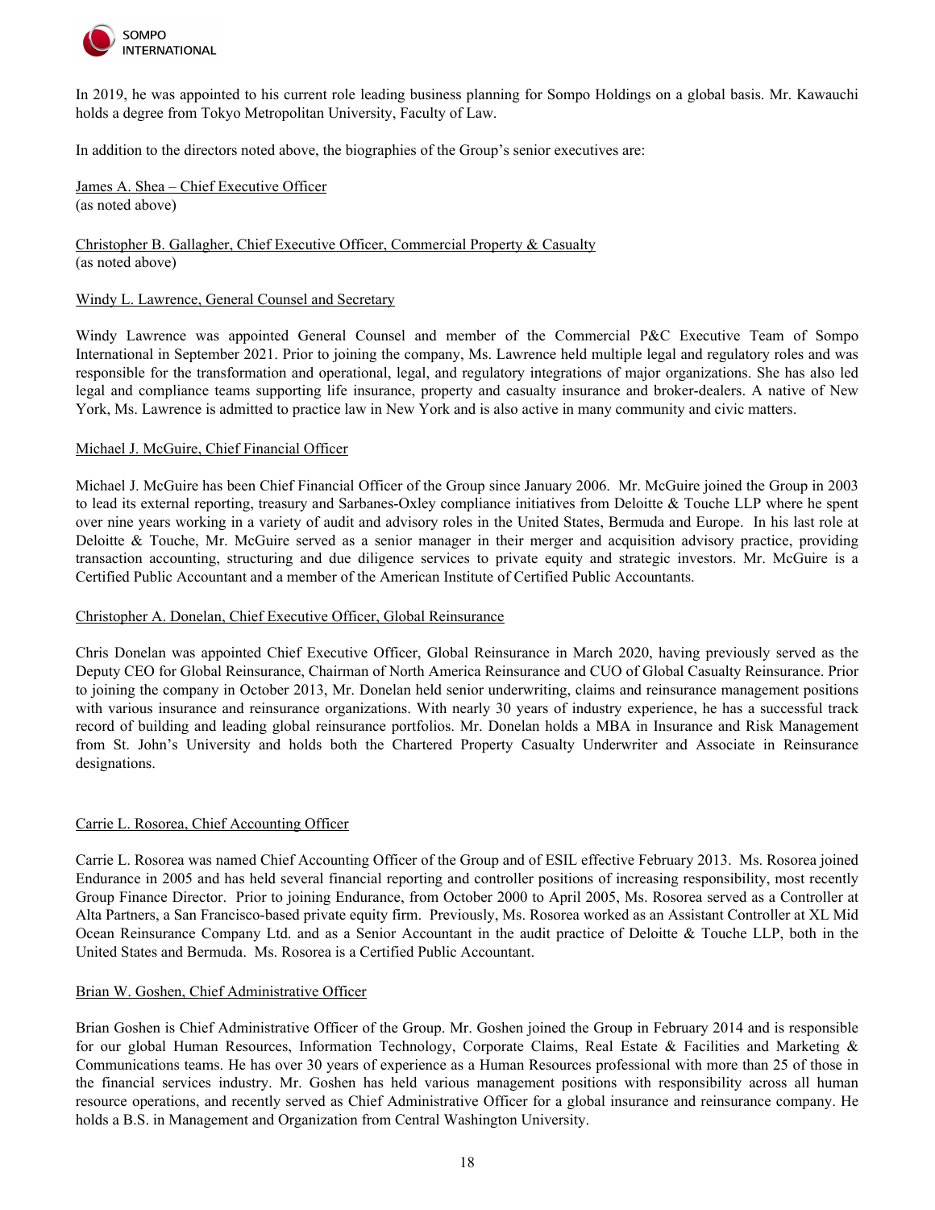In 2019, he was appointed to his current role leading business planning for Sompo Holdings on a global basis. Mr. Kawauchi holds a degree from Tokyo Metropolitan University, Faculty of Law.

In addition to the directors noted above, the biographies of the Group's senior executives are:

<u>James A. Shea – Chief Executive Officer</u>
(as noted above)

<u>Christopher B. Gallagher, Chief Executive Officer, Commercial Property & Casualty</u>
(as noted above)

<u>Windy L. Lawrence, General Counsel and Secretary</u>

Windy Lawrence was appointed General Counsel and member of the Commercial P&C Executive Team of Sompo International in September 2021. Prior to joining the company, Ms. Lawrence held multiple legal and regulatory roles and was responsible for the transformation and operational, legal, and regulatory integrations of major organizations. She has also led legal and compliance teams supporting life insurance, property and casualty insurance and broker-dealers. A native of New York, Ms. Lawrence is admitted to practice law in New York and is also active in many community and civic matters.

<u>Michael J. McGuire, Chief Financial Officer</u>

Michael J. McGuire has been Chief Financial Officer of the Group since January 2006. Mr. McGuire joined the Group in 2003 to lead its external reporting, treasury and Sarbanes-Oxley compliance initiatives from Deloitte & Touche LLP where he spent over nine years working in a variety of audit and advisory roles in the United States, Bermuda and Europe. In his last role at Deloitte & Touche, Mr. McGuire served as a senior manager in their merger and acquisition advisory practice, providing transaction accounting, structuring and due diligence services to private equity and strategic investors. Mr. McGuire is a Certified Public Accountant and a member of the American Institute of Certified Public Accountants.

<u>Christopher A. Donelan, Chief Executive Officer, Global Reinsurance</u>

Chris Donelan was appointed Chief Executive Officer, Global Reinsurance in March 2020, having previously served as the Deputy CEO for Global Reinsurance, Chairman of North America Reinsurance and CUO of Global Casualty Reinsurance. Prior to joining the company in October 2013, Mr. Donelan held senior underwriting, claims and reinsurance management positions with various insurance and reinsurance organizations. With nearly 30 years of industry experience, he has a successful track record of building and leading global reinsurance portfolios. Mr. Donelan holds a MBA in Insurance and Risk Management from St. John's University and holds both the Chartered Property Casualty Underwriter and Associate in Reinsurance designations.

<u>Carrie L. Rosorea, Chief Accounting Officer</u>

Carrie L. Rosorea was named Chief Accounting Officer of the Group and of ESIL effective February 2013. Ms. Rosorea joined Endurance in 2005 and has held several financial reporting and controller positions of increasing responsibility, most recently Group Finance Director. Prior to joining Endurance, from October 2000 to April 2005, Ms. Rosorea served as a Controller at Alta Partners, a San Francisco-based private equity firm. Previously, Ms. Rosorea worked as an Assistant Controller at XL Mid Ocean Reinsurance Company Ltd. and as a Senior Accountant in the audit practice of Deloitte & Touche LLP, both in the United States and Bermuda. Ms. Rosorea is a Certified Public Accountant.

<u>Brian W. Goshen, Chief Administrative Officer</u>

Brian Goshen is Chief Administrative Officer of the Group. Mr. Goshen joined the Group in February 2014 and is responsible for our global Human Resources, Information Technology, Corporate Claims, Real Estate & Facilities and Marketing & Communications teams. He has over 30 years of experience as a Human Resources professional with more than 25 of those in the financial services industry. Mr. Goshen has held various management positions with responsibility across all human resource operations, and recently served as Chief Administrative Officer for a global insurance and reinsurance company. He holds a B.S. in Management and Organization from Central Washington University.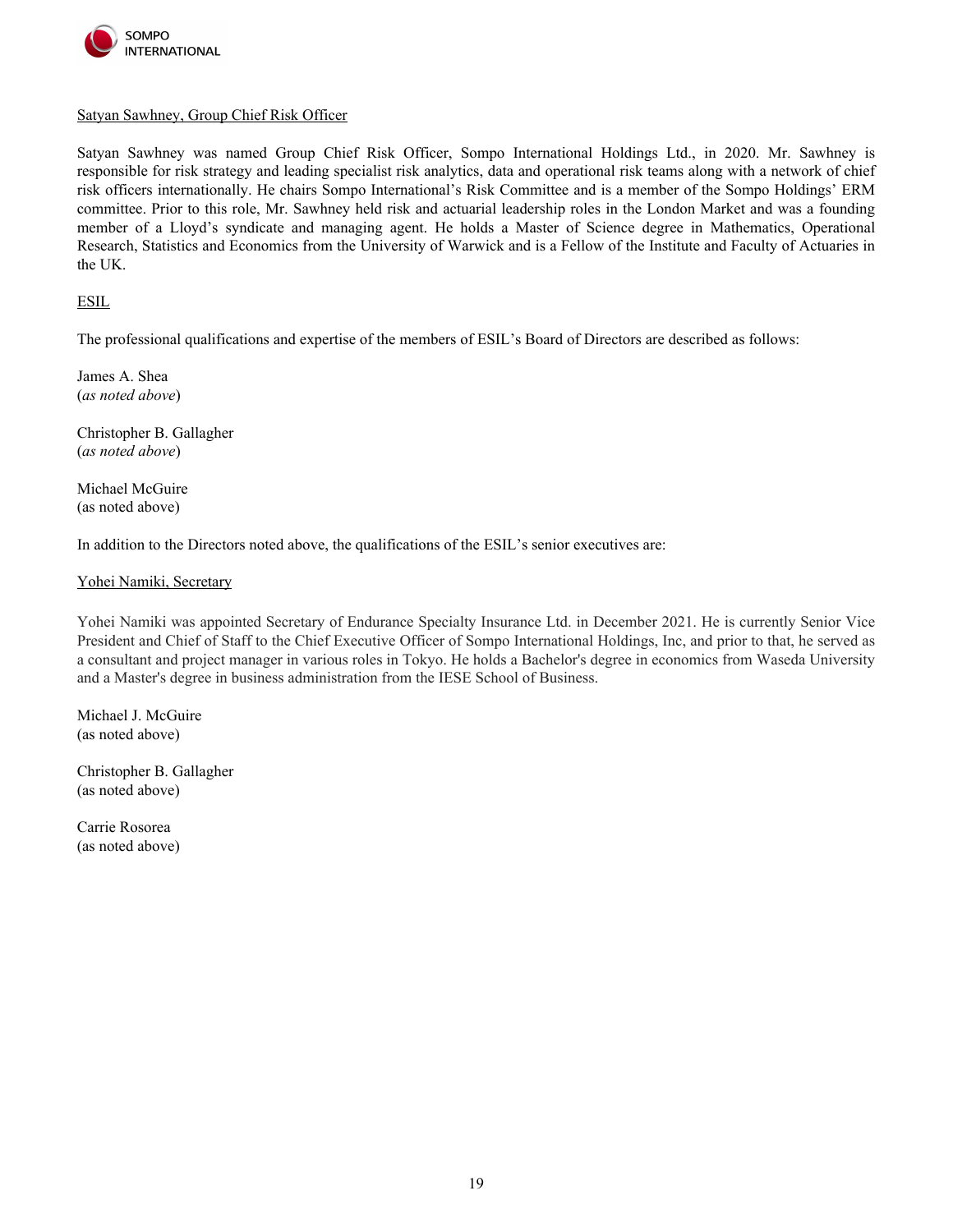<u>Satyan Sawhney, Group Chief Risk Officer</u>

Satyan Sawhney was named Group Chief Risk Officer, Sompo International Holdings Ltd., in 2020. Mr. Sawhney is responsible for risk strategy and leading specialist risk analytics, data and operational risk teams along with a network of chief risk officers internationally. He chairs Sompo International's Risk Committee and is a member of the Sompo Holdings' ERM committee. Prior to this role, Mr. Sawhney held risk and actuarial leadership roles in the London Market and was a founding member of a Lloyd's syndicate and managing agent. He holds a Master of Science degree in Mathematics, Operational Research, Statistics and Economics from the University of Warwick and is a Fellow of the Institute and Faculty of Actuaries in the UK.

<u>ESIL</u>

The professional qualifications and expertise of the members of ESIL's Board of Directors are described as follows:

James A. Shea
(*as noted above*)

Christopher B. Gallagher
(*as noted above*)

Michael McGuire
(as noted above)

In addition to the Directors noted above, the qualifications of the ESIL's senior executives are:

<u>Yohei Namiki, Secretary</u>

Yohei Namiki was appointed Secretary of Endurance Specialty Insurance Ltd. in December 2021. He is currently Senior Vice President and Chief of Staff to the Chief Executive Officer of Sompo International Holdings, Inc, and prior to that, he served as a consultant and project manager in various roles in Tokyo. He holds a Bachelor's degree in economics from Waseda University and a Master's degree in business administration from the IESE School of Business.

Michael J. McGuire
(as noted above)

Christopher B. Gallagher
(as noted above)

Carrie Rosorea
(as noted above)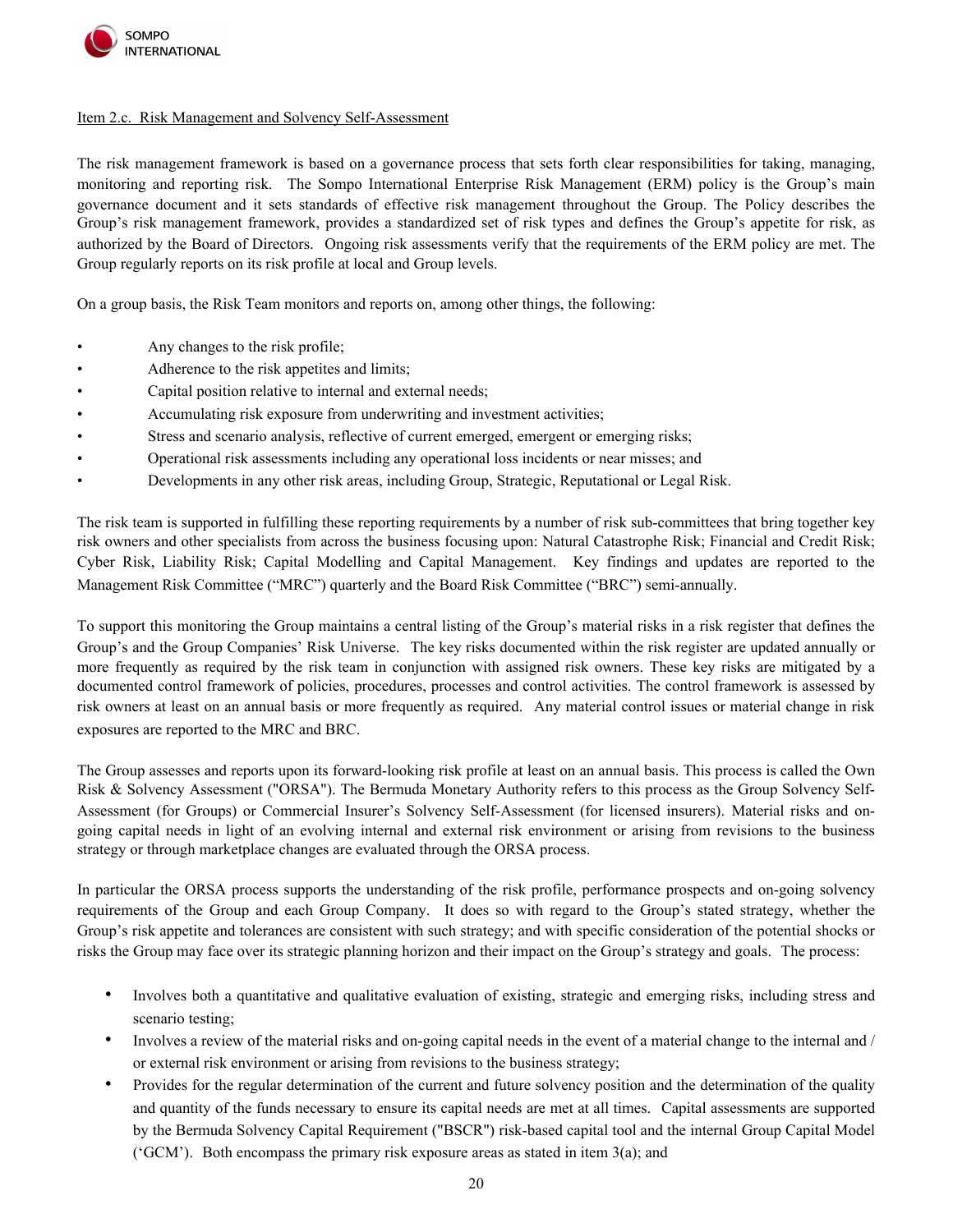Item 2.c. Risk Management and Solvency Self-Assessment

The risk management framework is based on a governance process that sets forth clear responsibilities for taking, managing, monitoring and reporting risk. The Sompo International Enterprise Risk Management (ERM) policy is the Group's main governance document and it sets standards of effective risk management throughout the Group. The Policy describes the Group's risk management framework, provides a standardized set of risk types and defines the Group's appetite for risk, as authorized by the Board of Directors. Ongoing risk assessments verify that the requirements of the ERM policy are met. The Group regularly reports on its risk profile at local and Group levels.

On a group basis, the Risk Team monitors and reports on, among other things, the following:

- Any changes to the risk profile;
- Adherence to the risk appetites and limits;
- Capital position relative to internal and external needs;
- Accumulating risk exposure from underwriting and investment activities;
- Stress and scenario analysis, reflective of current emerged, emergent or emerging risks;
- Operational risk assessments including any operational loss incidents or near misses; and
- Developments in any other risk areas, including Group, Strategic, Reputational or Legal Risk.

The risk team is supported in fulfilling these reporting requirements by a number of risk sub-committees that bring together key risk owners and other specialists from across the business focusing upon: Natural Catastrophe Risk; Financial and Credit Risk; Cyber Risk, Liability Risk; Capital Modelling and Capital Management. Key findings and updates are reported to the Management Risk Committee ("MRC") quarterly and the Board Risk Committee ("BRC") semi-annually.

To support this monitoring the Group maintains a central listing of the Group's material risks in a risk register that defines the Group's and the Group Companies' Risk Universe. The key risks documented within the risk register are updated annually or more frequently as required by the risk team in conjunction with assigned risk owners. These key risks are mitigated by a documented control framework of policies, procedures, processes and control activities. The control framework is assessed by risk owners at least on an annual basis or more frequently as required. Any material control issues or material change in risk exposures are reported to the MRC and BRC.

The Group assesses and reports upon its forward-looking risk profile at least on an annual basis. This process is called the Own Risk & Solvency Assessment ("ORSA"). The Bermuda Monetary Authority refers to this process as the Group Solvency Self-Assessment (for Groups) or Commercial Insurer's Solvency Self-Assessment (for licensed insurers). Material risks and on-going capital needs in light of an evolving internal and external risk environment or arising from revisions to the business strategy or through marketplace changes are evaluated through the ORSA process.

In particular the ORSA process supports the understanding of the risk profile, performance prospects and on-going solvency requirements of the Group and each Group Company. It does so with regard to the Group's stated strategy, whether the Group's risk appetite and tolerances are consistent with such strategy; and with specific consideration of the potential shocks or risks the Group may face over its strategic planning horizon and their impact on the Group's strategy and goals. The process:

- Involves both a quantitative and qualitative evaluation of existing, strategic and emerging risks, including stress and scenario testing;
- Involves a review of the material risks and on-going capital needs in the event of a material change to the internal and / or external risk environment or arising from revisions to the business strategy;
- Provides for the regular determination of the current and future solvency position and the determination of the quality and quantity of the funds necessary to ensure its capital needs are met at all times. Capital assessments are supported by the Bermuda Solvency Capital Requirement ("BSCR") risk-based capital tool and the internal Group Capital Model ('GCM'). Both encompass the primary risk exposure areas as stated in item 3(a); and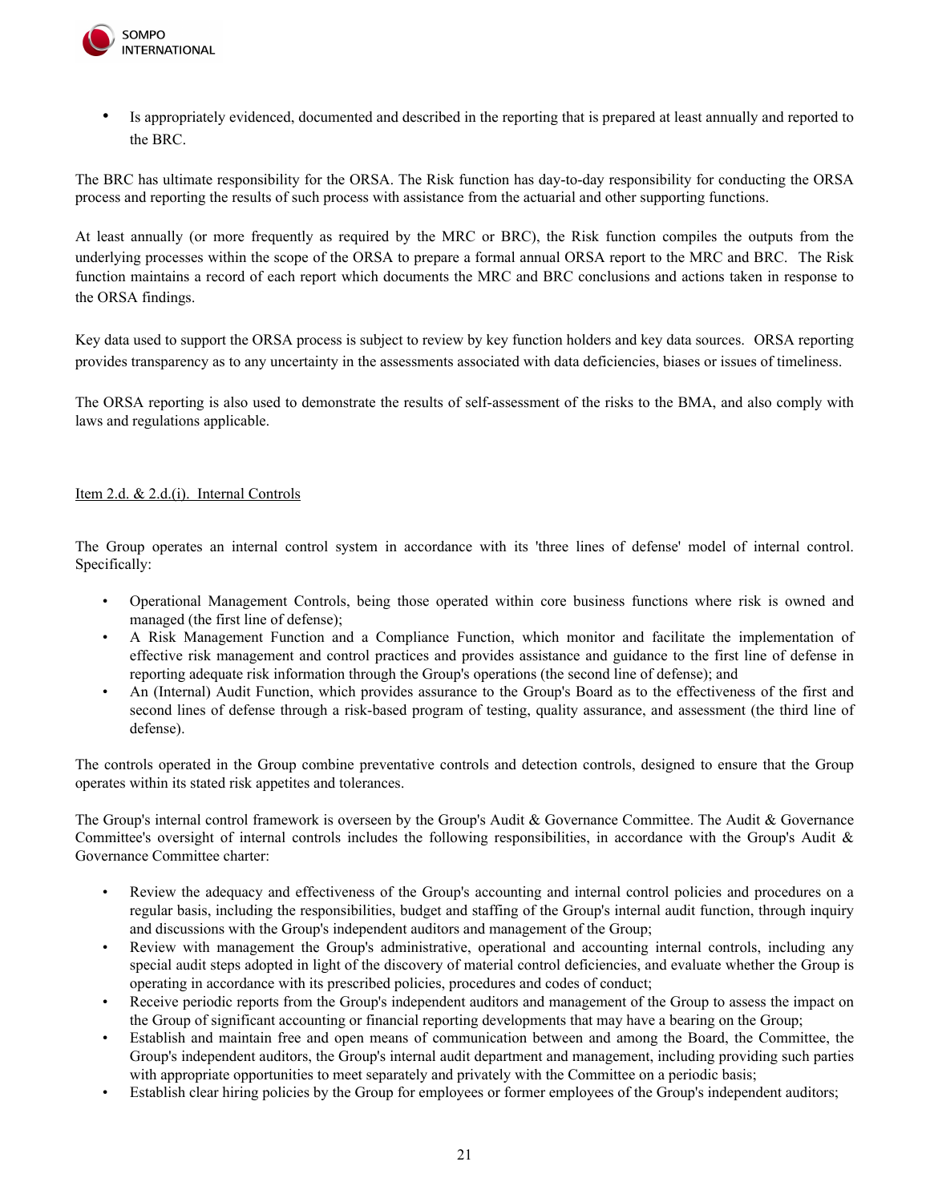- Is appropriately evidenced, documented and described in the reporting that is prepared at least annually and reported to the BRC.

The BRC has ultimate responsibility for the ORSA. The Risk function has day-to-day responsibility for conducting the ORSA process and reporting the results of such process with assistance from the actuarial and other supporting functions.

At least annually (or more frequently as required by the MRC or BRC), the Risk function compiles the outputs from the underlying processes within the scope of the ORSA to prepare a formal annual ORSA report to the MRC and BRC. The Risk function maintains a record of each report which documents the MRC and BRC conclusions and actions taken in response to the ORSA findings.

Key data used to support the ORSA process is subject to review by key function holders and key data sources. ORSA reporting provides transparency as to any uncertainty in the assessments associated with data deficiencies, biases or issues of timeliness.

The ORSA reporting is also used to demonstrate the results of self-assessment of the risks to the BMA, and also comply with laws and regulations applicable.

## Item 2.d. & 2.d.(i). Internal Controls

The Group operates an internal control system in accordance with its 'three lines of defense' model of internal control. Specifically:

- Operational Management Controls, being those operated within core business functions where risk is owned and managed (the first line of defense);
- A Risk Management Function and a Compliance Function, which monitor and facilitate the implementation of effective risk management and control practices and provides assistance and guidance to the first line of defense in reporting adequate risk information through the Group's operations (the second line of defense); and
- An (Internal) Audit Function, which provides assurance to the Group's Board as to the effectiveness of the first and second lines of defense through a risk-based program of testing, quality assurance, and assessment (the third line of defense).

The controls operated in the Group combine preventative controls and detection controls, designed to ensure that the Group operates within its stated risk appetites and tolerances.

The Group's internal control framework is overseen by the Group's Audit & Governance Committee. The Audit & Governance Committee's oversight of internal controls includes the following responsibilities, in accordance with the Group's Audit & Governance Committee charter:

- Review the adequacy and effectiveness of the Group's accounting and internal control policies and procedures on a regular basis, including the responsibilities, budget and staffing of the Group's internal audit function, through inquiry and discussions with the Group's independent auditors and management of the Group;
- Review with management the Group's administrative, operational and accounting internal controls, including any special audit steps adopted in light of the discovery of material control deficiencies, and evaluate whether the Group is operating in accordance with its prescribed policies, procedures and codes of conduct;
- Receive periodic reports from the Group's independent auditors and management of the Group to assess the impact on the Group of significant accounting or financial reporting developments that may have a bearing on the Group;
- Establish and maintain free and open means of communication between and among the Board, the Committee, the Group's independent auditors, the Group's internal audit department and management, including providing such parties with appropriate opportunities to meet separately and privately with the Committee on a periodic basis;
- Establish clear hiring policies by the Group for employees or former employees of the Group's independent auditors;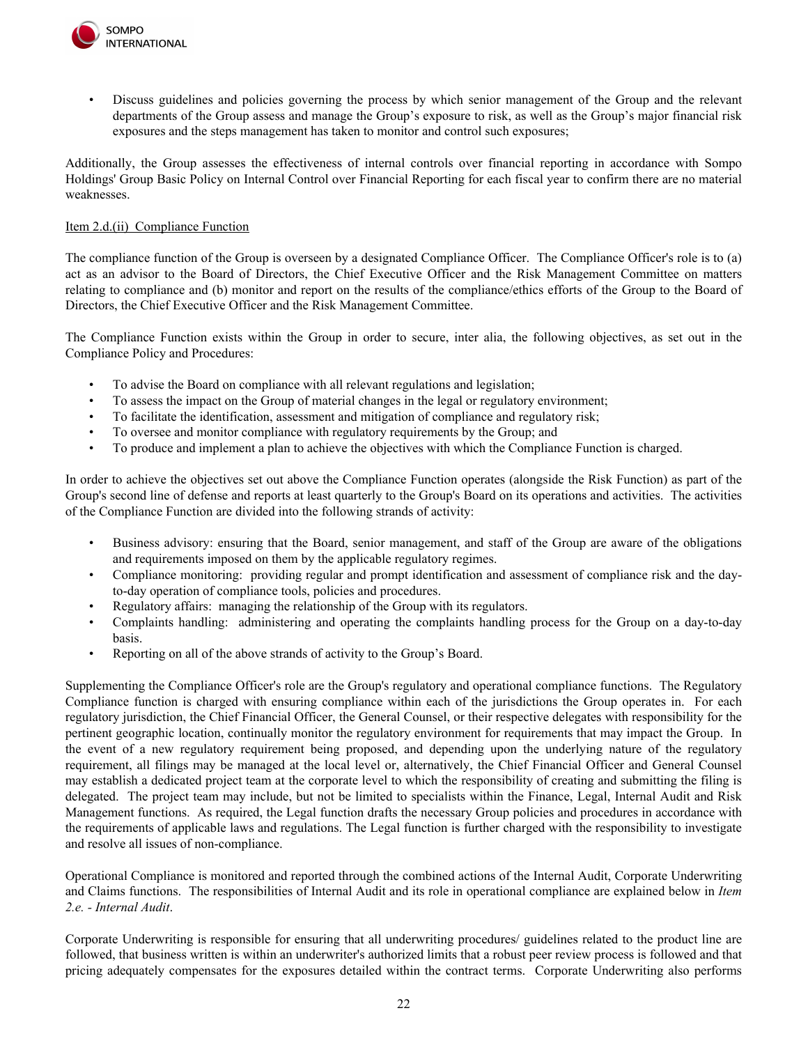- Discuss guidelines and policies governing the process by which senior management of the Group and the relevant departments of the Group assess and manage the Group's exposure to risk, as well as the Group's major financial risk exposures and the steps management has taken to monitor and control such exposures;

Additionally, the Group assesses the effectiveness of internal controls over financial reporting in accordance with Sompo Holdings' Group Basic Policy on Internal Control over Financial Reporting for each fiscal year to confirm there are no material weaknesses.

Item 2.d.(ii) Compliance Function

The compliance function of the Group is overseen by a designated Compliance Officer. The Compliance Officer's role is to (a) act as an advisor to the Board of Directors, the Chief Executive Officer and the Risk Management Committee on matters relating to compliance and (b) monitor and report on the results of the compliance/ethics efforts of the Group to the Board of Directors, the Chief Executive Officer and the Risk Management Committee.

The Compliance Function exists within the Group in order to secure, inter alia, the following objectives, as set out in the Compliance Policy and Procedures:

- To advise the Board on compliance with all relevant regulations and legislation;
- To assess the impact on the Group of material changes in the legal or regulatory environment;
- To facilitate the identification, assessment and mitigation of compliance and regulatory risk;
- To oversee and monitor compliance with regulatory requirements by the Group; and
- To produce and implement a plan to achieve the objectives with which the Compliance Function is charged.

In order to achieve the objectives set out above the Compliance Function operates (alongside the Risk Function) as part of the Group's second line of defense and reports at least quarterly to the Group's Board on its operations and activities. The activities of the Compliance Function are divided into the following strands of activity:

- Business advisory: ensuring that the Board, senior management, and staff of the Group are aware of the obligations and requirements imposed on them by the applicable regulatory regimes.
- Compliance monitoring: providing regular and prompt identification and assessment of compliance risk and the day-to-day operation of compliance tools, policies and procedures.
- Regulatory affairs: managing the relationship of the Group with its regulators.
- Complaints handling: administering and operating the complaints handling process for the Group on a day-to-day basis.
- Reporting on all of the above strands of activity to the Group's Board.

Supplementing the Compliance Officer's role are the Group's regulatory and operational compliance functions. The Regulatory Compliance function is charged with ensuring compliance within each of the jurisdictions the Group operates in. For each regulatory jurisdiction, the Chief Financial Officer, the General Counsel, or their respective delegates with responsibility for the pertinent geographic location, continually monitor the regulatory environment for requirements that may impact the Group. In the event of a new regulatory requirement being proposed, and depending upon the underlying nature of the regulatory requirement, all filings may be managed at the local level or, alternatively, the Chief Financial Officer and General Counsel may establish a dedicated project team at the corporate level to which the responsibility of creating and submitting the filing is delegated. The project team may include, but not be limited to specialists within the Finance, Legal, Internal Audit and Risk Management functions. As required, the Legal function drafts the necessary Group policies and procedures in accordance with the requirements of applicable laws and regulations. The Legal function is further charged with the responsibility to investigate and resolve all issues of non-compliance.

Operational Compliance is monitored and reported through the combined actions of the Internal Audit, Corporate Underwriting and Claims functions. The responsibilities of Internal Audit and its role in operational compliance are explained below in *Item 2.e. - Internal Audit*.

Corporate Underwriting is responsible for ensuring that all underwriting procedures/ guidelines related to the product line are followed, that business written is within an underwriter's authorized limits that a robust peer review process is followed and that pricing adequately compensates for the exposures detailed within the contract terms. Corporate Underwriting also performs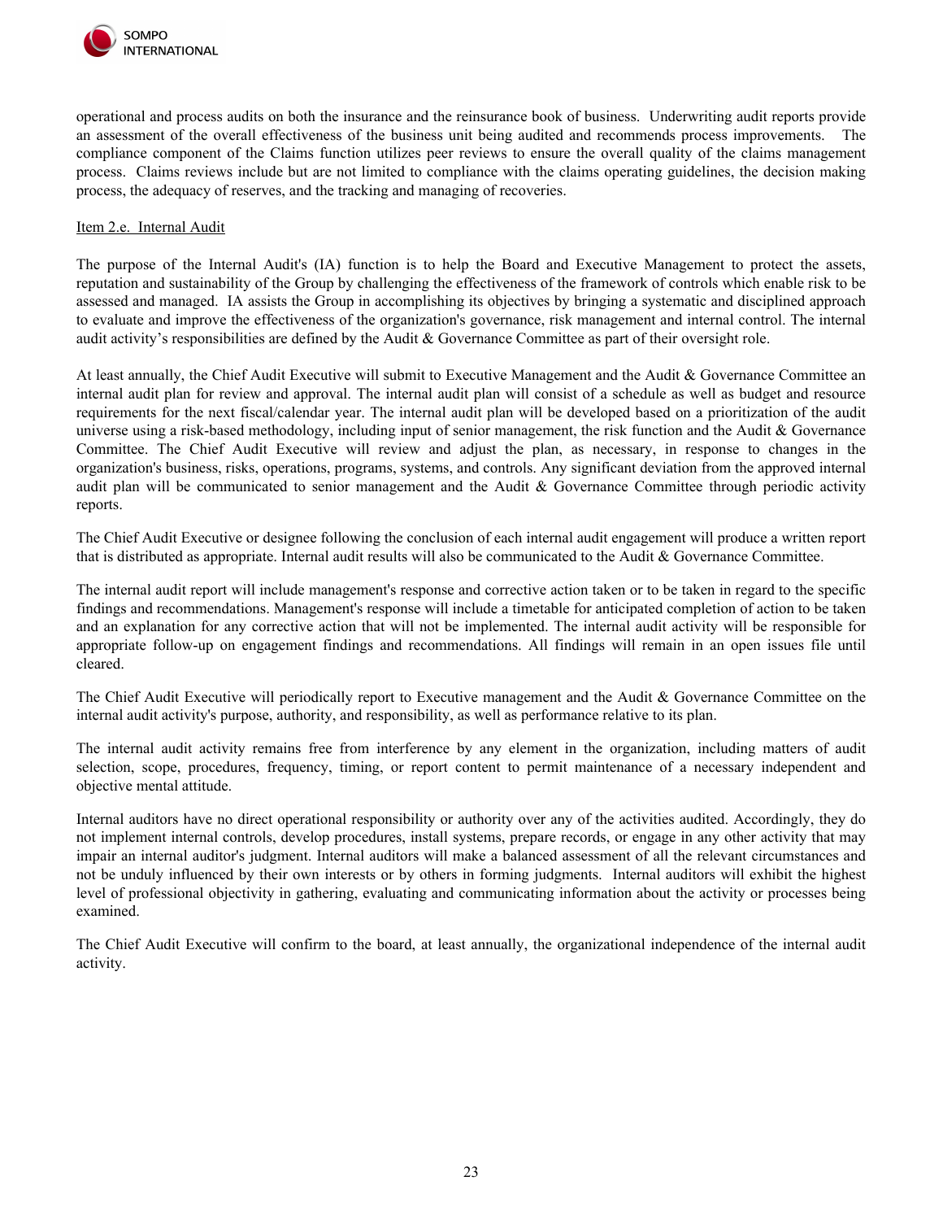operational and process audits on both the insurance and the reinsurance book of business. Underwriting audit reports provide an assessment of the overall effectiveness of the business unit being audited and recommends process improvements. The compliance component of the Claims function utilizes peer reviews to ensure the overall quality of the claims management process. Claims reviews include but are not limited to compliance with the claims operating guidelines, the decision making process, the adequacy of reserves, and the tracking and managing of recoveries.

Item 2.e. Internal Audit

The purpose of the Internal Audit's (IA) function is to help the Board and Executive Management to protect the assets, reputation and sustainability of the Group by challenging the effectiveness of the framework of controls which enable risk to be assessed and managed. IA assists the Group in accomplishing its objectives by bringing a systematic and disciplined approach to evaluate and improve the effectiveness of the organization's governance, risk management and internal control. The internal audit activity's responsibilities are defined by the Audit & Governance Committee as part of their oversight role.

At least annually, the Chief Audit Executive will submit to Executive Management and the Audit & Governance Committee an internal audit plan for review and approval. The internal audit plan will consist of a schedule as well as budget and resource requirements for the next fiscal/calendar year. The internal audit plan will be developed based on a prioritization of the audit universe using a risk-based methodology, including input of senior management, the risk function and the Audit & Governance Committee. The Chief Audit Executive will review and adjust the plan, as necessary, in response to changes in the organization's business, risks, operations, programs, systems, and controls. Any significant deviation from the approved internal audit plan will be communicated to senior management and the Audit & Governance Committee through periodic activity reports.

The Chief Audit Executive or designee following the conclusion of each internal audit engagement will produce a written report that is distributed as appropriate. Internal audit results will also be communicated to the Audit & Governance Committee.

The internal audit report will include management's response and corrective action taken or to be taken in regard to the specific findings and recommendations. Management's response will include a timetable for anticipated completion of action to be taken and an explanation for any corrective action that will not be implemented. The internal audit activity will be responsible for appropriate follow-up on engagement findings and recommendations. All findings will remain in an open issues file until cleared.

The Chief Audit Executive will periodically report to Executive management and the Audit & Governance Committee on the internal audit activity's purpose, authority, and responsibility, as well as performance relative to its plan.

The internal audit activity remains free from interference by any element in the organization, including matters of audit selection, scope, procedures, frequency, timing, or report content to permit maintenance of a necessary independent and objective mental attitude.

Internal auditors have no direct operational responsibility or authority over any of the activities audited. Accordingly, they do not implement internal controls, develop procedures, install systems, prepare records, or engage in any other activity that may impair an internal auditor's judgment. Internal auditors will make a balanced assessment of all the relevant circumstances and not be unduly influenced by their own interests or by others in forming judgments. Internal auditors will exhibit the highest level of professional objectivity in gathering, evaluating and communicating information about the activity or processes being examined.

The Chief Audit Executive will confirm to the board, at least annually, the organizational independence of the internal audit activity.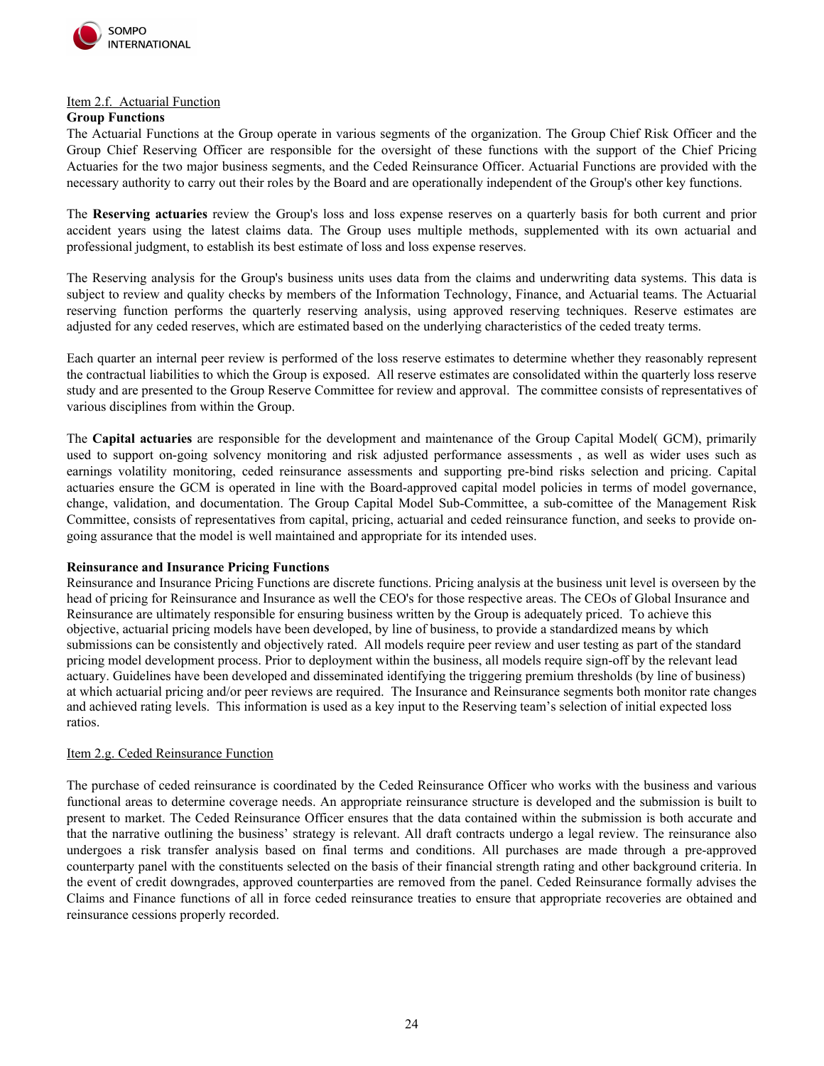Item 2.f. Actuarial Function

**Group Functions**

The Actuarial Functions at the Group operate in various segments of the organization. The Group Chief Risk Officer and the Group Chief Reserving Officer are responsible for the oversight of these functions with the support of the Chief Pricing Actuaries for the two major business segments, and the Ceded Reinsurance Officer. Actuarial Functions are provided with the necessary authority to carry out their roles by the Board and are operationally independent of the Group's other key functions.

The **Reserving actuaries** review the Group's loss and loss expense reserves on a quarterly basis for both current and prior accident years using the latest claims data. The Group uses multiple methods, supplemented with its own actuarial and professional judgment, to establish its best estimate of loss and loss expense reserves.

The Reserving analysis for the Group's business units uses data from the claims and underwriting data systems. This data is subject to review and quality checks by members of the Information Technology, Finance, and Actuarial teams. The Actuarial reserving function performs the quarterly reserving analysis, using approved reserving techniques. Reserve estimates are adjusted for any ceded reserves, which are estimated based on the underlying characteristics of the ceded treaty terms.

Each quarter an internal peer review is performed of the loss reserve estimates to determine whether they reasonably represent the contractual liabilities to which the Group is exposed. All reserve estimates are consolidated within the quarterly loss reserve study and are presented to the Group Reserve Committee for review and approval. The committee consists of representatives of various disciplines from within the Group.

The **Capital actuaries** are responsible for the development and maintenance of the Group Capital Model( GCM), primarily used to support on-going solvency monitoring and risk adjusted performance assessments , as well as wider uses such as earnings volatility monitoring, ceded reinsurance assessments and supporting pre-bind risks selection and pricing. Capital actuaries ensure the GCM is operated in line with the Board-approved capital model policies in terms of model governance, change, validation, and documentation. The Group Capital Model Sub-Committee, a sub-comittee of the Management Risk Committee, consists of representatives from capital, pricing, actuarial and ceded reinsurance function, and seeks to provide on-going assurance that the model is well maintained and appropriate for its intended uses.

**Reinsurance and Insurance Pricing Functions**

Reinsurance and Insurance Pricing Functions are discrete functions. Pricing analysis at the business unit level is overseen by the head of pricing for Reinsurance and Insurance as well the CEO's for those respective areas. The CEOs of Global Insurance and Reinsurance are ultimately responsible for ensuring business written by the Group is adequately priced. To achieve this objective, actuarial pricing models have been developed, by line of business, to provide a standardized means by which submissions can be consistently and objectively rated. All models require peer review and user testing as part of the standard pricing model development process. Prior to deployment within the business, all models require sign-off by the relevant lead actuary. Guidelines have been developed and disseminated identifying the triggering premium thresholds (by line of business) at which actuarial pricing and/or peer reviews are required. The Insurance and Reinsurance segments both monitor rate changes and achieved rating levels. This information is used as a key input to the Reserving team's selection of initial expected loss ratios.

Item 2.g. Ceded Reinsurance Function

The purchase of ceded reinsurance is coordinated by the Ceded Reinsurance Officer who works with the business and various functional areas to determine coverage needs. An appropriate reinsurance structure is developed and the submission is built to present to market. The Ceded Reinsurance Officer ensures that the data contained within the submission is both accurate and that the narrative outlining the business' strategy is relevant. All draft contracts undergo a legal review. The reinsurance also undergoes a risk transfer analysis based on final terms and conditions. All purchases are made through a pre-approved counterparty panel with the constituents selected on the basis of their financial strength rating and other background criteria. In the event of credit downgrades, approved counterparties are removed from the panel. Ceded Reinsurance formally advises the Claims and Finance functions of all in force ceded reinsurance treaties to ensure that appropriate recoveries are obtained and reinsurance cessions properly recorded.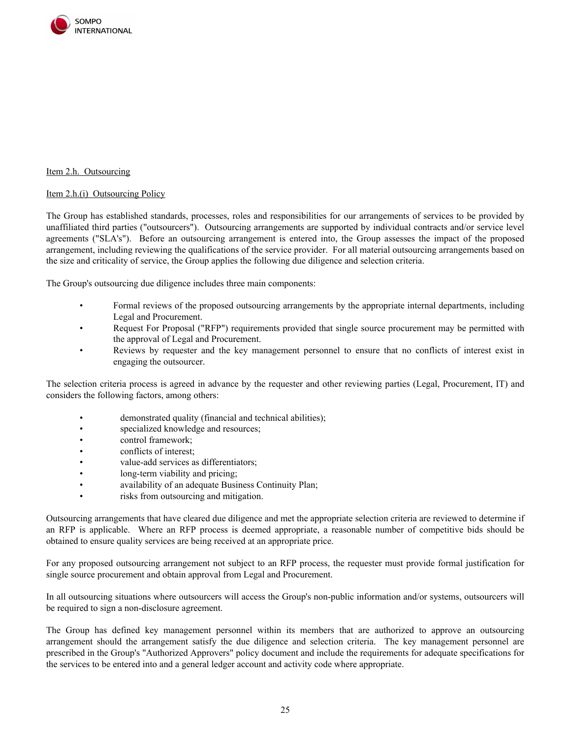Item 2.h. Outsourcing

Item 2.h.(i) Outsourcing Policy

The Group has established standards, processes, roles and responsibilities for our arrangements of services to be provided by unaffiliated third parties ("outsourcers"). Outsourcing arrangements are supported by individual contracts and/or service level agreements ("SLA's"). Before an outsourcing arrangement is entered into, the Group assesses the impact of the proposed arrangement, including reviewing the qualifications of the service provider. For all material outsourcing arrangements based on the size and criticality of service, the Group applies the following due diligence and selection criteria.

The Group's outsourcing due diligence includes three main components:

- Formal reviews of the proposed outsourcing arrangements by the appropriate internal departments, including Legal and Procurement.
- Request For Proposal ("RFP") requirements provided that single source procurement may be permitted with the approval of Legal and Procurement.
- Reviews by requester and the key management personnel to ensure that no conflicts of interest exist in engaging the outsourcer.

The selection criteria process is agreed in advance by the requester and other reviewing parties (Legal, Procurement, IT) and considers the following factors, among others:

- demonstrated quality (financial and technical abilities);
- specialized knowledge and resources;
- control framework;
- conflicts of interest;
- value-add services as differentiators;
- long-term viability and pricing;
- availability of an adequate Business Continuity Plan;
- risks from outsourcing and mitigation.

Outsourcing arrangements that have cleared due diligence and met the appropriate selection criteria are reviewed to determine if an RFP is applicable. Where an RFP process is deemed appropriate, a reasonable number of competitive bids should be obtained to ensure quality services are being received at an appropriate price.

For any proposed outsourcing arrangement not subject to an RFP process, the requester must provide formal justification for single source procurement and obtain approval from Legal and Procurement.

In all outsourcing situations where outsourcers will access the Group's non-public information and/or systems, outsourcers will be required to sign a non-disclosure agreement.

The Group has defined key management personnel within its members that are authorized to approve an outsourcing arrangement should the arrangement satisfy the due diligence and selection criteria. The key management personnel are prescribed in the Group's "Authorized Approvers" policy document and include the requirements for adequate specifications for the services to be entered into and a general ledger account and activity code where appropriate.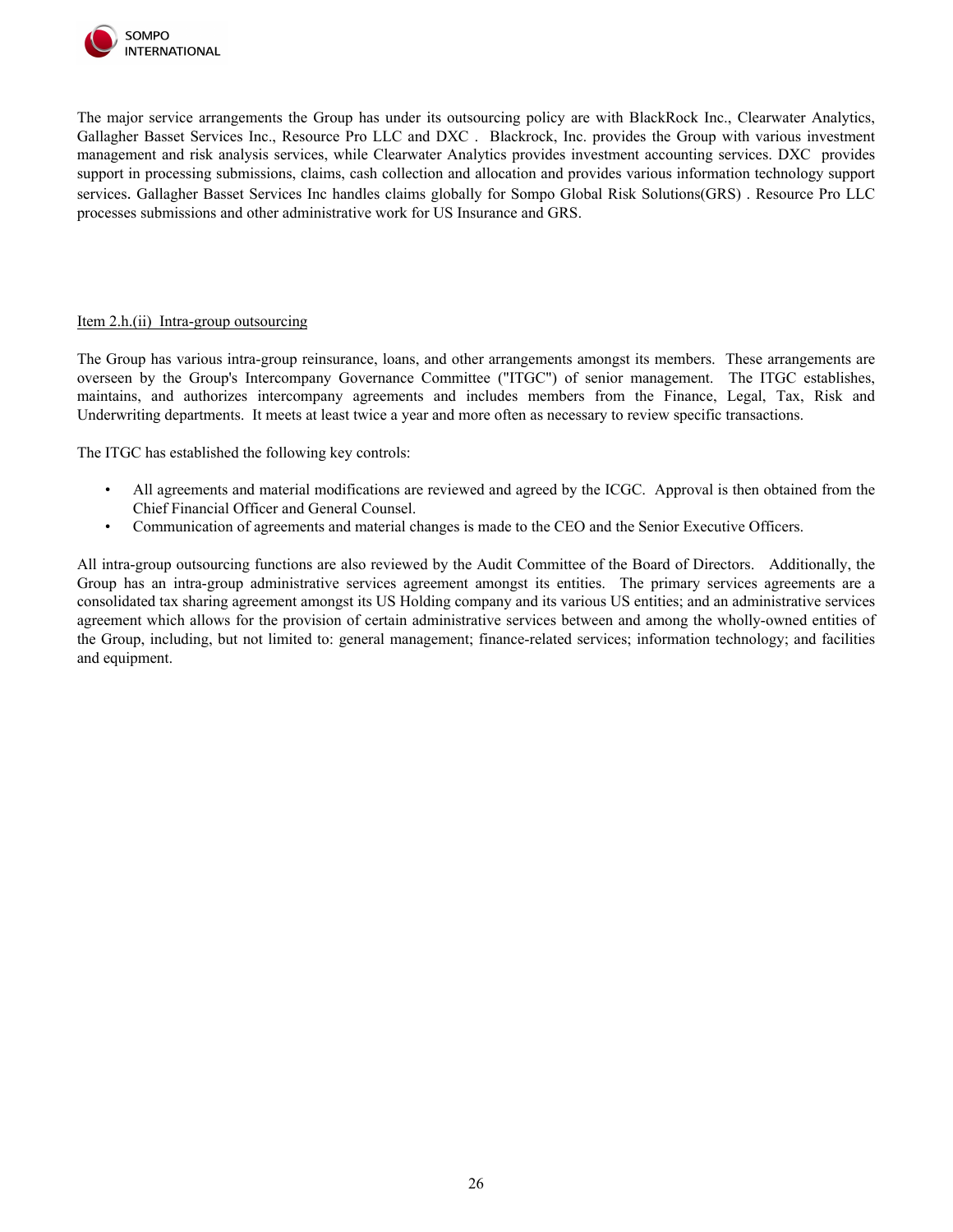The major service arrangements the Group has under its outsourcing policy are with BlackRock Inc., Clearwater Analytics, Gallagher Basset Services Inc., Resource Pro LLC and DXC . Blackrock, Inc. provides the Group with various investment management and risk analysis services, while Clearwater Analytics provides investment accounting services. DXC provides support in processing submissions, claims, cash collection and allocation and provides various information technology support services. Gallagher Basset Services Inc handles claims globally for Sompo Global Risk Solutions(GRS) . Resource Pro LLC processes submissions and other administrative work for US Insurance and GRS.

Item 2.h.(ii) Intra-group outsourcing

The Group has various intra-group reinsurance, loans, and other arrangements amongst its members. These arrangements are overseen by the Group's Intercompany Governance Committee ("ITGC") of senior management. The ITGC establishes, maintains, and authorizes intercompany agreements and includes members from the Finance, Legal, Tax, Risk and Underwriting departments. It meets at least twice a year and more often as necessary to review specific transactions.

The ITGC has established the following key controls:

- All agreements and material modifications are reviewed and agreed by the ICGC. Approval is then obtained from the Chief Financial Officer and General Counsel.
- Communication of agreements and material changes is made to the CEO and the Senior Executive Officers.

All intra-group outsourcing functions are also reviewed by the Audit Committee of the Board of Directors. Additionally, the Group has an intra-group administrative services agreement amongst its entities. The primary services agreements are a consolidated tax sharing agreement amongst its US Holding company and its various US entities; and an administrative services agreement which allows for the provision of certain administrative services between and among the wholly-owned entities of the Group, including, but not limited to: general management; finance-related services; information technology; and facilities and equipment.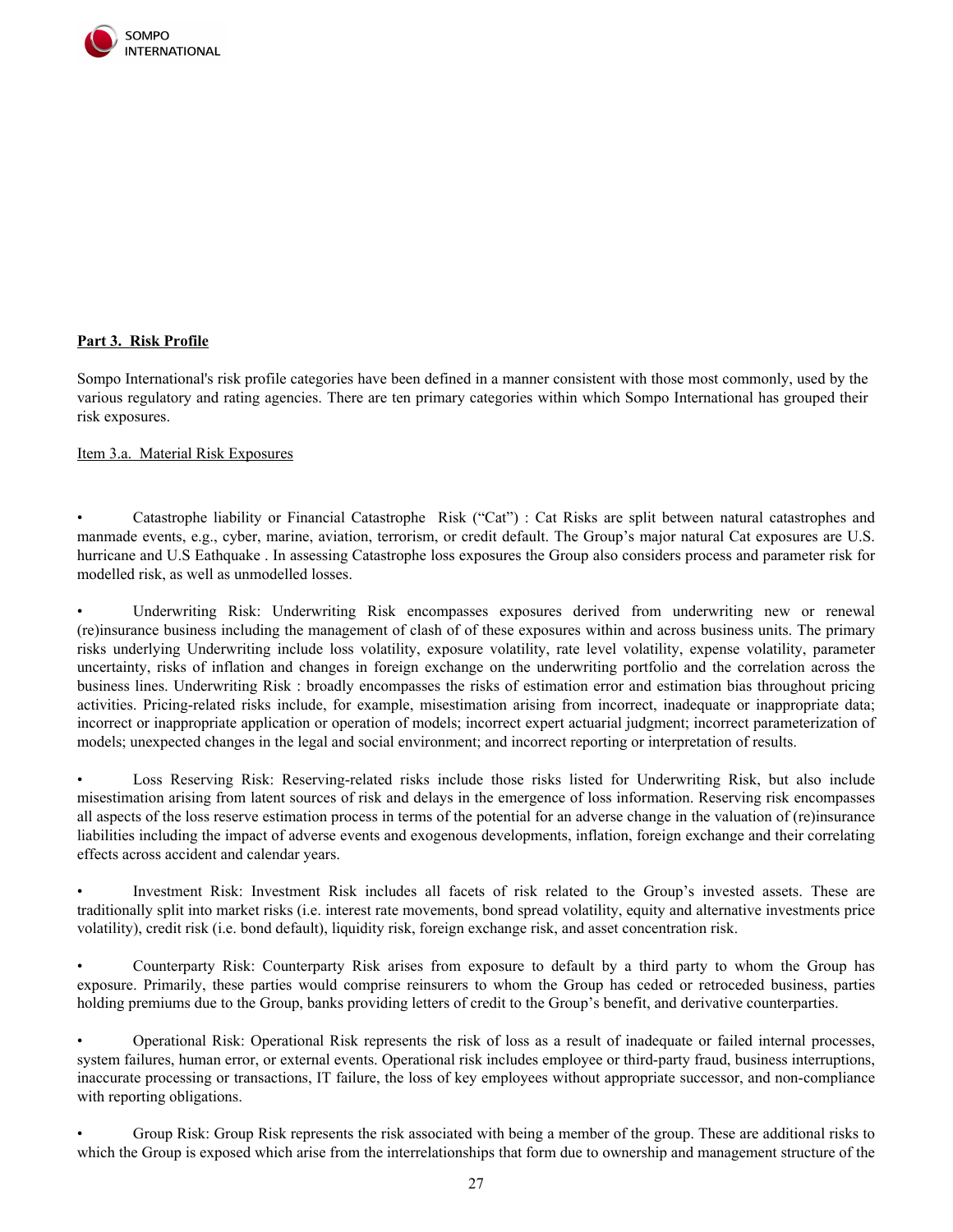**Part 3. Risk Profile**

Sompo International's risk profile categories have been defined in a manner consistent with those most commonly, used by the various regulatory and rating agencies. There are ten primary categories within which Sompo International has grouped their risk exposures.

Item 3.a. Material Risk Exposures

- Catastrophe liability or Financial Catastrophe Risk ("Cat") : Cat Risks are split between natural catastrophes and manmade events, e.g., cyber, marine, aviation, terrorism, or credit default. The Group's major natural Cat exposures are U.S. hurricane and U.S Eathquake . In assessing Catastrophe loss exposures the Group also considers process and parameter risk for modelled risk, as well as unmodelled losses.

- Underwriting Risk: Underwriting Risk encompasses exposures derived from underwriting new or renewal (re)insurance business including the management of clash of of these exposures within and across business units. The primary risks underlying Underwriting include loss volatility, exposure volatility, rate level volatility, expense volatility, parameter uncertainty, risks of inflation and changes in foreign exchange on the underwriting portfolio and the correlation across the business lines. Underwriting Risk : broadly encompasses the risks of estimation error and estimation bias throughout pricing activities. Pricing-related risks include, for example, misestimation arising from incorrect, inadequate or inappropriate data; incorrect or inappropriate application or operation of models; incorrect expert actuarial judgment; incorrect parameterization of models; unexpected changes in the legal and social environment; and incorrect reporting or interpretation of results.

- Loss Reserving Risk: Reserving-related risks include those risks listed for Underwriting Risk, but also include misestimation arising from latent sources of risk and delays in the emergence of loss information. Reserving risk encompasses all aspects of the loss reserve estimation process in terms of the potential for an adverse change in the valuation of (re)insurance liabilities including the impact of adverse events and exogenous developments, inflation, foreign exchange and their correlating effects across accident and calendar years.

- Investment Risk: Investment Risk includes all facets of risk related to the Group's invested assets. These are traditionally split into market risks (i.e. interest rate movements, bond spread volatility, equity and alternative investments price volatility), credit risk (i.e. bond default), liquidity risk, foreign exchange risk, and asset concentration risk.

- Counterparty Risk: Counterparty Risk arises from exposure to default by a third party to whom the Group has exposure. Primarily, these parties would comprise reinsurers to whom the Group has ceded or retroceded business, parties holding premiums due to the Group, banks providing letters of credit to the Group's benefit, and derivative counterparties.

- Operational Risk: Operational Risk represents the risk of loss as a result of inadequate or failed internal processes, system failures, human error, or external events. Operational risk includes employee or third-party fraud, business interruptions, inaccurate processing or transactions, IT failure, the loss of key employees without appropriate successor, and non-compliance with reporting obligations.

- Group Risk: Group Risk represents the risk associated with being a member of the group. These are additional risks to which the Group is exposed which arise from the interrelationships that form due to ownership and management structure of the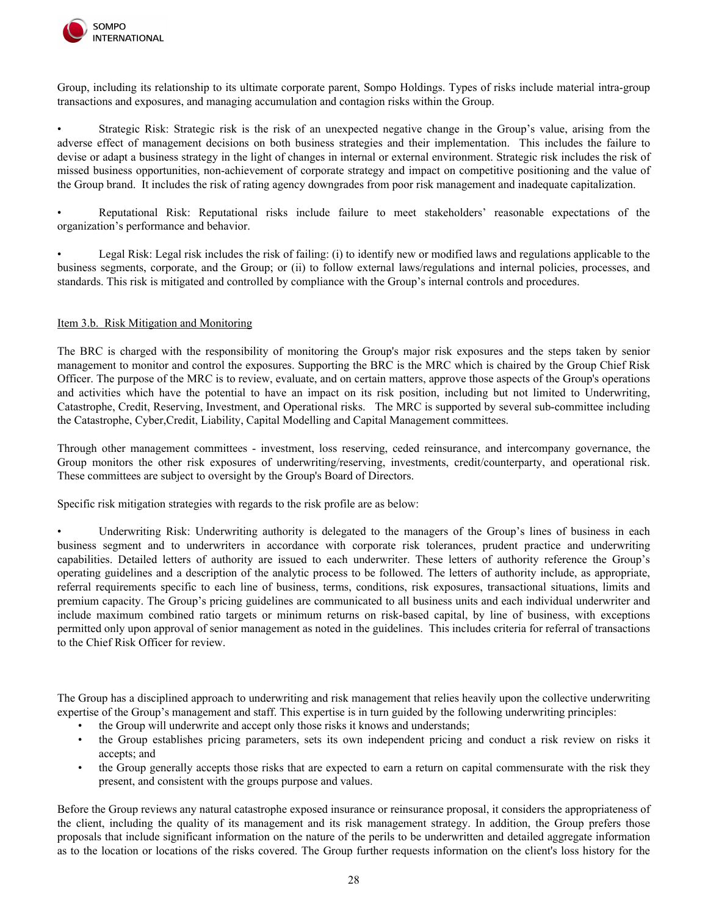Group, including its relationship to its ultimate corporate parent, Sompo Holdings. Types of risks include material intra-group transactions and exposures, and managing accumulation and contagion risks within the Group.

- Strategic Risk: Strategic risk is the risk of an unexpected negative change in the Group's value, arising from the adverse effect of management decisions on both business strategies and their implementation. This includes the failure to devise or adapt a business strategy in the light of changes in internal or external environment. Strategic risk includes the risk of missed business opportunities, non-achievement of corporate strategy and impact on competitive positioning and the value of the Group brand. It includes the risk of rating agency downgrades from poor risk management and inadequate capitalization.

- Reputational Risk: Reputational risks include failure to meet stakeholders' reasonable expectations of the organization's performance and behavior.

- Legal Risk: Legal risk includes the risk of failing: (i) to identify new or modified laws and regulations applicable to the business segments, corporate, and the Group; or (ii) to follow external laws/regulations and internal policies, processes, and standards. This risk is mitigated and controlled by compliance with the Group's internal controls and procedures.

Item 3.b. Risk Mitigation and Monitoring

The BRC is charged with the responsibility of monitoring the Group's major risk exposures and the steps taken by senior management to monitor and control the exposures. Supporting the BRC is the MRC which is chaired by the Group Chief Risk Officer. The purpose of the MRC is to review, evaluate, and on certain matters, approve those aspects of the Group's operations and activities which have the potential to have an impact on its risk position, including but not limited to Underwriting, Catastrophe, Credit, Reserving, Investment, and Operational risks. The MRC is supported by several sub-committee including the Catastrophe, Cyber,Credit, Liability, Capital Modelling and Capital Management committees.

Through other management committees - investment, loss reserving, ceded reinsurance, and intercompany governance, the Group monitors the other risk exposures of underwriting/reserving, investments, credit/counterparty, and operational risk. These committees are subject to oversight by the Group's Board of Directors.

Specific risk mitigation strategies with regards to the risk profile are as below:

- Underwriting Risk: Underwriting authority is delegated to the managers of the Group's lines of business in each business segment and to underwriters in accordance with corporate risk tolerances, prudent practice and underwriting capabilities. Detailed letters of authority are issued to each underwriter. These letters of authority reference the Group's operating guidelines and a description of the analytic process to be followed. The letters of authority include, as appropriate, referral requirements specific to each line of business, terms, conditions, risk exposures, transactional situations, limits and premium capacity. The Group's pricing guidelines are communicated to all business units and each individual underwriter and include maximum combined ratio targets or minimum returns on risk-based capital, by line of business, with exceptions permitted only upon approval of senior management as noted in the guidelines. This includes criteria for referral of transactions to the Chief Risk Officer for review.

The Group has a disciplined approach to underwriting and risk management that relies heavily upon the collective underwriting expertise of the Group's management and staff. This expertise is in turn guided by the following underwriting principles:

- the Group will underwrite and accept only those risks it knows and understands;
- the Group establishes pricing parameters, sets its own independent pricing and conduct a risk review on risks it accepts; and
- the Group generally accepts those risks that are expected to earn a return on capital commensurate with the risk they present, and consistent with the groups purpose and values.

Before the Group reviews any natural catastrophe exposed insurance or reinsurance proposal, it considers the appropriateness of the client, including the quality of its management and its risk management strategy. In addition, the Group prefers those proposals that include significant information on the nature of the perils to be underwritten and detailed aggregate information as to the location or locations of the risks covered. The Group further requests information on the client's loss history for the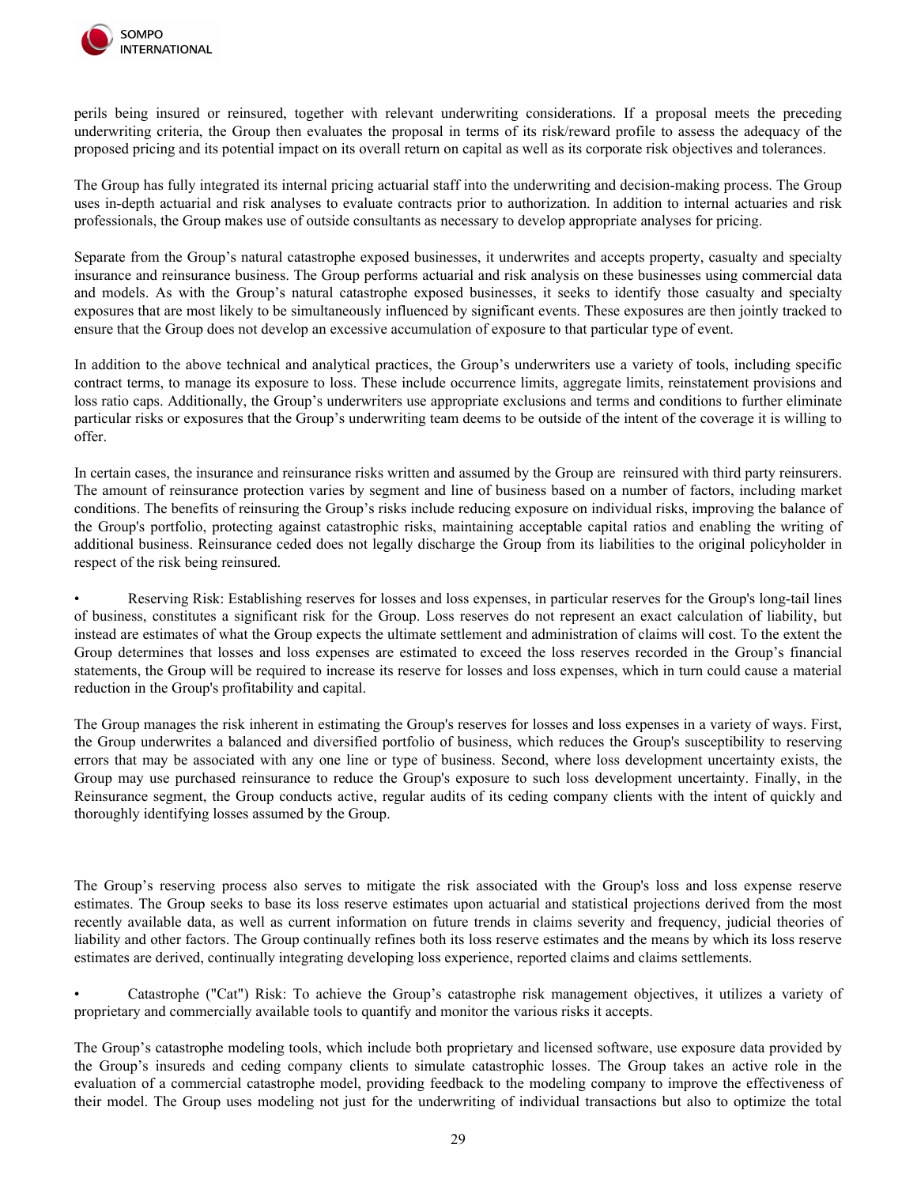perils being insured or reinsured, together with relevant underwriting considerations. If a proposal meets the preceding underwriting criteria, the Group then evaluates the proposal in terms of its risk/reward profile to assess the adequacy of the proposed pricing and its potential impact on its overall return on capital as well as its corporate risk objectives and tolerances.

The Group has fully integrated its internal pricing actuarial staff into the underwriting and decision-making process. The Group uses in-depth actuarial and risk analyses to evaluate contracts prior to authorization. In addition to internal actuaries and risk professionals, the Group makes use of outside consultants as necessary to develop appropriate analyses for pricing.

Separate from the Group's natural catastrophe exposed businesses, it underwrites and accepts property, casualty and specialty insurance and reinsurance business. The Group performs actuarial and risk analysis on these businesses using commercial data and models. As with the Group's natural catastrophe exposed businesses, it seeks to identify those casualty and specialty exposures that are most likely to be simultaneously influenced by significant events. These exposures are then jointly tracked to ensure that the Group does not develop an excessive accumulation of exposure to that particular type of event.

In addition to the above technical and analytical practices, the Group's underwriters use a variety of tools, including specific contract terms, to manage its exposure to loss. These include occurrence limits, aggregate limits, reinstatement provisions and loss ratio caps. Additionally, the Group's underwriters use appropriate exclusions and terms and conditions to further eliminate particular risks or exposures that the Group's underwriting team deems to be outside of the intent of the coverage it is willing to offer.

In certain cases, the insurance and reinsurance risks written and assumed by the Group are reinsured with third party reinsurers. The amount of reinsurance protection varies by segment and line of business based on a number of factors, including market conditions. The benefits of reinsuring the Group's risks include reducing exposure on individual risks, improving the balance of the Group's portfolio, protecting against catastrophic risks, maintaining acceptable capital ratios and enabling the writing of additional business. Reinsurance ceded does not legally discharge the Group from its liabilities to the original policyholder in respect of the risk being reinsured.

- Reserving Risk: Establishing reserves for losses and loss expenses, in particular reserves for the Group's long-tail lines of business, constitutes a significant risk for the Group. Loss reserves do not represent an exact calculation of liability, but instead are estimates of what the Group expects the ultimate settlement and administration of claims will cost. To the extent the Group determines that losses and loss expenses are estimated to exceed the loss reserves recorded in the Group's financial statements, the Group will be required to increase its reserve for losses and loss expenses, which in turn could cause a material reduction in the Group's profitability and capital.

The Group manages the risk inherent in estimating the Group's reserves for losses and loss expenses in a variety of ways. First, the Group underwrites a balanced and diversified portfolio of business, which reduces the Group's susceptibility to reserving errors that may be associated with any one line or type of business. Second, where loss development uncertainty exists, the Group may use purchased reinsurance to reduce the Group's exposure to such loss development uncertainty. Finally, in the Reinsurance segment, the Group conducts active, regular audits of its ceding company clients with the intent of quickly and thoroughly identifying losses assumed by the Group.

The Group's reserving process also serves to mitigate the risk associated with the Group's loss and loss expense reserve estimates. The Group seeks to base its loss reserve estimates upon actuarial and statistical projections derived from the most recently available data, as well as current information on future trends in claims severity and frequency, judicial theories of liability and other factors. The Group continually refines both its loss reserve estimates and the means by which its loss reserve estimates are derived, continually integrating developing loss experience, reported claims and claims settlements.

- Catastrophe ("Cat") Risk: To achieve the Group's catastrophe risk management objectives, it utilizes a variety of proprietary and commercially available tools to quantify and monitor the various risks it accepts.

The Group's catastrophe modeling tools, which include both proprietary and licensed software, use exposure data provided by the Group's insureds and ceding company clients to simulate catastrophic losses. The Group takes an active role in the evaluation of a commercial catastrophe model, providing feedback to the modeling company to improve the effectiveness of their model. The Group uses modeling not just for the underwriting of individual transactions but also to optimize the total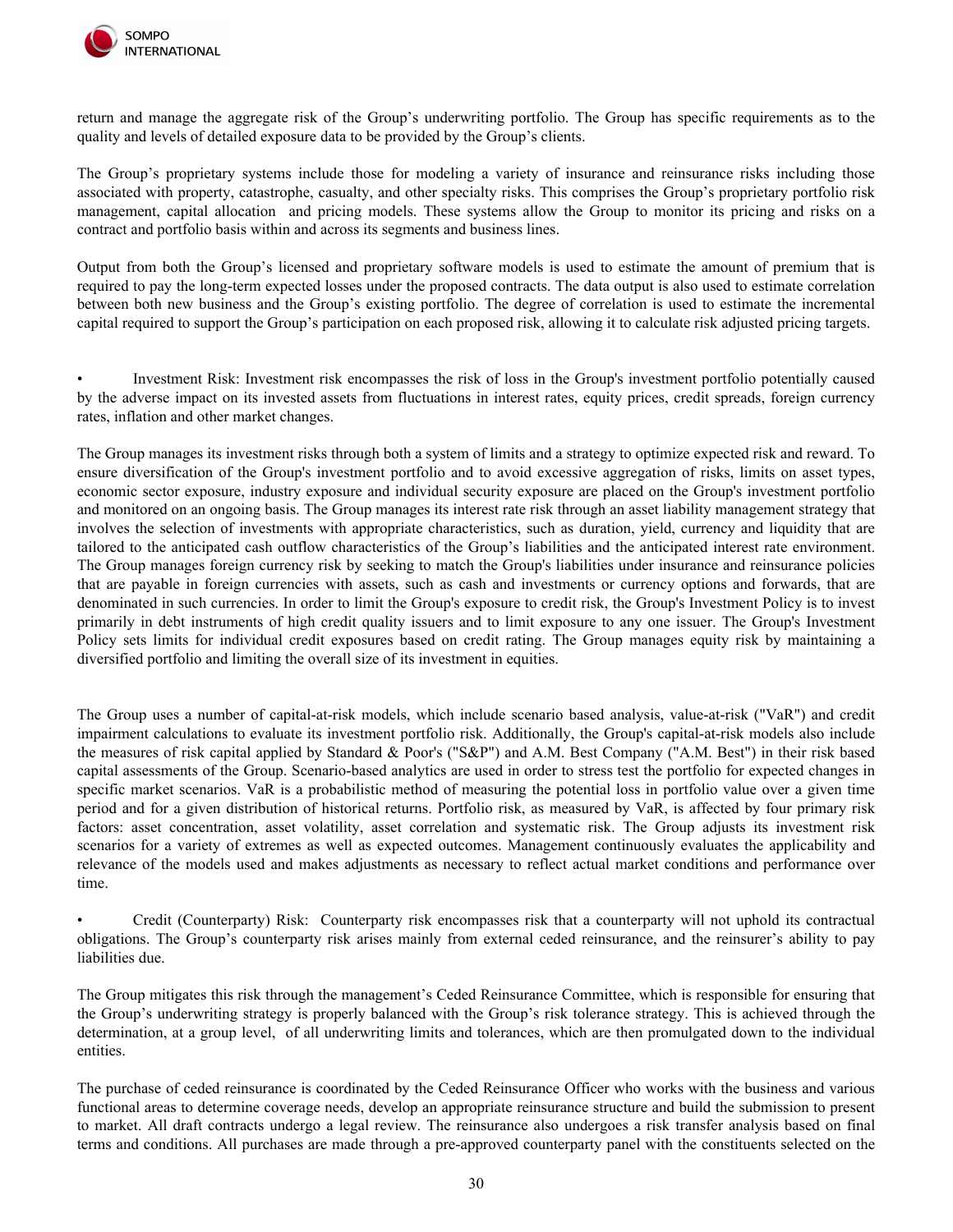return and manage the aggregate risk of the Group's underwriting portfolio. The Group has specific requirements as to the quality and levels of detailed exposure data to be provided by the Group's clients.

The Group's proprietary systems include those for modeling a variety of insurance and reinsurance risks including those associated with property, catastrophe, casualty, and other specialty risks. This comprises the Group's proprietary portfolio risk management, capital allocation and pricing models. These systems allow the Group to monitor its pricing and risks on a contract and portfolio basis within and across its segments and business lines.

Output from both the Group's licensed and proprietary software models is used to estimate the amount of premium that is required to pay the long-term expected losses under the proposed contracts. The data output is also used to estimate correlation between both new business and the Group's existing portfolio. The degree of correlation is used to estimate the incremental capital required to support the Group's participation on each proposed risk, allowing it to calculate risk adjusted pricing targets.

- Investment Risk: Investment risk encompasses the risk of loss in the Group's investment portfolio potentially caused by the adverse impact on its invested assets from fluctuations in interest rates, equity prices, credit spreads, foreign currency rates, inflation and other market changes.

The Group manages its investment risks through both a system of limits and a strategy to optimize expected risk and reward. To ensure diversification of the Group's investment portfolio and to avoid excessive aggregation of risks, limits on asset types, economic sector exposure, industry exposure and individual security exposure are placed on the Group's investment portfolio and monitored on an ongoing basis. The Group manages its interest rate risk through an asset liability management strategy that involves the selection of investments with appropriate characteristics, such as duration, yield, currency and liquidity that are tailored to the anticipated cash outflow characteristics of the Group's liabilities and the anticipated interest rate environment. The Group manages foreign currency risk by seeking to match the Group's liabilities under insurance and reinsurance policies that are payable in foreign currencies with assets, such as cash and investments or currency options and forwards, that are denominated in such currencies. In order to limit the Group's exposure to credit risk, the Group's Investment Policy is to invest primarily in debt instruments of high credit quality issuers and to limit exposure to any one issuer. The Group's Investment Policy sets limits for individual credit exposures based on credit rating. The Group manages equity risk by maintaining a diversified portfolio and limiting the overall size of its investment in equities.

The Group uses a number of capital-at-risk models, which include scenario based analysis, value-at-risk ("VaR") and credit impairment calculations to evaluate its investment portfolio risk. Additionally, the Group's capital-at-risk models also include the measures of risk capital applied by Standard & Poor's ("S&P") and A.M. Best Company ("A.M. Best") in their risk based capital assessments of the Group. Scenario-based analytics are used in order to stress test the portfolio for expected changes in specific market scenarios. VaR is a probabilistic method of measuring the potential loss in portfolio value over a given time period and for a given distribution of historical returns. Portfolio risk, as measured by VaR, is affected by four primary risk factors: asset concentration, asset volatility, asset correlation and systematic risk. The Group adjusts its investment risk scenarios for a variety of extremes as well as expected outcomes. Management continuously evaluates the applicability and relevance of the models used and makes adjustments as necessary to reflect actual market conditions and performance over time.

- Credit (Counterparty) Risk: Counterparty risk encompasses risk that a counterparty will not uphold its contractual obligations. The Group's counterparty risk arises mainly from external ceded reinsurance, and the reinsurer's ability to pay liabilities due.

The Group mitigates this risk through the management's Ceded Reinsurance Committee, which is responsible for ensuring that the Group's underwriting strategy is properly balanced with the Group's risk tolerance strategy. This is achieved through the determination, at a group level, of all underwriting limits and tolerances, which are then promulgated down to the individual entities.

The purchase of ceded reinsurance is coordinated by the Ceded Reinsurance Officer who works with the business and various functional areas to determine coverage needs, develop an appropriate reinsurance structure and build the submission to present to market. All draft contracts undergo a legal review. The reinsurance also undergoes a risk transfer analysis based on final terms and conditions. All purchases are made through a pre-approved counterparty panel with the constituents selected on the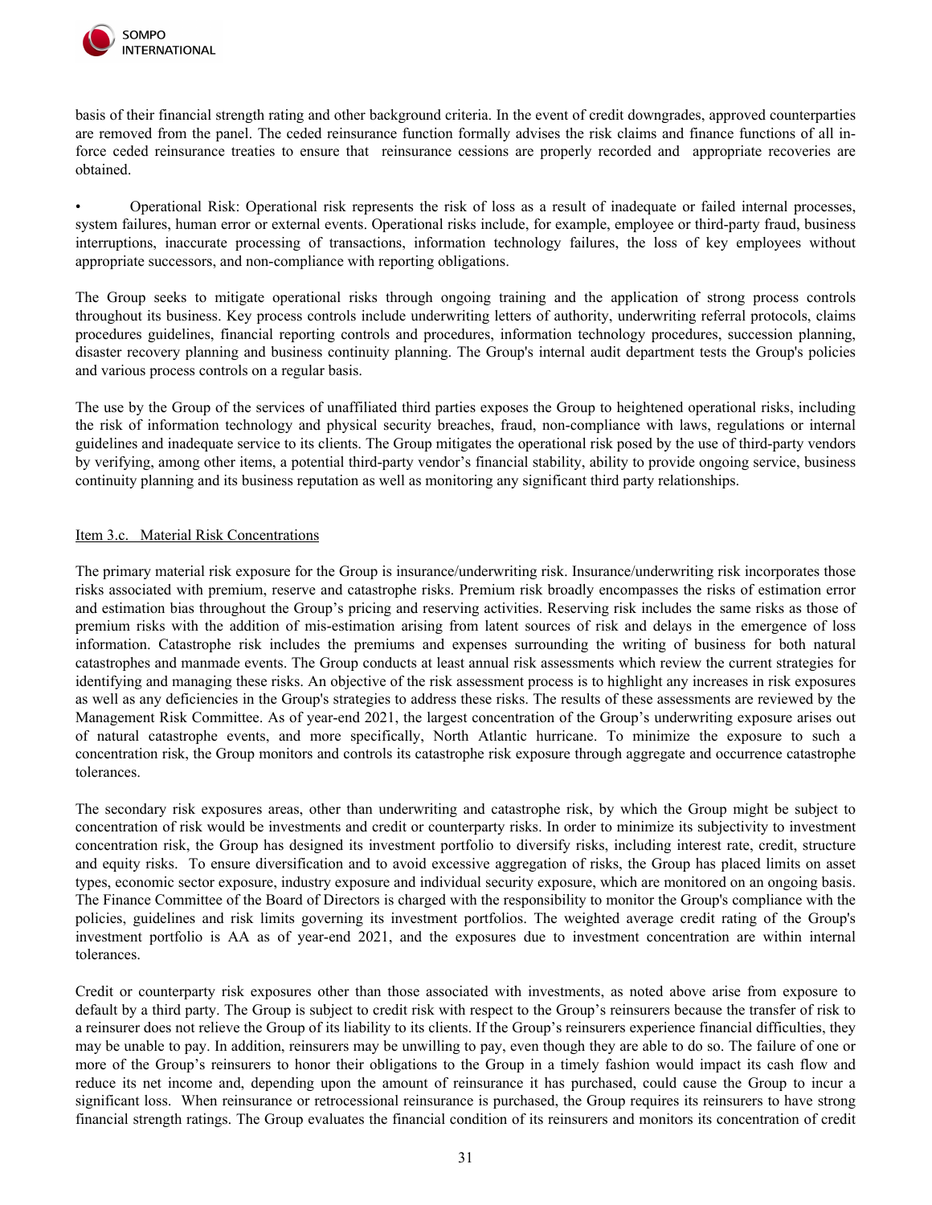basis of their financial strength rating and other background criteria. In the event of credit downgrades, approved counterparties are removed from the panel. The ceded reinsurance function formally advises the risk claims and finance functions of all in-force ceded reinsurance treaties to ensure that reinsurance cessions are properly recorded and appropriate recoveries are obtained.

- Operational Risk: Operational risk represents the risk of loss as a result of inadequate or failed internal processes, system failures, human error or external events. Operational risks include, for example, employee or third-party fraud, business interruptions, inaccurate processing of transactions, information technology failures, the loss of key employees without appropriate successors, and non-compliance with reporting obligations.

The Group seeks to mitigate operational risks through ongoing training and the application of strong process controls throughout its business. Key process controls include underwriting letters of authority, underwriting referral protocols, claims procedures guidelines, financial reporting controls and procedures, information technology procedures, succession planning, disaster recovery planning and business continuity planning. The Group's internal audit department tests the Group's policies and various process controls on a regular basis.

The use by the Group of the services of unaffiliated third parties exposes the Group to heightened operational risks, including the risk of information technology and physical security breaches, fraud, non-compliance with laws, regulations or internal guidelines and inadequate service to its clients. The Group mitigates the operational risk posed by the use of third-party vendors by verifying, among other items, a potential third-party vendor's financial stability, ability to provide ongoing service, business continuity planning and its business reputation as well as monitoring any significant third party relationships.

## Item 3.c. Material Risk Concentrations

The primary material risk exposure for the Group is insurance/underwriting risk. Insurance/underwriting risk incorporates those risks associated with premium, reserve and catastrophe risks. Premium risk broadly encompasses the risks of estimation error and estimation bias throughout the Group's pricing and reserving activities. Reserving risk includes the same risks as those of premium risks with the addition of mis-estimation arising from latent sources of risk and delays in the emergence of loss information. Catastrophe risk includes the premiums and expenses surrounding the writing of business for both natural catastrophes and manmade events. The Group conducts at least annual risk assessments which review the current strategies for identifying and managing these risks. An objective of the risk assessment process is to highlight any increases in risk exposures as well as any deficiencies in the Group's strategies to address these risks. The results of these assessments are reviewed by the Management Risk Committee. As of year-end 2021, the largest concentration of the Group's underwriting exposure arises out of natural catastrophe events, and more specifically, North Atlantic hurricane. To minimize the exposure to such a concentration risk, the Group monitors and controls its catastrophe risk exposure through aggregate and occurrence catastrophe tolerances.

The secondary risk exposures areas, other than underwriting and catastrophe risk, by which the Group might be subject to concentration of risk would be investments and credit or counterparty risks. In order to minimize its subjectivity to investment concentration risk, the Group has designed its investment portfolio to diversify risks, including interest rate, credit, structure and equity risks. To ensure diversification and to avoid excessive aggregation of risks, the Group has placed limits on asset types, economic sector exposure, industry exposure and individual security exposure, which are monitored on an ongoing basis. The Finance Committee of the Board of Directors is charged with the responsibility to monitor the Group's compliance with the policies, guidelines and risk limits governing its investment portfolios. The weighted average credit rating of the Group's investment portfolio is AA as of year-end 2021, and the exposures due to investment concentration are within internal tolerances.

Credit or counterparty risk exposures other than those associated with investments, as noted above arise from exposure to default by a third party. The Group is subject to credit risk with respect to the Group's reinsurers because the transfer of risk to a reinsurer does not relieve the Group of its liability to its clients. If the Group's reinsurers experience financial difficulties, they may be unable to pay. In addition, reinsurers may be unwilling to pay, even though they are able to do so. The failure of one or more of the Group's reinsurers to honor their obligations to the Group in a timely fashion would impact its cash flow and reduce its net income and, depending upon the amount of reinsurance it has purchased, could cause the Group to incur a significant loss. When reinsurance or retrocessional reinsurance is purchased, the Group requires its reinsurers to have strong financial strength ratings. The Group evaluates the financial condition of its reinsurers and monitors its concentration of credit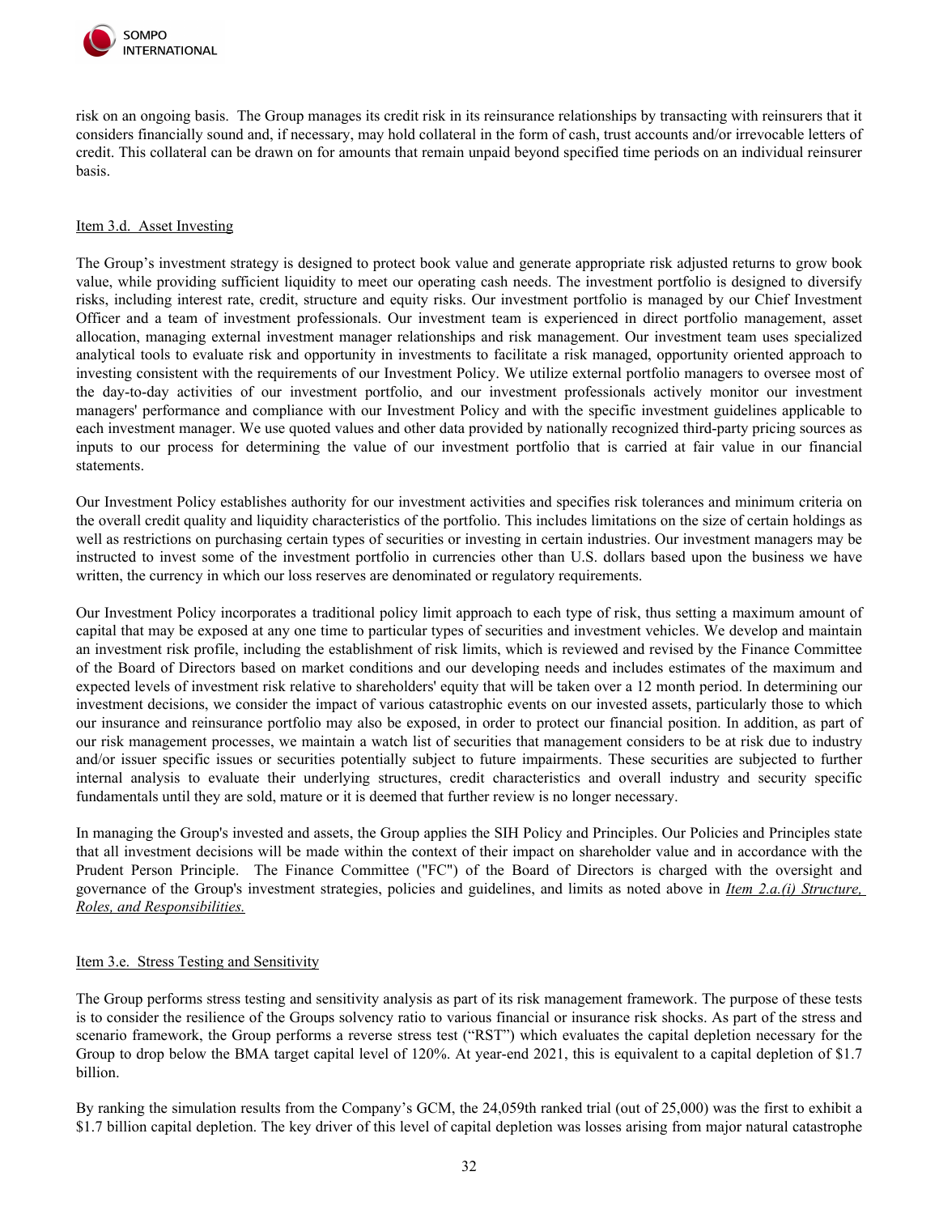risk on an ongoing basis. The Group manages its credit risk in its reinsurance relationships by transacting with reinsurers that it considers financially sound and, if necessary, may hold collateral in the form of cash, trust accounts and/or irrevocable letters of credit. This collateral can be drawn on for amounts that remain unpaid beyond specified time periods on an individual reinsurer basis.

Item 3.d. Asset Investing

The Group's investment strategy is designed to protect book value and generate appropriate risk adjusted returns to grow book value, while providing sufficient liquidity to meet our operating cash needs. The investment portfolio is designed to diversify risks, including interest rate, credit, structure and equity risks. Our investment portfolio is managed by our Chief Investment Officer and a team of investment professionals. Our investment team is experienced in direct portfolio management, asset allocation, managing external investment manager relationships and risk management. Our investment team uses specialized analytical tools to evaluate risk and opportunity in investments to facilitate a risk managed, opportunity oriented approach to investing consistent with the requirements of our Investment Policy. We utilize external portfolio managers to oversee most of the day-to-day activities of our investment portfolio, and our investment professionals actively monitor our investment managers' performance and compliance with our Investment Policy and with the specific investment guidelines applicable to each investment manager. We use quoted values and other data provided by nationally recognized third-party pricing sources as inputs to our process for determining the value of our investment portfolio that is carried at fair value in our financial statements.

Our Investment Policy establishes authority for our investment activities and specifies risk tolerances and minimum criteria on the overall credit quality and liquidity characteristics of the portfolio. This includes limitations on the size of certain holdings as well as restrictions on purchasing certain types of securities or investing in certain industries. Our investment managers may be instructed to invest some of the investment portfolio in currencies other than U.S. dollars based upon the business we have written, the currency in which our loss reserves are denominated or regulatory requirements.

Our Investment Policy incorporates a traditional policy limit approach to each type of risk, thus setting a maximum amount of capital that may be exposed at any one time to particular types of securities and investment vehicles. We develop and maintain an investment risk profile, including the establishment of risk limits, which is reviewed and revised by the Finance Committee of the Board of Directors based on market conditions and our developing needs and includes estimates of the maximum and expected levels of investment risk relative to shareholders' equity that will be taken over a 12 month period. In determining our investment decisions, we consider the impact of various catastrophic events on our invested assets, particularly those to which our insurance and reinsurance portfolio may also be exposed, in order to protect our financial position. In addition, as part of our risk management processes, we maintain a watch list of securities that management considers to be at risk due to industry and/or issuer specific issues or securities potentially subject to future impairments. These securities are subjected to further internal analysis to evaluate their underlying structures, credit characteristics and overall industry and security specific fundamentals until they are sold, mature or it is deemed that further review is no longer necessary.

In managing the Group's invested and assets, the Group applies the SIH Policy and Principles. Our Policies and Principles state that all investment decisions will be made within the context of their impact on shareholder value and in accordance with the Prudent Person Principle. The Finance Committee ("FC") of the Board of Directors is charged with the oversight and governance of the Group's investment strategies, policies and guidelines, and limits as noted above in *Item 2.a.(i) Structure, Roles, and Responsibilities.*

Item 3.e. Stress Testing and Sensitivity

The Group performs stress testing and sensitivity analysis as part of its risk management framework. The purpose of these tests is to consider the resilience of the Groups solvency ratio to various financial or insurance risk shocks. As part of the stress and scenario framework, the Group performs a reverse stress test ("RST") which evaluates the capital depletion necessary for the Group to drop below the BMA target capital level of 120%. At year-end 2021, this is equivalent to a capital depletion of $1.7 billion.

By ranking the simulation results from the Company's GCM, the 24,059th ranked trial (out of 25,000) was the first to exhibit a $1.7 billion capital depletion. The key driver of this level of capital depletion was losses arising from major natural catastrophe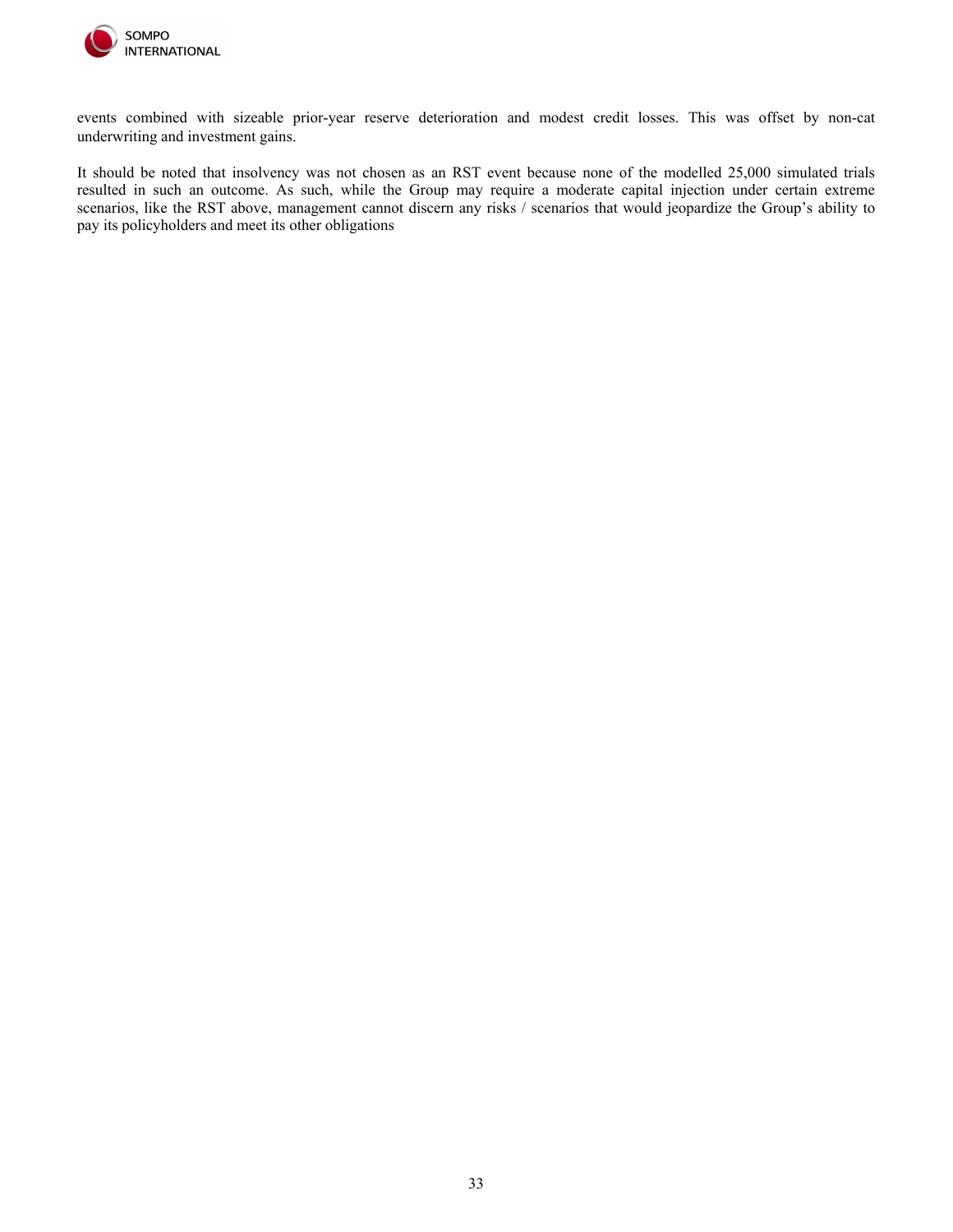events combined with sizeable prior-year reserve deterioration and modest credit losses. This was offset by non-cat underwriting and investment gains.

It should be noted that insolvency was not chosen as an RST event because none of the modelled 25,000 simulated trials resulted in such an outcome. As such, while the Group may require a moderate capital injection under certain extreme scenarios, like the RST above, management cannot discern any risks / scenarios that would jeopardize the Group's ability to pay its policyholders and meet its other obligations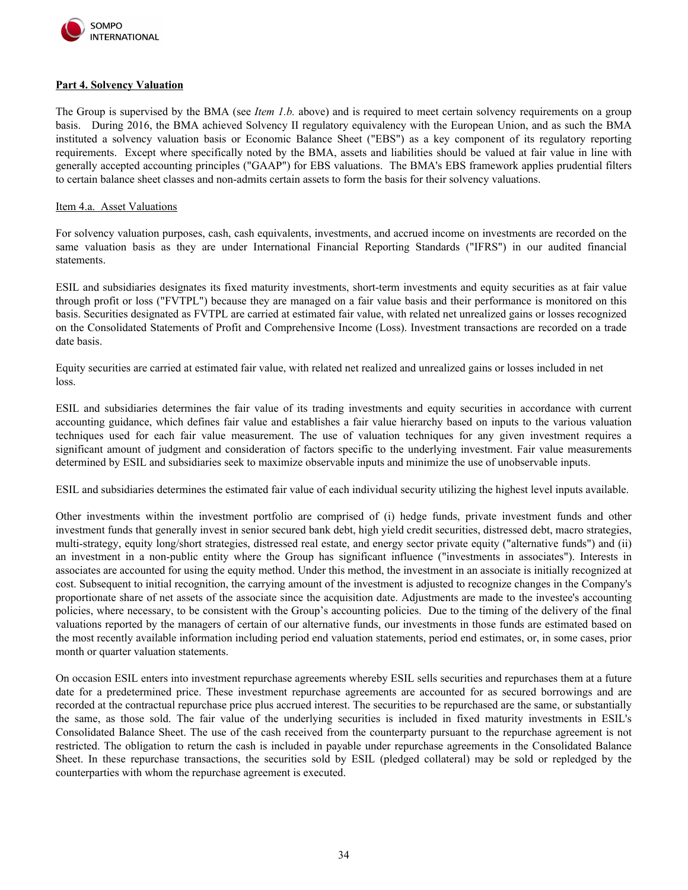## Part 4. Solvency Valuation

The Group is supervised by the BMA (see *Item 1.b.* above) and is required to meet certain solvency requirements on a group basis. During 2016, the BMA achieved Solvency II regulatory equivalency with the European Union, and as such the BMA instituted a solvency valuation basis or Economic Balance Sheet ("EBS") as a key component of its regulatory reporting requirements. Except where specifically noted by the BMA, assets and liabilities should be valued at fair value in line with generally accepted accounting principles ("GAAP") for EBS valuations. The BMA's EBS framework applies prudential filters to certain balance sheet classes and non-admits certain assets to form the basis for their solvency valuations.

### Item 4.a. Asset Valuations

For solvency valuation purposes, cash, cash equivalents, investments, and accrued income on investments are recorded on the same valuation basis as they are under International Financial Reporting Standards ("IFRS") in our audited financial statements.

ESIL and subsidiaries designates its fixed maturity investments, short-term investments and equity securities as at fair value through profit or loss ("FVTPL") because they are managed on a fair value basis and their performance is monitored on this basis. Securities designated as FVTPL are carried at estimated fair value, with related net unrealized gains or losses recognized on the Consolidated Statements of Profit and Comprehensive Income (Loss). Investment transactions are recorded on a trade date basis.

Equity securities are carried at estimated fair value, with related net realized and unrealized gains or losses included in net loss.

ESIL and subsidiaries determines the fair value of its trading investments and equity securities in accordance with current accounting guidance, which defines fair value and establishes a fair value hierarchy based on inputs to the various valuation techniques used for each fair value measurement. The use of valuation techniques for any given investment requires a significant amount of judgment and consideration of factors specific to the underlying investment. Fair value measurements determined by ESIL and subsidiaries seek to maximize observable inputs and minimize the use of unobservable inputs.

ESIL and subsidiaries determines the estimated fair value of each individual security utilizing the highest level inputs available.

Other investments within the investment portfolio are comprised of (i) hedge funds, private investment funds and other investment funds that generally invest in senior secured bank debt, high yield credit securities, distressed debt, macro strategies, multi-strategy, equity long/short strategies, distressed real estate, and energy sector private equity ("alternative funds") and (ii) an investment in a non-public entity where the Group has significant influence ("investments in associates"). Interests in associates are accounted for using the equity method. Under this method, the investment in an associate is initially recognized at cost. Subsequent to initial recognition, the carrying amount of the investment is adjusted to recognize changes in the Company's proportionate share of net assets of the associate since the acquisition date. Adjustments are made to the investee's accounting policies, where necessary, to be consistent with the Group's accounting policies. Due to the timing of the delivery of the final valuations reported by the managers of certain of our alternative funds, our investments in those funds are estimated based on the most recently available information including period end valuation statements, period end estimates, or, in some cases, prior month or quarter valuation statements.

On occasion ESIL enters into investment repurchase agreements whereby ESIL sells securities and repurchases them at a future date for a predetermined price. These investment repurchase agreements are accounted for as secured borrowings and are recorded at the contractual repurchase price plus accrued interest. The securities to be repurchased are the same, or substantially the same, as those sold. The fair value of the underlying securities is included in fixed maturity investments in ESIL's Consolidated Balance Sheet. The use of the cash received from the counterparty pursuant to the repurchase agreement is not restricted. The obligation to return the cash is included in payable under repurchase agreements in the Consolidated Balance Sheet. In these repurchase transactions, the securities sold by ESIL (pledged collateral) may be sold or repledged by the counterparties with whom the repurchase agreement is executed.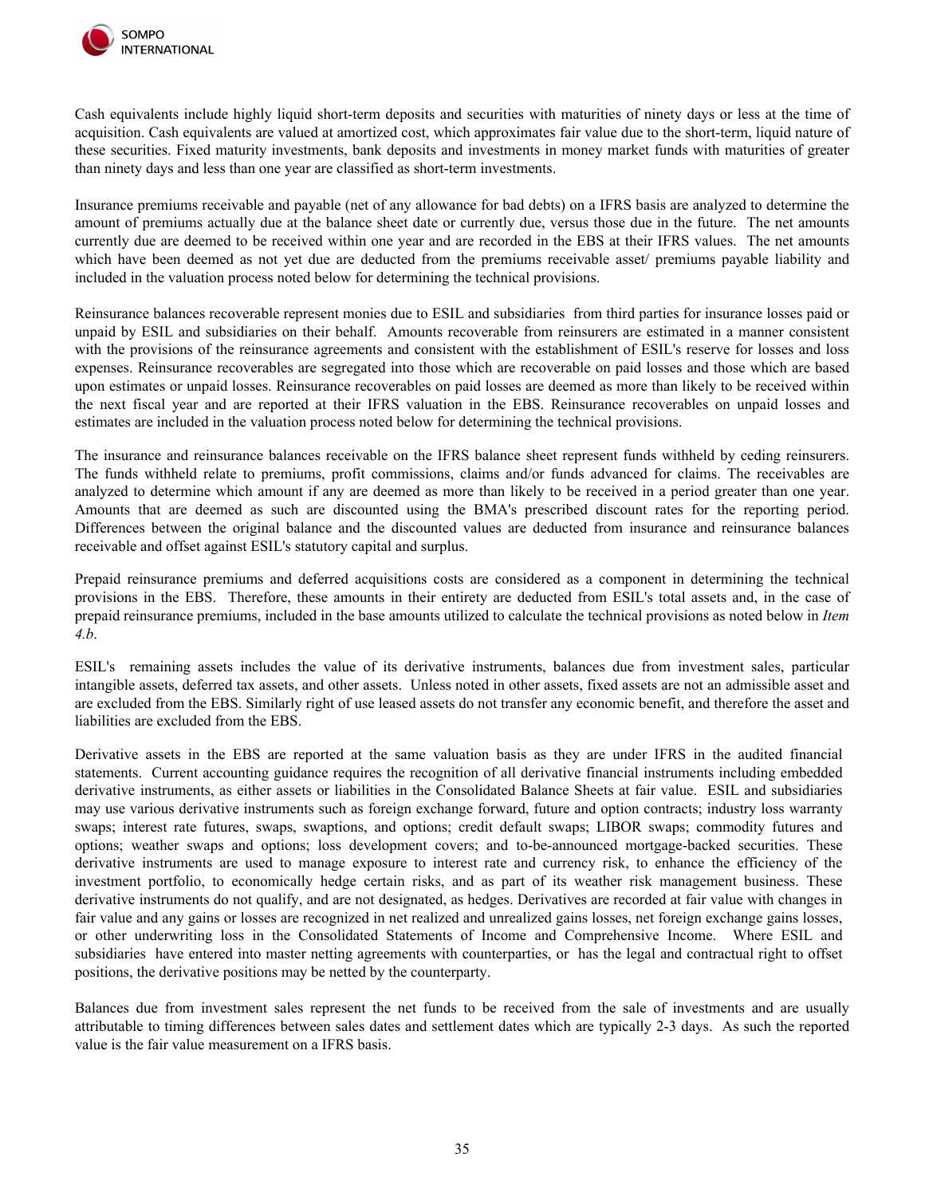Cash equivalents include highly liquid short-term deposits and securities with maturities of ninety days or less at the time of acquisition. Cash equivalents are valued at amortized cost, which approximates fair value due to the short-term, liquid nature of these securities. Fixed maturity investments, bank deposits and investments in money market funds with maturities of greater than ninety days and less than one year are classified as short-term investments.

Insurance premiums receivable and payable (net of any allowance for bad debts) on a IFRS basis are analyzed to determine the amount of premiums actually due at the balance sheet date or currently due, versus those due in the future. The net amounts currently due are deemed to be received within one year and are recorded in the EBS at their IFRS values. The net amounts which have been deemed as not yet due are deducted from the premiums receivable asset/ premiums payable liability and included in the valuation process noted below for determining the technical provisions.

Reinsurance balances recoverable represent monies due to ESIL and subsidiaries from third parties for insurance losses paid or unpaid by ESIL and subsidiaries on their behalf. Amounts recoverable from reinsurers are estimated in a manner consistent with the provisions of the reinsurance agreements and consistent with the establishment of ESIL's reserve for losses and loss expenses. Reinsurance recoverables are segregated into those which are recoverable on paid losses and those which are based upon estimates or unpaid losses. Reinsurance recoverables on paid losses are deemed as more than likely to be received within the next fiscal year and are reported at their IFRS valuation in the EBS. Reinsurance recoverables on unpaid losses and estimates are included in the valuation process noted below for determining the technical provisions.

The insurance and reinsurance balances receivable on the IFRS balance sheet represent funds withheld by ceding reinsurers. The funds withheld relate to premiums, profit commissions, claims and/or funds advanced for claims. The receivables are analyzed to determine which amount if any are deemed as more than likely to be received in a period greater than one year. Amounts that are deemed as such are discounted using the BMA's prescribed discount rates for the reporting period. Differences between the original balance and the discounted values are deducted from insurance and reinsurance balances receivable and offset against ESIL's statutory capital and surplus.

Prepaid reinsurance premiums and deferred acquisitions costs are considered as a component in determining the technical provisions in the EBS. Therefore, these amounts in their entirety are deducted from ESIL's total assets and, in the case of prepaid reinsurance premiums, included in the base amounts utilized to calculate the technical provisions as noted below in *Item 4.b*.

ESIL's remaining assets includes the value of its derivative instruments, balances due from investment sales, particular intangible assets, deferred tax assets, and other assets. Unless noted in other assets, fixed assets are not an admissible asset and are excluded from the EBS. Similarly right of use leased assets do not transfer any economic benefit, and therefore the asset and liabilities are excluded from the EBS.

Derivative assets in the EBS are reported at the same valuation basis as they are under IFRS in the audited financial statements. Current accounting guidance requires the recognition of all derivative financial instruments including embedded derivative instruments, as either assets or liabilities in the Consolidated Balance Sheets at fair value. ESIL and subsidiaries may use various derivative instruments such as foreign exchange forward, future and option contracts; industry loss warranty swaps; interest rate futures, swaps, swaptions, and options; credit default swaps; LIBOR swaps; commodity futures and options; weather swaps and options; loss development covers; and to-be-announced mortgage-backed securities. These derivative instruments are used to manage exposure to interest rate and currency risk, to enhance the efficiency of the investment portfolio, to economically hedge certain risks, and as part of its weather risk management business. These derivative instruments do not qualify, and are not designated, as hedges. Derivatives are recorded at fair value with changes in fair value and any gains or losses are recognized in net realized and unrealized gains losses, net foreign exchange gains losses, or other underwriting loss in the Consolidated Statements of Income and Comprehensive Income. Where ESIL and subsidiaries have entered into master netting agreements with counterparties, or has the legal and contractual right to offset positions, the derivative positions may be netted by the counterparty.

Balances due from investment sales represent the net funds to be received from the sale of investments and are usually attributable to timing differences between sales dates and settlement dates which are typically 2-3 days. As such the reported value is the fair value measurement on a IFRS basis.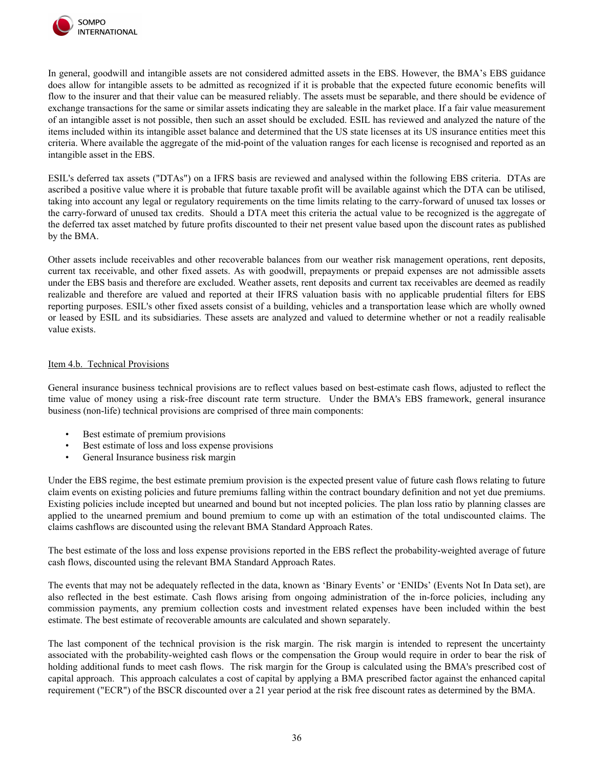In general, goodwill and intangible assets are not considered admitted assets in the EBS. However, the BMA's EBS guidance does allow for intangible assets to be admitted as recognized if it is probable that the expected future economic benefits will flow to the insurer and that their value can be measured reliably. The assets must be separable, and there should be evidence of exchange transactions for the same or similar assets indicating they are saleable in the market place. If a fair value measurement of an intangible asset is not possible, then such an asset should be excluded. ESIL has reviewed and analyzed the nature of the items included within its intangible asset balance and determined that the US state licenses at its US insurance entities meet this criteria. Where available the aggregate of the mid-point of the valuation ranges for each license is recognised and reported as an intangible asset in the EBS.

ESIL's deferred tax assets ("DTAs") on a IFRS basis are reviewed and analysed within the following EBS criteria. DTAs are ascribed a positive value where it is probable that future taxable profit will be available against which the DTA can be utilised, taking into account any legal or regulatory requirements on the time limits relating to the carry-forward of unused tax losses or the carry-forward of unused tax credits. Should a DTA meet this criteria the actual value to be recognized is the aggregate of the deferred tax asset matched by future profits discounted to their net present value based upon the discount rates as published by the BMA.

Other assets include receivables and other recoverable balances from our weather risk management operations, rent deposits, current tax receivable, and other fixed assets. As with goodwill, prepayments or prepaid expenses are not admissible assets under the EBS basis and therefore are excluded. Weather assets, rent deposits and current tax receivables are deemed as readily realizable and therefore are valued and reported at their IFRS valuation basis with no applicable prudential filters for EBS reporting purposes. ESIL's other fixed assets consist of a building, vehicles and a transportation lease which are wholly owned or leased by ESIL and its subsidiaries. These assets are analyzed and valued to determine whether or not a readily realisable value exists.

Item 4.b. Technical Provisions

General insurance business technical provisions are to reflect values based on best-estimate cash flows, adjusted to reflect the time value of money using a risk-free discount rate term structure. Under the BMA's EBS framework, general insurance business (non-life) technical provisions are comprised of three main components:

- Best estimate of premium provisions
- Best estimate of loss and loss expense provisions
- General Insurance business risk margin

Under the EBS regime, the best estimate premium provision is the expected present value of future cash flows relating to future claim events on existing policies and future premiums falling within the contract boundary definition and not yet due premiums. Existing policies include incepted but unearned and bound but not incepted policies. The plan loss ratio by planning classes are applied to the unearned premium and bound premium to come up with an estimation of the total undiscounted claims. The claims cashflows are discounted using the relevant BMA Standard Approach Rates.

The best estimate of the loss and loss expense provisions reported in the EBS reflect the probability-weighted average of future cash flows, discounted using the relevant BMA Standard Approach Rates.

The events that may not be adequately reflected in the data, known as 'Binary Events' or 'ENIDs' (Events Not In Data set), are also reflected in the best estimate. Cash flows arising from ongoing administration of the in-force policies, including any commission payments, any premium collection costs and investment related expenses have been included within the best estimate. The best estimate of recoverable amounts are calculated and shown separately.

The last component of the technical provision is the risk margin. The risk margin is intended to represent the uncertainty associated with the probability-weighted cash flows or the compensation the Group would require in order to bear the risk of holding additional funds to meet cash flows. The risk margin for the Group is calculated using the BMA's prescribed cost of capital approach. This approach calculates a cost of capital by applying a BMA prescribed factor against the enhanced capital requirement ("ECR") of the BSCR discounted over a 21 year period at the risk free discount rates as determined by the BMA.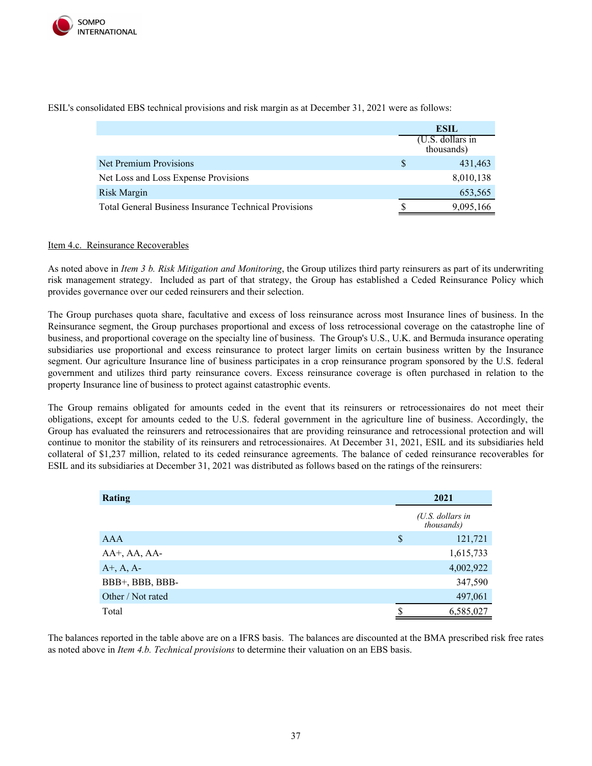ESIL's consolidated EBS technical provisions and risk margin as at December 31, 2021 were as follows:

| | ESIL |
|---|---|
| | (U.S. dollars in thousands) |
| Net Premium Provisions | $ 431,463 |
| Net Loss and Loss Expense Provisions | 8,010,138 |
| Risk Margin | 653,565 |
| Total General Business Insurance Technical Provisions | $ 9,095,166 |

Item 4.c. Reinsurance Recoverables

As noted above in *Item 3 b. Risk Mitigation and Monitoring*, the Group utilizes third party reinsurers as part of its underwriting risk management strategy. Included as part of that strategy, the Group has established a Ceded Reinsurance Policy which provides governance over our ceded reinsurers and their selection.

The Group purchases quota share, facultative and excess of loss reinsurance across most Insurance lines of business. In the Reinsurance segment, the Group purchases proportional and excess of loss retrocessional coverage on the catastrophe line of business, and proportional coverage on the specialty line of business. The Group's U.S., U.K. and Bermuda insurance operating subsidiaries use proportional and excess reinsurance to protect larger limits on certain business written by the Insurance segment. Our agriculture Insurance line of business participates in a crop reinsurance program sponsored by the U.S. federal government and utilizes third party reinsurance covers. Excess reinsurance coverage is often purchased in relation to the property Insurance line of business to protect against catastrophic events.

The Group remains obligated for amounts ceded in the event that its reinsurers or retrocessionaires do not meet their obligations, except for amounts ceded to the U.S. federal government in the agriculture line of business. Accordingly, the Group has evaluated the reinsurers and retrocessionaires that are providing reinsurance and retrocessional protection and will continue to monitor the stability of its reinsurers and retrocessionaires. At December 31, 2021, ESIL and its subsidiaries held collateral of $1,237 million, related to its ceded reinsurance agreements. The balance of ceded reinsurance recoverables for ESIL and its subsidiaries at December 31, 2021 was distributed as follows based on the ratings of the reinsurers:

| Rating | 2021 |
|---|---|
| | *(U.S. dollars in thousands)* |
| AAA | $ 121,721 |
| AA+, AA, AA- | 1,615,733 |
| A+, A, A- | 4,002,922 |
| BBB+, BBB, BBB- | 347,590 |
| Other / Not rated | 497,061 |
| Total | $ 6,585,027 |

The balances reported in the table above are on a IFRS basis. The balances are discounted at the BMA prescribed risk free rates as noted above in *Item 4.b. Technical provisions* to determine their valuation on an EBS basis.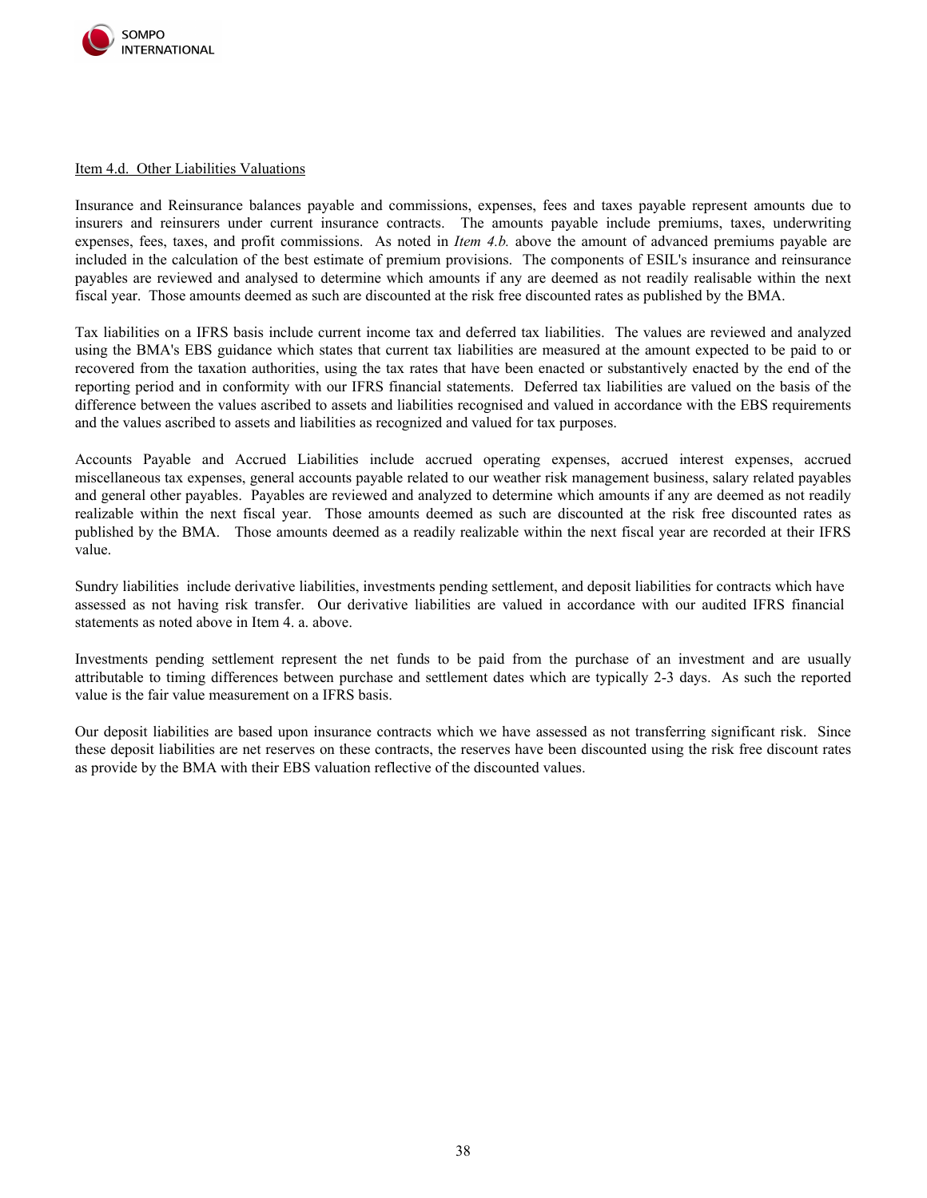Item 4.d. Other Liabilities Valuations

Insurance and Reinsurance balances payable and commissions, expenses, fees and taxes payable represent amounts due to insurers and reinsurers under current insurance contracts. The amounts payable include premiums, taxes, underwriting expenses, fees, taxes, and profit commissions. As noted in *Item 4.b.* above the amount of advanced premiums payable are included in the calculation of the best estimate of premium provisions. The components of ESIL's insurance and reinsurance payables are reviewed and analysed to determine which amounts if any are deemed as not readily realisable within the next fiscal year. Those amounts deemed as such are discounted at the risk free discounted rates as published by the BMA.

Tax liabilities on a IFRS basis include current income tax and deferred tax liabilities. The values are reviewed and analyzed using the BMA's EBS guidance which states that current tax liabilities are measured at the amount expected to be paid to or recovered from the taxation authorities, using the tax rates that have been enacted or substantively enacted by the end of the reporting period and in conformity with our IFRS financial statements. Deferred tax liabilities are valued on the basis of the difference between the values ascribed to assets and liabilities recognised and valued in accordance with the EBS requirements and the values ascribed to assets and liabilities as recognized and valued for tax purposes.

Accounts Payable and Accrued Liabilities include accrued operating expenses, accrued interest expenses, accrued miscellaneous tax expenses, general accounts payable related to our weather risk management business, salary related payables and general other payables. Payables are reviewed and analyzed to determine which amounts if any are deemed as not readily realizable within the next fiscal year. Those amounts deemed as such are discounted at the risk free discounted rates as published by the BMA. Those amounts deemed as a readily realizable within the next fiscal year are recorded at their IFRS value.

Sundry liabilities include derivative liabilities, investments pending settlement, and deposit liabilities for contracts which have assessed as not having risk transfer. Our derivative liabilities are valued in accordance with our audited IFRS financial statements as noted above in Item 4. a. above.

Investments pending settlement represent the net funds to be paid from the purchase of an investment and are usually attributable to timing differences between purchase and settlement dates which are typically 2-3 days. As such the reported value is the fair value measurement on a IFRS basis.

Our deposit liabilities are based upon insurance contracts which we have assessed as not transferring significant risk. Since these deposit liabilities are net reserves on these contracts, the reserves have been discounted using the risk free discount rates as provide by the BMA with their EBS valuation reflective of the discounted values.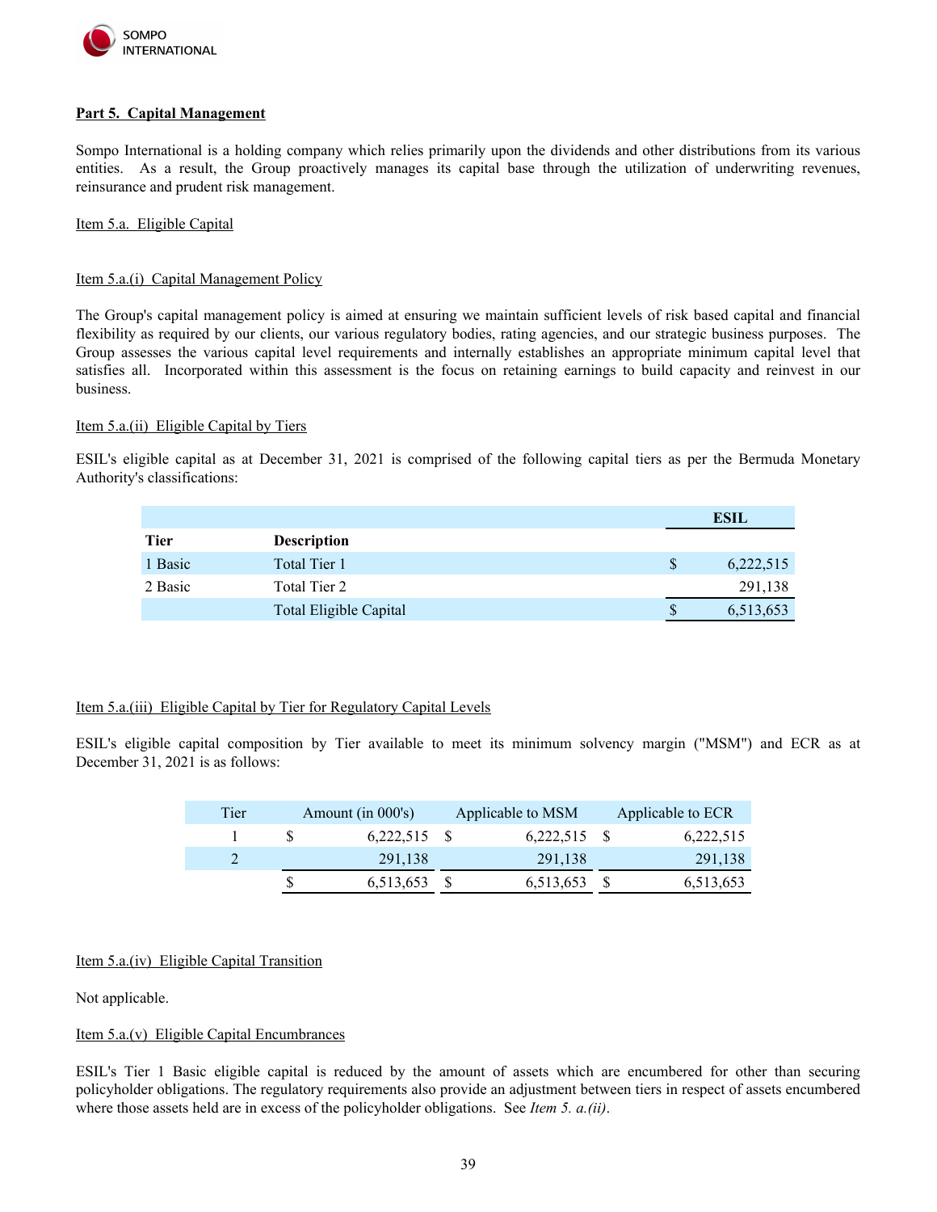## Part 5. Capital Management

Sompo International is a holding company which relies primarily upon the dividends and other distributions from its various entities. As a result, the Group proactively manages its capital base through the utilization of underwriting revenues, reinsurance and prudent risk management.

### Item 5.a. Eligible Capital

#### Item 5.a.(i) Capital Management Policy

The Group's capital management policy is aimed at ensuring we maintain sufficient levels of risk based capital and financial flexibility as required by our clients, our various regulatory bodies, rating agencies, and our strategic business purposes. The Group assesses the various capital level requirements and internally establishes an appropriate minimum capital level that satisfies all. Incorporated within this assessment is the focus on retaining earnings to build capacity and reinvest in our business.

#### Item 5.a.(ii) Eligible Capital by Tiers

ESIL's eligible capital as at December 31, 2021 is comprised of the following capital tiers as per the Bermuda Monetary Authority's classifications:

| | | | ESIL |
|---|---|---|---|
| **Tier** | **Description** | | |
| 1 Basic | Total Tier 1 | $ | 6,222,515 |
| 2 Basic | Total Tier 2 | | 291,138 |
| | Total Eligible Capital | $ | 6,513,653 |

#### Item 5.a.(iii) Eligible Capital by Tier for Regulatory Capital Levels

ESIL's eligible capital composition by Tier available to meet its minimum solvency margin ("MSM") and ECR as at December 31, 2021 is as follows:

| Tier | Amount (in 000's) | Applicable to MSM | Applicable to ECR |
|---|---|---|---|
| 1 | $ 6,222,515 | $ 6,222,515 | $ 6,222,515 |
| 2 | 291,138 | 291,138 | 291,138 |
| | $ 6,513,653 | $ 6,513,653 | $ 6,513,653 |

#### Item 5.a.(iv) Eligible Capital Transition

Not applicable.

#### Item 5.a.(v) Eligible Capital Encumbrances

ESIL's Tier 1 Basic eligible capital is reduced by the amount of assets which are encumbered for other than securing policyholder obligations. The regulatory requirements also provide an adjustment between tiers in respect of assets encumbered where those assets held are in excess of the policyholder obligations. See *Item 5. a.(ii)*.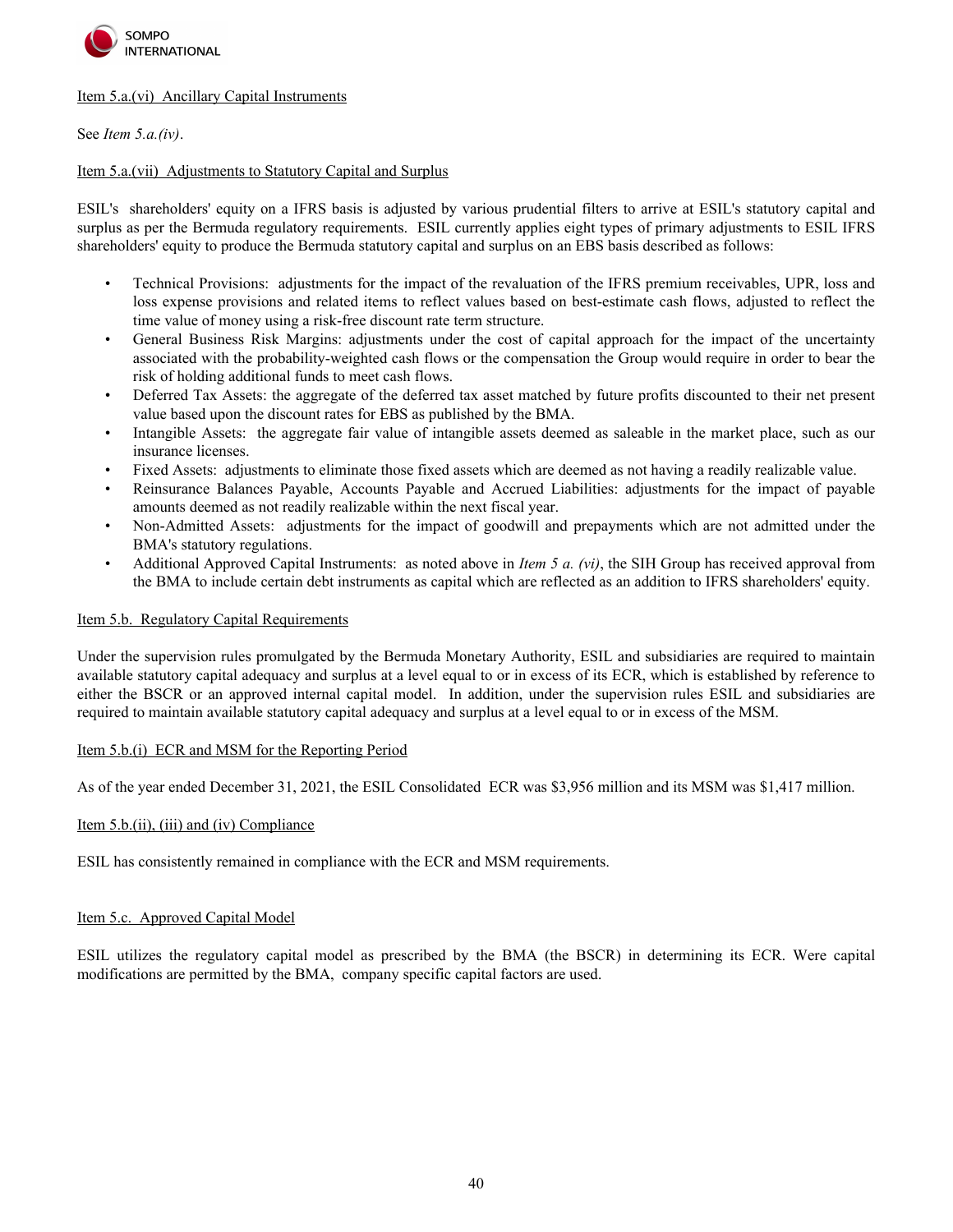Item 5.a.(vi) Ancillary Capital Instruments

See *Item 5.a.(iv)*.

Item 5.a.(vii) Adjustments to Statutory Capital and Surplus

ESIL's shareholders' equity on a IFRS basis is adjusted by various prudential filters to arrive at ESIL's statutory capital and surplus as per the Bermuda regulatory requirements. ESIL currently applies eight types of primary adjustments to ESIL IFRS shareholders' equity to produce the Bermuda statutory capital and surplus on an EBS basis described as follows:

- Technical Provisions: adjustments for the impact of the revaluation of the IFRS premium receivables, UPR, loss and loss expense provisions and related items to reflect values based on best-estimate cash flows, adjusted to reflect the time value of money using a risk-free discount rate term structure.
- General Business Risk Margins: adjustments under the cost of capital approach for the impact of the uncertainty associated with the probability-weighted cash flows or the compensation the Group would require in order to bear the risk of holding additional funds to meet cash flows.
- Deferred Tax Assets: the aggregate of the deferred tax asset matched by future profits discounted to their net present value based upon the discount rates for EBS as published by the BMA.
- Intangible Assets: the aggregate fair value of intangible assets deemed as saleable in the market place, such as our insurance licenses.
- Fixed Assets: adjustments to eliminate those fixed assets which are deemed as not having a readily realizable value.
- Reinsurance Balances Payable, Accounts Payable and Accrued Liabilities: adjustments for the impact of payable amounts deemed as not readily realizable within the next fiscal year.
- Non-Admitted Assets: adjustments for the impact of goodwill and prepayments which are not admitted under the BMA's statutory regulations.
- Additional Approved Capital Instruments: as noted above in *Item 5 a. (vi)*, the SIH Group has received approval from the BMA to include certain debt instruments as capital which are reflected as an addition to IFRS shareholders' equity.

Item 5.b. Regulatory Capital Requirements

Under the supervision rules promulgated by the Bermuda Monetary Authority, ESIL and subsidiaries are required to maintain available statutory capital adequacy and surplus at a level equal to or in excess of its ECR, which is established by reference to either the BSCR or an approved internal capital model. In addition, under the supervision rules ESIL and subsidiaries are required to maintain available statutory capital adequacy and surplus at a level equal to or in excess of the MSM.

Item 5.b.(i) ECR and MSM for the Reporting Period

As of the year ended December 31, 2021, the ESIL Consolidated ECR was $3,956 million and its MSM was $1,417 million.

Item 5.b.(ii), (iii) and (iv) Compliance

ESIL has consistently remained in compliance with the ECR and MSM requirements.

Item 5.c. Approved Capital Model

ESIL utilizes the regulatory capital model as prescribed by the BMA (the BSCR) in determining its ECR. Were capital modifications are permitted by the BMA, company specific capital factors are used.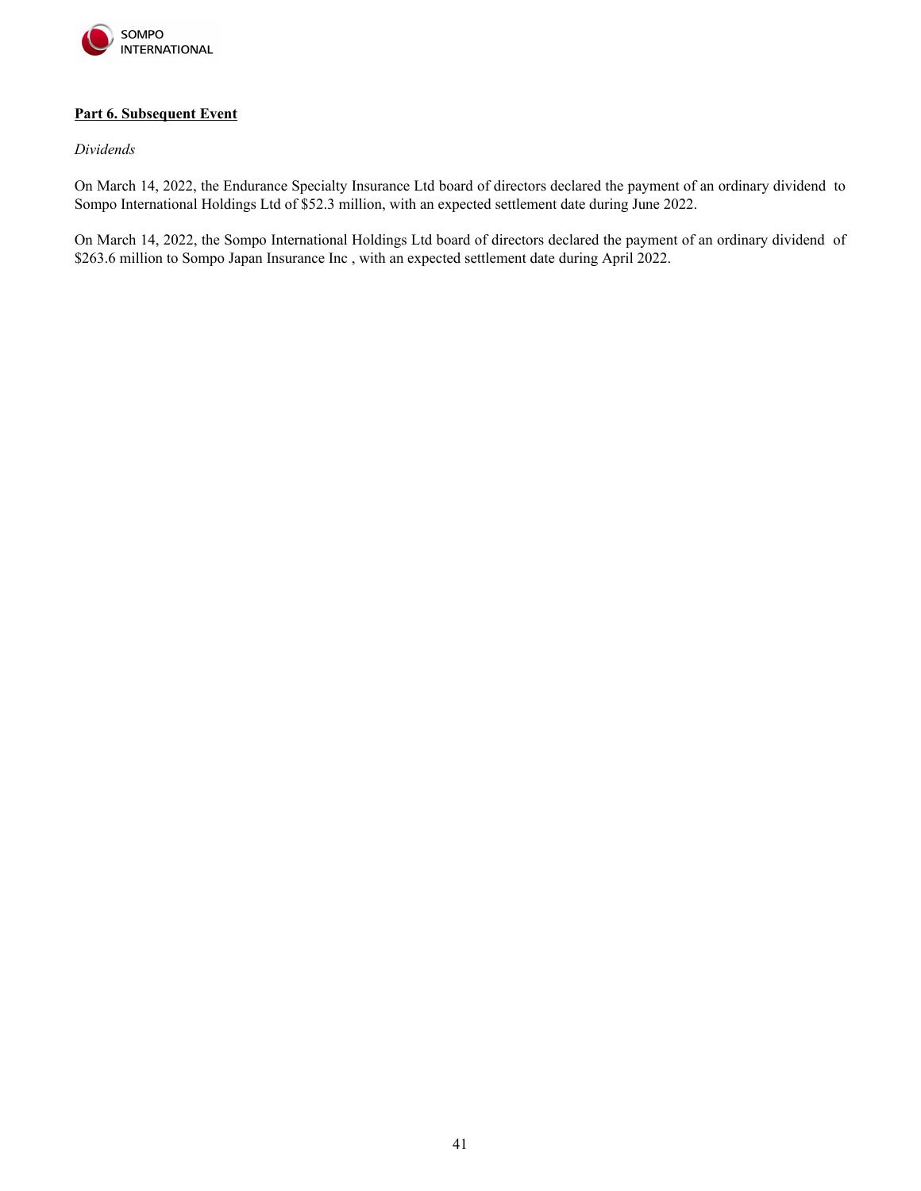## **Part 6. Subsequent Event**

*Dividends*

On March 14, 2022, the Endurance Specialty Insurance Ltd board of directors declared the payment of an ordinary dividend to Sompo International Holdings Ltd of $52.3 million, with an expected settlement date during June 2022.

On March 14, 2022, the Sompo International Holdings Ltd board of directors declared the payment of an ordinary dividend of $263.6 million to Sompo Japan Insurance Inc , with an expected settlement date during April 2022.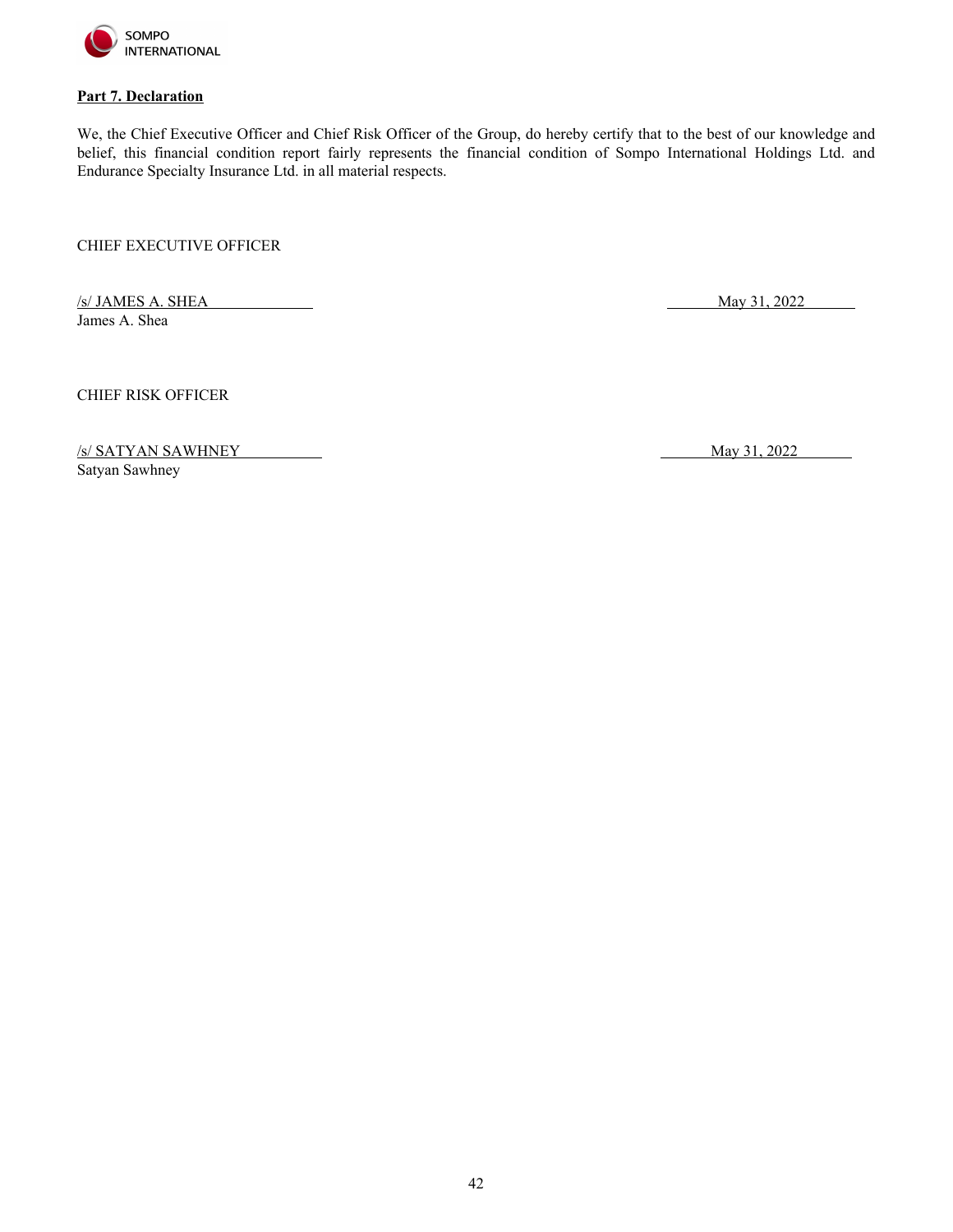**Part 7. Declaration**

We, the Chief Executive Officer and Chief Risk Officer of the Group, do hereby certify that to the best of our knowledge and belief, this financial condition report fairly represents the financial condition of Sompo International Holdings Ltd. and Endurance Specialty Insurance Ltd. in all material respects.

CHIEF EXECUTIVE OFFICER

/s/ JAMES A. SHEA May 31, 2022
James A. Shea

CHIEF RISK OFFICER

/s/ SATYAN SAWHNEY May 31, 2022
Satyan Sawhney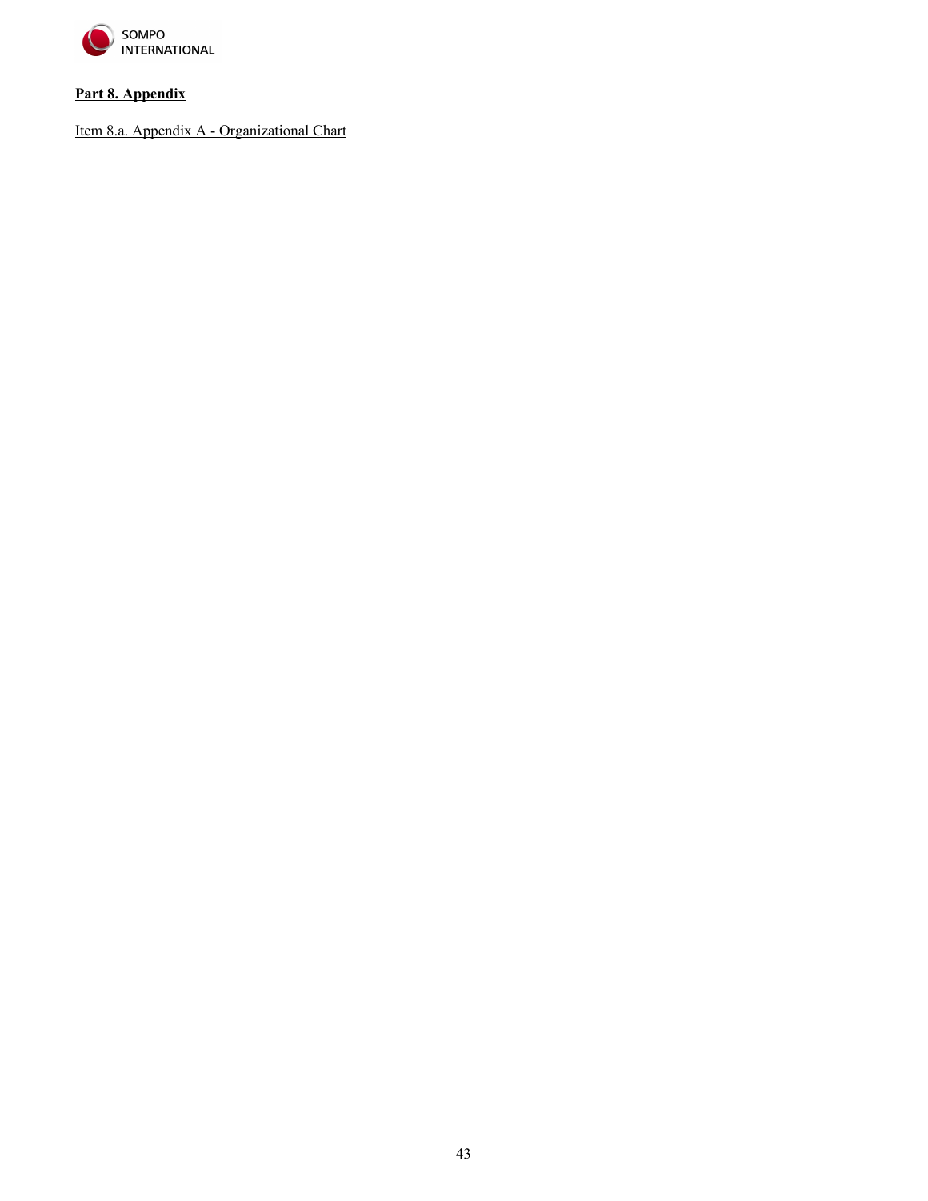**Part 8. Appendix**

Item 8.a. Appendix A - Organizational Chart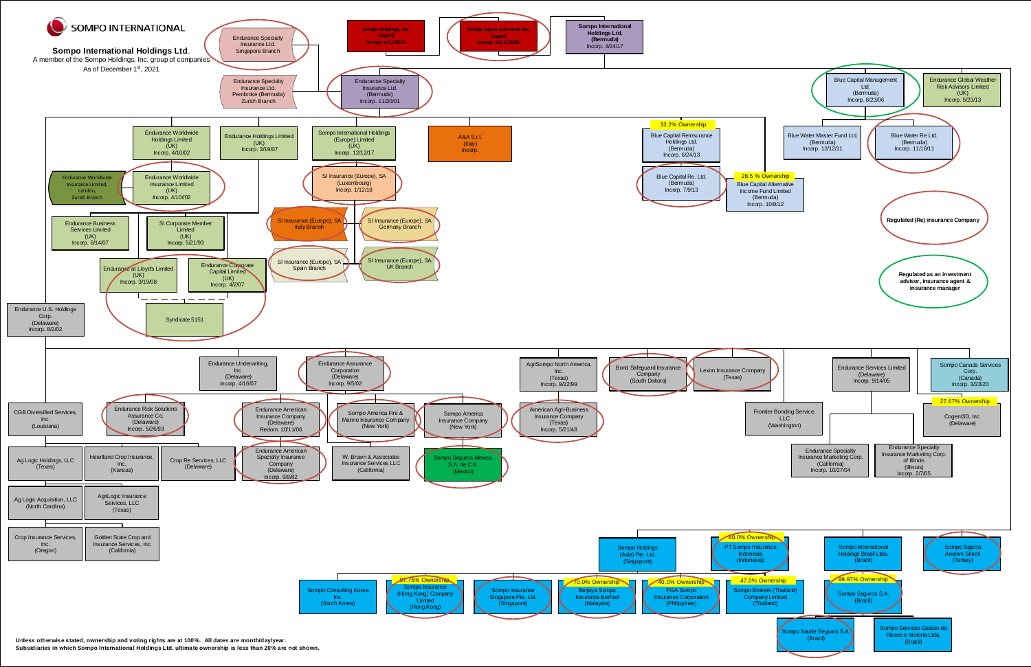SOMPO INTERNATIONAL

**Sompo International Holdings Ltd.**
A member of the Sompo Holdings, Inc. group of companies
As of December 1st, 2021

Sompo Holdings, Inc. (Japan) Incorp. 4/1/2010

Sompo Japan Insurance Inc. (Japan) Incorp. 10/1/1888

Sompo International Holdings Ltd. (Bermuda) Incorp. 3/24/17

Endurance Specialty Insurance Ltd. Singapore Branch

Endurance Specialty Insurance Ltd. Pembroke (Bermuda) Zurich Branch

Endurance Specialty Insurance Ltd. (Bermuda) Incorp. 11/30/01

Blue Capital Management Ltd. (Bermuda) Incorp. 8/23/06

Endurance Global Weather Risk Advisors Limited (UK) Incorp. 5/23/13

Endurance Worldwide Holdings Limited (UK) Incorp. 4/10/02

Endurance Holdings Limited (UK) Incorp. 3/19/07

Sompo International Holdings (Europe) Limited (UK) Incorp. 12/12/17

A&A S.r.l. (Italy) Incorp.

33.2% Ownership
Blue Capital Reinsurance Holdings Ltd. (Bermuda) Incorp. 6/24/13

Blue Water Master Fund Ltd. (Bermuda) Incorp. 12/12/11

Blue Water Re Ltd. (Bermuda) Incorp. 11/18/11

Endurance Worldwide Insurance Limited, London, Zurich Branch

Endurance Worldwide Insurance Limited (UK) Incorp. 4/10/02

SI Insurance (Europe), SA (Luxembourg) Incorp. 1/12/18

Blue Capital Re. Ltd. (Bermuda) Incorp. 7/9/13

28.5 % Ownership
Blue Capital Alternative Income Fund Limited (Bermuda) Incorp. 10/8/12

Regulated (Re) insurance Company

Endurance Business Services Limited (UK) Incorp. 6/14/07

SI Corporate Member Limited (UK) Incorp. 5/21/93

SI Insurance (Europe), SA Italy Branch

SI Insurance (Europe), SA Germany Branch

SI Insurance (Europe), SA Spain Branch

SI Insurance (Europe), SA UK Branch

Regulated as an investment advisor, insurance agent & insurance manager

Endurance at Lloyd's Limited (UK) Incorp. 3/19/08

Endurance Corporate Capital Limited (UK) Incorp. 4/2/07

Syndicate 5151

Endurance U.S. Holdings Corp. (Delaware) Incorp. 8/2/02

Endurance Underwriting, Inc. (Delaware) Incorp. 4/16/07

Endurance Assurance Corporation (Delaware) Incorp. 9/5/02

AgriSompo North America, Inc. (Texas) Incorp. 9/22/99

Bond Safeguard Insurance Company (South Dakota)

Lexon Insurance Company (Texas)

Endurance Services Limited (Delaware) Incorp. 9/14/05

Sompo Canada Services Corp. (Canada) Incorp. 3/23/20

CGB Diversified Services, Inc. (Louisiana)

Endurance Risk Solutions Assurance Co. (Delaware) Incorp. 5/26/93

Endurance American Insurance Company (Delaware) Redom. 10/11/06

Sompo America Fire & Marine Insurance Company (New York)

Sompo America Insurance Company (New York)

American Agri-Business Insurance Company (Texas) Incorp. 5/21/48

Frontier Bonding Service, LLC (Washington)

27.67% Ownership
Cogent3D, Inc. (Delaware)

Ag Logic Holdings, LLC (Texas)

Heartland Crop Insurance, Inc. (Kansas)

Crop Re Services, LLC (Delaware)

Endurance American Specialty Insurance Company (Delaware) Incorp. 9/9/82

W. Brown & Associates Insurance Services LLC (California)

Sompo Seguros Mexico, S.A. de C.V. (Mexico)

Endurance Specialty Insurance Marketing Corp. (California) Incorp. 10/27/04

Endurance Specialty Insurance Marketing Corp. of Illinois (Illinois) Incorp. 2/7/05

Ag Logic Acquisition, LLC (North Cardina)

AgriLogic Insurance Services, LLC (Texas)

Crop Insurance Services, Inc. (Oregon)

Golden State Crop and Insurance Services, Inc. (California)

Sompo Holdings (Asia) Pte. Ltd. (Singapore)

80.0% Ownership
PT Sompo Insurance Indonesia (Indonesia)

Sompo International Holdings Brasil Ltda. (Brazil)

Sompo Sigorta Anonim Sirketi (Turkey)

Sompo Consulting Korea Inc. (South Korea)

97.75% Ownership
Sompo Insurance (Hong Kong) Company Limited (Hong Kong)

Sompo Insurance Singapore Pte. Ltd. (Singapore)

70.0% Ownership
Berjaya Sompo Insurance Berhad (Malaysia)

40.0% Ownership
PGA Sompo Insurance Corporation (Philippines)

47.0% Ownership
Sompo Brokers (Thailand) Company Limited (Thailand)

99.97% Ownership
Sompo Seguros S.A. (Brazil)

Sompo Saude Seguros S.A. (Brazil)

Sompo Services Gestao de Riscos e Vistoria Ltda. (Brazil)

**Unless otherwise stated, ownership and voting rights are at 100%. All dates are month/day/year.**
**Subsidiaries in which Sompo International Holdings Ltd. ultimate ownership is less than 20% are not shown.**